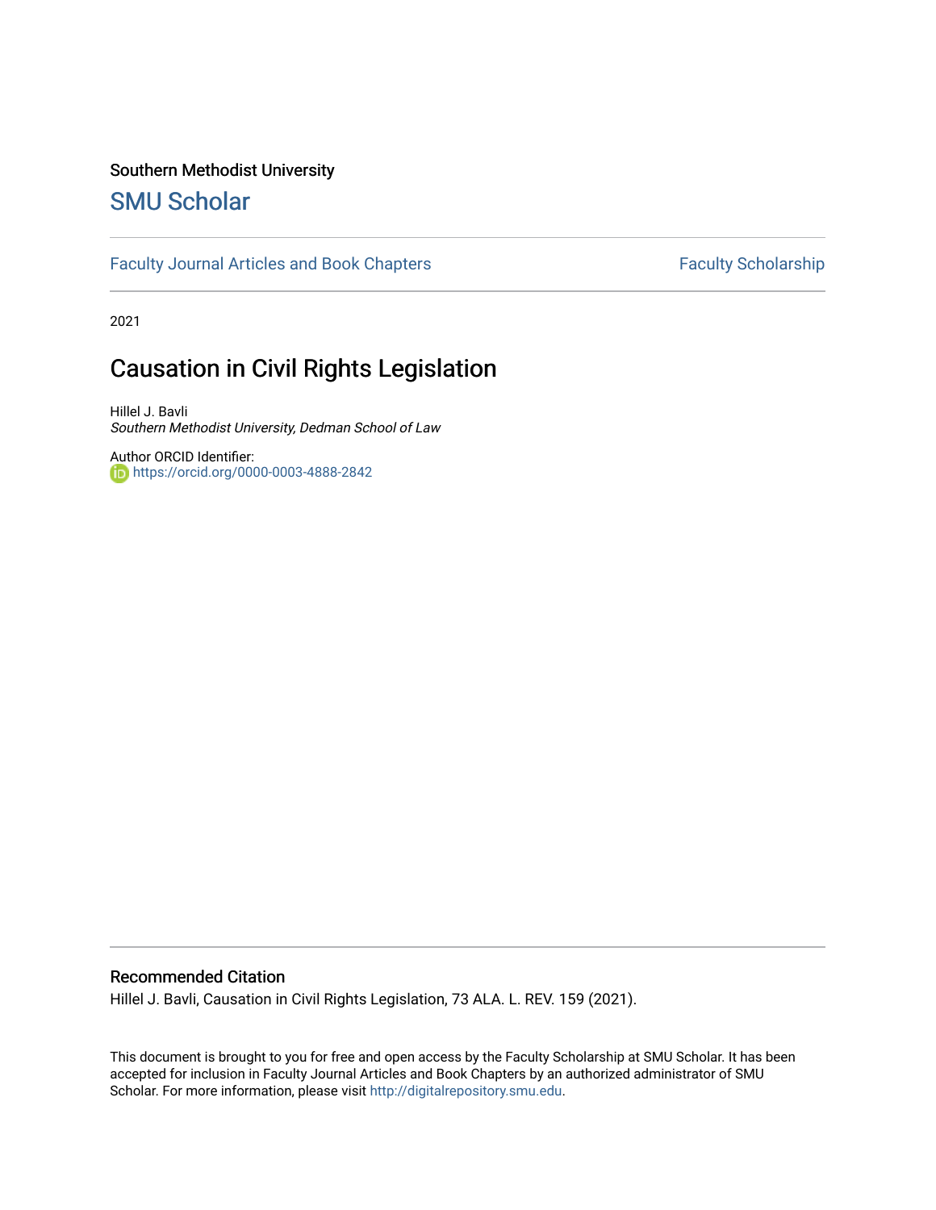Southern Methodist University

# SMU Scholar

Faculty Journal Articles and Book Chapters | Faculty Scholarship

2021

## Causation in Civil Rights Legislation

Hillel J. Bavli
*Southern Methodist University, Dedman School of Law*

Author ORCID Identifier:
https://orcid.org/0000-0003-4888-2842

### Recommended Citation

Hillel J. Bavli, Causation in Civil Rights Legislation, 73 ALA. L. REV. 159 (2021).

This document is brought to you for free and open access by the Faculty Scholarship at SMU Scholar. It has been accepted for inclusion in Faculty Journal Articles and Book Chapters by an authorized administrator of SMU Scholar. For more information, please visit http://digitalrepository.smu.edu.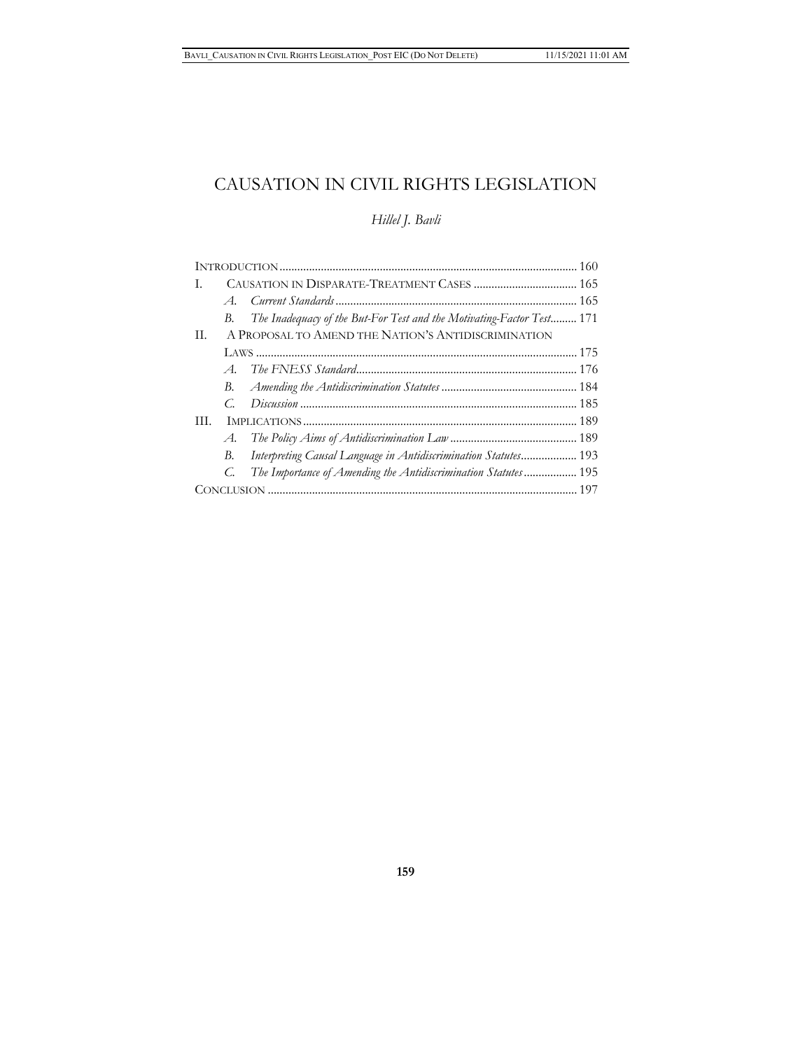# CAUSATION IN CIVIL RIGHTS LEGISLATION

*Hillel J. Bavli*

| | | |
|---|---|---|
| INTRODUCTION | | 160 |
| I. | CAUSATION IN DISPARATE-TREATMENT CASES | 165 |
| | *A. Current Standards* | 165 |
| | *B. The Inadequacy of the But-For Test and the Motivating-Factor Test* | 171 |
| II. | A PROPOSAL TO AMEND THE NATION'S ANTIDISCRIMINATION LAWS | 175 |
| | *A. The FNESS Standard* | 176 |
| | *B. Amending the Antidiscrimination Statutes* | 184 |
| | *C. Discussion* | 185 |
| III. | IMPLICATIONS | 189 |
| | *A. The Policy Aims of Antidiscrimination Law* | 189 |
| | *B. Interpreting Causal Language in Antidiscrimination Statutes* | 193 |
| | *C. The Importance of Amending the Antidiscrimination Statutes* | 195 |
| CONCLUSION | | 197 |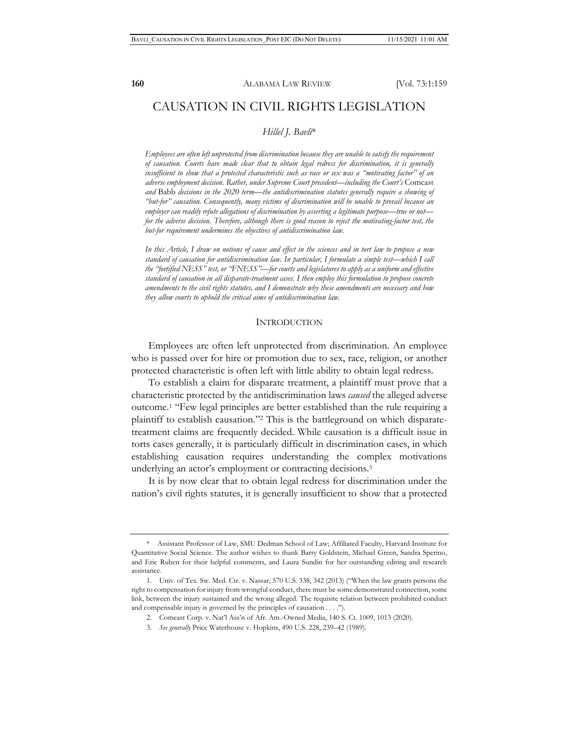# CAUSATION IN CIVIL RIGHTS LEGISLATION

*Hillel J. Bavli*\*

*Employees are often left unprotected from discrimination because they are unable to satisfy the requirement of causation. Courts have made clear that to obtain legal redress for discrimination, it is generally insufficient to show that a protected characteristic such as race or sex was a "motivating factor" of an adverse employment decision. Rather, under Supreme Court precedent—including the Court's* Comcast *and* Babb *decisions in the 2020 term—the antidiscrimination statutes generally require a showing of "but-for" causation. Consequently, many victims of discrimination will be unable to prevail because an employer can readily refute allegations of discrimination by asserting a legitimate purpose—true or not—for the adverse decision. Therefore, although there is good reason to reject the motivating-factor test, the but-for requirement undermines the objectives of antidiscrimination law.*

*In this Article, I draw on notions of cause and effect in the sciences and in tort law to propose a new standard of causation for antidiscrimination law. In particular, I formulate a simple test—which I call the "fortified NESS" test, or "FNESS"—for courts and legislatures to apply as a uniform and effective standard of causation in all disparate-treatment cases. I then employ this formulation to propose concrete amendments to the civil rights statutes, and I demonstrate why these amendments are necessary and how they allow courts to uphold the critical aims of antidiscrimination law.*

## INTRODUCTION

Employees are often left unprotected from discrimination. An employee who is passed over for hire or promotion due to sex, race, religion, or another protected characteristic is often left with little ability to obtain legal redress.

To establish a claim for disparate treatment, a plaintiff must prove that a characteristic protected by the antidiscrimination laws *caused* the alleged adverse outcome.[1] "Few legal principles are better established than the rule requiring a plaintiff to establish causation."[2] This is the battleground on which disparate-treatment claims are frequently decided. While causation is a difficult issue in torts cases generally, it is particularly difficult in discrimination cases, in which establishing causation requires understanding the complex motivations underlying an actor's employment or contracting decisions.[3]

It is by now clear that to obtain legal redress for discrimination under the nation's civil rights statutes, it is generally insufficient to show that a protected

---

\* Assistant Professor of Law, SMU Dedman School of Law; Affiliated Faculty, Harvard Institute for Quantitative Social Science. The author wishes to thank Barry Goldstein, Michael Green, Sandra Sperino, and Eric Ruben for their helpful comments, and Laura Sundin for her outstanding editing and research assistance.

1. Univ. of Tex. Sw. Med. Ctr. v. Nassar, 570 U.S. 338, 342 (2013) ("When the law grants persons the right to compensation for injury from wrongful conduct, there must be some demonstrated connection, some link, between the injury sustained and the wrong alleged. The requisite relation between prohibited conduct and compensable injury is governed by the principles of causation . . . .").

2. Comcast Corp. v. Nat'l Ass'n of Afr. Am.-Owned Media, 140 S. Ct. 1009, 1013 (2020).

3. *See generally* Price Waterhouse v. Hopkins, 490 U.S. 228, 239–42 (1989).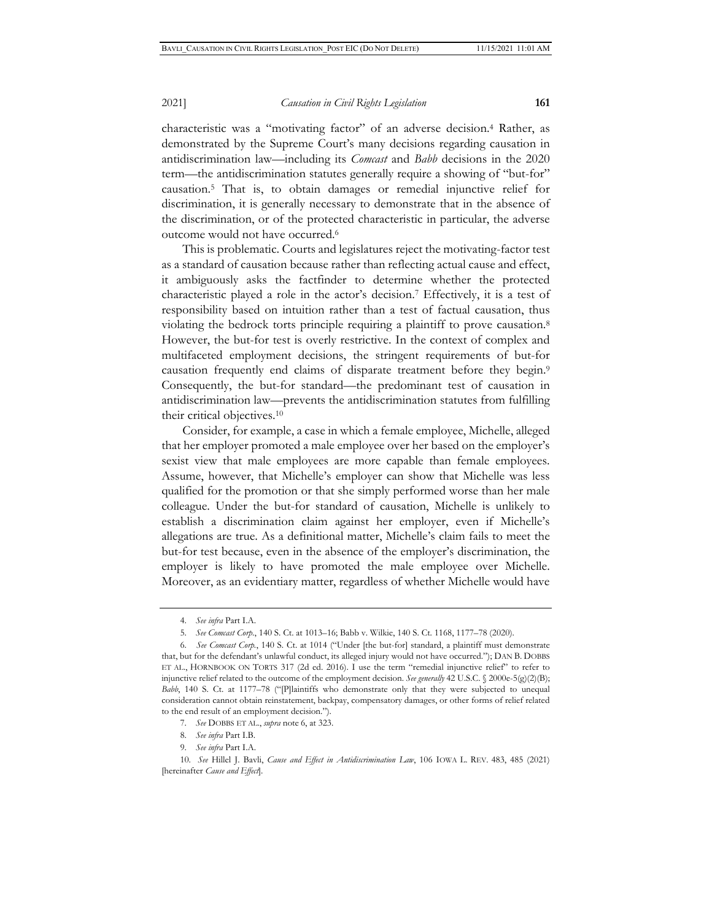characteristic was a "motivating factor" of an adverse decision.[4] Rather, as demonstrated by the Supreme Court's many decisions regarding causation in antidiscrimination law—including its *Comcast* and *Babb* decisions in the 2020 term—the antidiscrimination statutes generally require a showing of "but-for" causation.[5] That is, to obtain damages or remedial injunctive relief for discrimination, it is generally necessary to demonstrate that in the absence of the discrimination, or of the protected characteristic in particular, the adverse outcome would not have occurred.[6]

This is problematic. Courts and legislatures reject the motivating-factor test as a standard of causation because rather than reflecting actual cause and effect, it ambiguously asks the factfinder to determine whether the protected characteristic played a role in the actor's decision.[7] Effectively, it is a test of responsibility based on intuition rather than a test of factual causation, thus violating the bedrock torts principle requiring a plaintiff to prove causation.[8] However, the but-for test is overly restrictive. In the context of complex and multifaceted employment decisions, the stringent requirements of but-for causation frequently end claims of disparate treatment before they begin.[9] Consequently, the but-for standard—the predominant test of causation in antidiscrimination law—prevents the antidiscrimination statutes from fulfilling their critical objectives.[10]

Consider, for example, a case in which a female employee, Michelle, alleged that her employer promoted a male employee over her based on the employer's sexist view that male employees are more capable than female employees. Assume, however, that Michelle's employer can show that Michelle was less qualified for the promotion or that she simply performed worse than her male colleague. Under the but-for standard of causation, Michelle is unlikely to establish a discrimination claim against her employer, even if Michelle's allegations are true. As a definitional matter, Michelle's claim fails to meet the but-for test because, even in the absence of the employer's discrimination, the employer is likely to have promoted the male employee over Michelle. Moreover, as an evidentiary matter, regardless of whether Michelle would have

---

4. *See infra* Part I.A.

5. *See Comcast Corp.*, 140 S. Ct. at 1013–16; Babb v. Wilkie, 140 S. Ct. 1168, 1177–78 (2020).

6. *See Comcast Corp.*, 140 S. Ct. at 1014 ("Under [the but-for] standard, a plaintiff must demonstrate that, but for the defendant's unlawful conduct, its alleged injury would not have occurred."); DAN B. DOBBS ET AL., HORNBOOK ON TORTS 317 (2d ed. 2016). I use the term "remedial injunctive relief" to refer to injunctive relief related to the outcome of the employment decision. *See generally* 42 U.S.C. § 2000e-5(g)(2)(B); *Babb*, 140 S. Ct. at 1177–78 ("[P]laintiffs who demonstrate only that they were subjected to unequal consideration cannot obtain reinstatement, backpay, compensatory damages, or other forms of relief related to the end result of an employment decision.").

7. *See* DOBBS ET AL., *supra* note 6, at 323.

8. *See infra* Part I.B.

9. *See infra* Part I.A.

10. *See* Hillel J. Bavli, *Cause and Effect in Antidiscrimination Law*, 106 IOWA L. REV. 483, 485 (2021) [hereinafter *Cause and Effect*].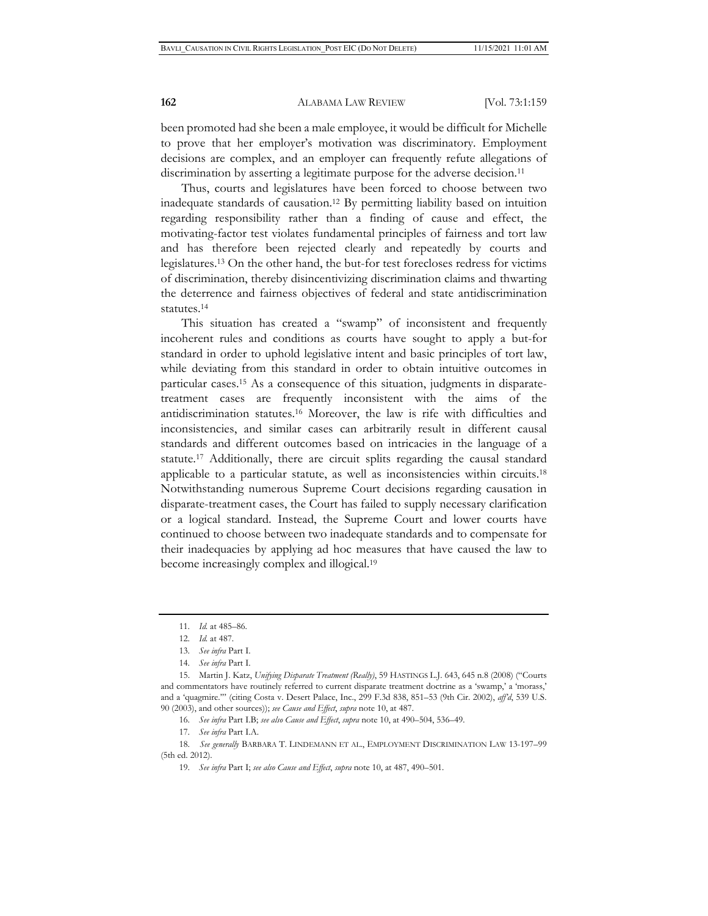been promoted had she been a male employee, it would be difficult for Michelle to prove that her employer's motivation was discriminatory. Employment decisions are complex, and an employer can frequently refute allegations of discrimination by asserting a legitimate purpose for the adverse decision.[11]

Thus, courts and legislatures have been forced to choose between two inadequate standards of causation.[12] By permitting liability based on intuition regarding responsibility rather than a finding of cause and effect, the motivating-factor test violates fundamental principles of fairness and tort law and has therefore been rejected clearly and repeatedly by courts and legislatures.[13] On the other hand, the but-for test forecloses redress for victims of discrimination, thereby disincentivizing discrimination claims and thwarting the deterrence and fairness objectives of federal and state antidiscrimination statutes.[14]

This situation has created a "swamp" of inconsistent and frequently incoherent rules and conditions as courts have sought to apply a but-for standard in order to uphold legislative intent and basic principles of tort law, while deviating from this standard in order to obtain intuitive outcomes in particular cases.[15] As a consequence of this situation, judgments in disparate-treatment cases are frequently inconsistent with the aims of the antidiscrimination statutes.[16] Moreover, the law is rife with difficulties and inconsistencies, and similar cases can arbitrarily result in different causal standards and different outcomes based on intricacies in the language of a statute.[17] Additionally, there are circuit splits regarding the causal standard applicable to a particular statute, as well as inconsistencies within circuits.[18] Notwithstanding numerous Supreme Court decisions regarding causation in disparate-treatment cases, the Court has failed to supply necessary clarification or a logical standard. Instead, the Supreme Court and lower courts have continued to choose between two inadequate standards and to compensate for their inadequacies by applying ad hoc measures that have caused the law to become increasingly complex and illogical.[19]

---

11. *Id.* at 485–86.

12. *Id.* at 487.

13. *See infra* Part I.

14. *See infra* Part I.

15. Martin J. Katz, *Unifying Disparate Treatment (Really)*, 59 HASTINGS L.J. 643, 645 n.8 (2008) ("Courts and commentators have routinely referred to current disparate treatment doctrine as a 'swamp,' a 'morass,' and a 'quagmire.'" (citing Costa v. Desert Palace, Inc., 299 F.3d 838, 851–53 (9th Cir. 2002), *aff'd*, 539 U.S. 90 (2003), and other sources)); *see Cause and Effect*, *supra* note 10, at 487.

16. *See infra* Part I.B; *see also Cause and Effect*, *supra* note 10, at 490–504, 536–49.

17. *See infra* Part I.A.

18. *See generally* BARBARA T. LINDEMANN ET AL., EMPLOYMENT DISCRIMINATION LAW 13-197–99 (5th ed. 2012).

19. *See infra* Part I; *see also Cause and Effect*, *supra* note 10, at 487, 490–501.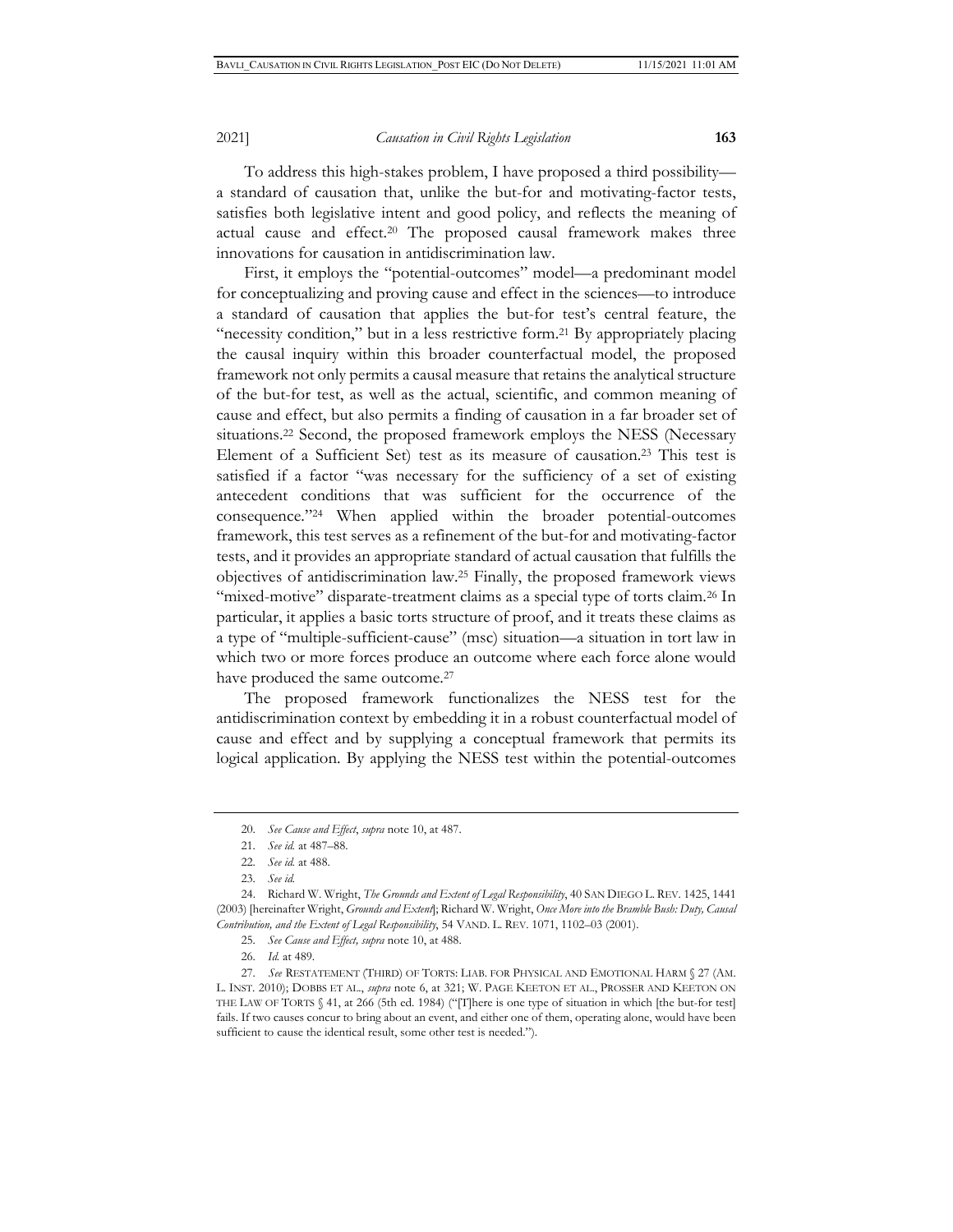To address this high-stakes problem, I have proposed a third possibility—a standard of causation that, unlike the but-for and motivating-factor tests, satisfies both legislative intent and good policy, and reflects the meaning of actual cause and effect.[20] The proposed causal framework makes three innovations for causation in antidiscrimination law.

First, it employs the "potential-outcomes" model—a predominant model for conceptualizing and proving cause and effect in the sciences—to introduce a standard of causation that applies the but-for test's central feature, the "necessity condition," but in a less restrictive form.[21] By appropriately placing the causal inquiry within this broader counterfactual model, the proposed framework not only permits a causal measure that retains the analytical structure of the but-for test, as well as the actual, scientific, and common meaning of cause and effect, but also permits a finding of causation in a far broader set of situations.[22] Second, the proposed framework employs the NESS (Necessary Element of a Sufficient Set) test as its measure of causation.[23] This test is satisfied if a factor "was necessary for the sufficiency of a set of existing antecedent conditions that was sufficient for the occurrence of the consequence."[24] When applied within the broader potential-outcomes framework, this test serves as a refinement of the but-for and motivating-factor tests, and it provides an appropriate standard of actual causation that fulfills the objectives of antidiscrimination law.[25] Finally, the proposed framework views "mixed-motive" disparate-treatment claims as a special type of torts claim.[26] In particular, it applies a basic torts structure of proof, and it treats these claims as a type of "multiple-sufficient-cause" (msc) situation—a situation in tort law in which two or more forces produce an outcome where each force alone would have produced the same outcome.[27]

The proposed framework functionalizes the NESS test for the antidiscrimination context by embedding it in a robust counterfactual model of cause and effect and by supplying a conceptual framework that permits its logical application. By applying the NESS test within the potential-outcomes

---

20. *See Cause and Effect*, *supra* note 10, at 487.

21. *See id.* at 487–88.

22. *See id.* at 488.

23. *See id.*

24. Richard W. Wright, *The Grounds and Extent of Legal Responsibility*, 40 SAN DIEGO L. REV. 1425, 1441 (2003) [hereinafter Wright, *Grounds and Extent*]; Richard W. Wright, *Once More into the Bramble Bush: Duty, Causal Contribution, and the Extent of Legal Responsibility*, 54 VAND. L. REV. 1071, 1102–03 (2001).

25. *See Cause and Effect, supra* note 10, at 488.

26. *Id.* at 489.

27. *See* RESTATEMENT (THIRD) OF TORTS: LIAB. FOR PHYSICAL AND EMOTIONAL HARM § 27 (AM. L. INST. 2010); DOBBS ET AL., *supra* note 6, at 321; W. PAGE KEETON ET AL., PROSSER AND KEETON ON THE LAW OF TORTS § 41, at 266 (5th ed. 1984) ("[T]here is one type of situation in which [the but-for test] fails. If two causes concur to bring about an event, and either one of them, operating alone, would have been sufficient to cause the identical result, some other test is needed.").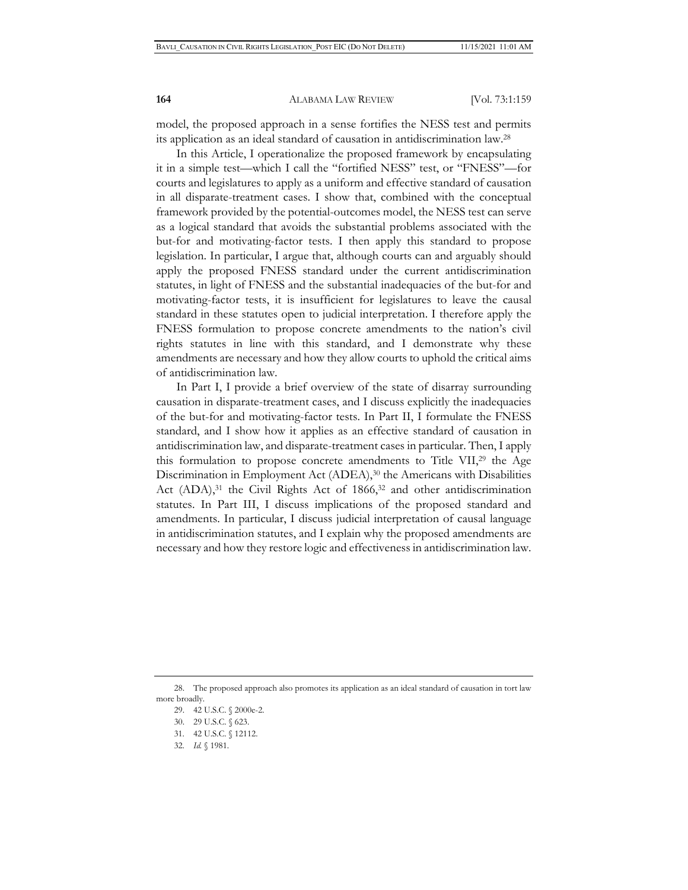model, the proposed approach in a sense fortifies the NESS test and permits its application as an ideal standard of causation in antidiscrimination law.[28]

In this Article, I operationalize the proposed framework by encapsulating it in a simple test—which I call the "fortified NESS" test, or "FNESS"—for courts and legislatures to apply as a uniform and effective standard of causation in all disparate-treatment cases. I show that, combined with the conceptual framework provided by the potential-outcomes model, the NESS test can serve as a logical standard that avoids the substantial problems associated with the but-for and motivating-factor tests. I then apply this standard to propose legislation. In particular, I argue that, although courts can and arguably should apply the proposed FNESS standard under the current antidiscrimination statutes, in light of FNESS and the substantial inadequacies of the but-for and motivating-factor tests, it is insufficient for legislatures to leave the causal standard in these statutes open to judicial interpretation. I therefore apply the FNESS formulation to propose concrete amendments to the nation's civil rights statutes in line with this standard, and I demonstrate why these amendments are necessary and how they allow courts to uphold the critical aims of antidiscrimination law.

In Part I, I provide a brief overview of the state of disarray surrounding causation in disparate-treatment cases, and I discuss explicitly the inadequacies of the but-for and motivating-factor tests. In Part II, I formulate the FNESS standard, and I show how it applies as an effective standard of causation in antidiscrimination law, and disparate-treatment cases in particular. Then, I apply this formulation to propose concrete amendments to Title VII,[29] the Age Discrimination in Employment Act (ADEA),[30] the Americans with Disabilities Act (ADA),[31] the Civil Rights Act of 1866,[32] and other antidiscrimination statutes. In Part III, I discuss implications of the proposed standard and amendments. In particular, I discuss judicial interpretation of causal language in antidiscrimination statutes, and I explain why the proposed amendments are necessary and how they restore logic and effectiveness in antidiscrimination law.

---

28. The proposed approach also promotes its application as an ideal standard of causation in tort law more broadly.

29. 42 U.S.C. § 2000e-2.

30. 29 U.S.C. § 623.

31. 42 U.S.C. § 12112.

32. *Id.* § 1981.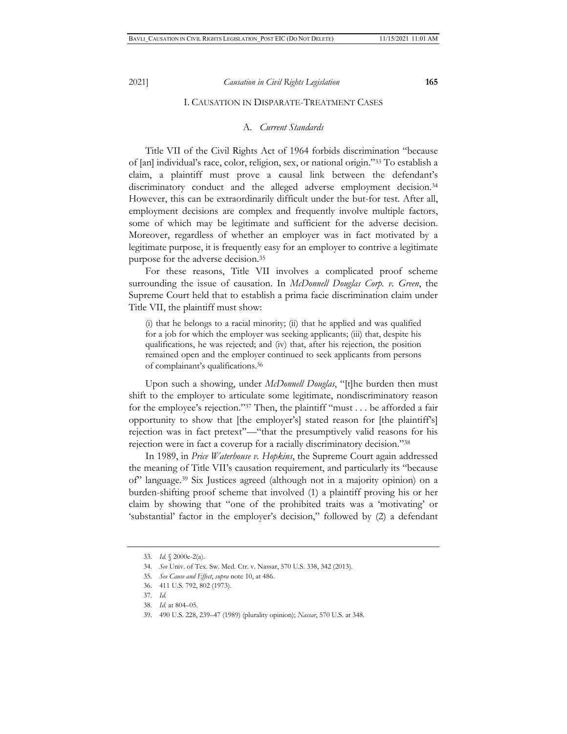# I. CAUSATION IN DISPARATE-TREATMENT CASES

## A. *Current Standards*

Title VII of the Civil Rights Act of 1964 forbids discrimination "because of [an] individual's race, color, religion, sex, or national origin."[33] To establish a claim, a plaintiff must prove a causal link between the defendant's discriminatory conduct and the alleged adverse employment decision.[34] However, this can be extraordinarily difficult under the but-for test. After all, employment decisions are complex and frequently involve multiple factors, some of which may be legitimate and sufficient for the adverse decision. Moreover, regardless of whether an employer was in fact motivated by a legitimate purpose, it is frequently easy for an employer to contrive a legitimate purpose for the adverse decision.[35]

For these reasons, Title VII involves a complicated proof scheme surrounding the issue of causation. In *McDonnell Douglas Corp. v. Green*, the Supreme Court held that to establish a prima facie discrimination claim under Title VII, the plaintiff must show:

> (i) that he belongs to a racial minority; (ii) that he applied and was qualified for a job for which the employer was seeking applicants; (iii) that, despite his qualifications, he was rejected; and (iv) that, after his rejection, the position remained open and the employer continued to seek applicants from persons of complainant's qualifications.[36]

Upon such a showing, under *McDonnell Douglas*, "[t]he burden then must shift to the employer to articulate some legitimate, nondiscriminatory reason for the employee's rejection."[37] Then, the plaintiff "must . . . be afforded a fair opportunity to show that [the employer's] stated reason for [the plaintiff's] rejection was in fact pretext"—"that the presumptively valid reasons for his rejection were in fact a coverup for a racially discriminatory decision."[38]

In 1989, in *Price Waterhouse v. Hopkins*, the Supreme Court again addressed the meaning of Title VII's causation requirement, and particularly its "because of" language.[39] Six Justices agreed (although not in a majority opinion) on a burden-shifting proof scheme that involved (1) a plaintiff proving his or her claim by showing that "one of the prohibited traits was a 'motivating' or 'substantial' factor in the employer's decision," followed by (2) a defendant

---

33. *Id.* § 2000e-2(a).

34. *See* Univ. of Tex. Sw. Med. Ctr. v. Nassar, 570 U.S. 338, 342 (2013).

35. *See Cause and Effect*, *supra* note 10, at 486.

36. 411 U.S. 792, 802 (1973).

37. *Id.*

38. *Id.* at 804–05.

39. 490 U.S. 228, 239–47 (1989) (plurality opinion); *Nassar*, 570 U.S. at 348.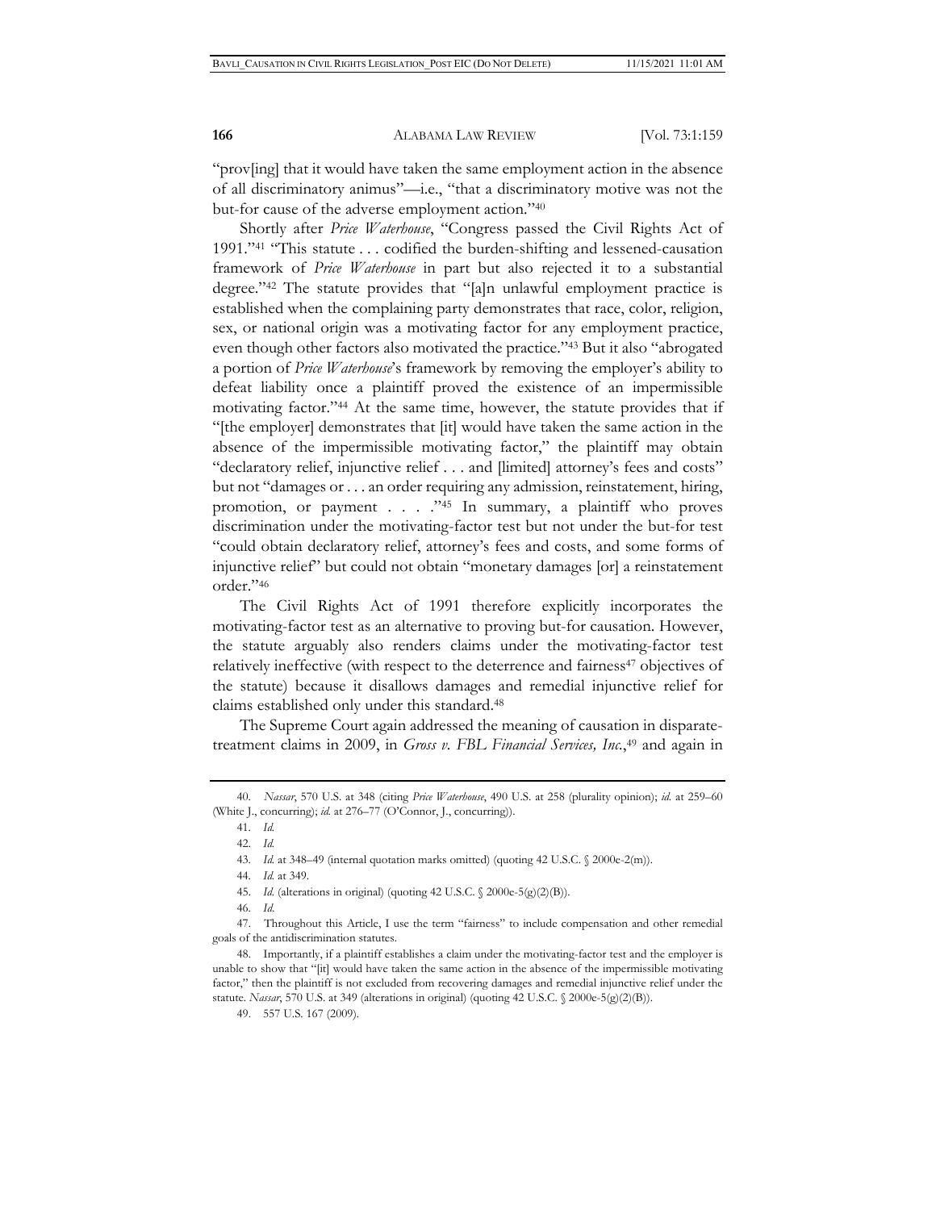"prov[ing] that it would have taken the same employment action in the absence of all discriminatory animus"—i.e., "that a discriminatory motive was not the but-for cause of the adverse employment action."[40]

Shortly after *Price Waterhouse*, "Congress passed the Civil Rights Act of 1991."[41] "This statute . . . codified the burden-shifting and lessened-causation framework of *Price Waterhouse* in part but also rejected it to a substantial degree."[42] The statute provides that "[a]n unlawful employment practice is established when the complaining party demonstrates that race, color, religion, sex, or national origin was a motivating factor for any employment practice, even though other factors also motivated the practice."[43] But it also "abrogated a portion of *Price Waterhouse*'s framework by removing the employer's ability to defeat liability once a plaintiff proved the existence of an impermissible motivating factor."[44] At the same time, however, the statute provides that if "[the employer] demonstrates that [it] would have taken the same action in the absence of the impermissible motivating factor," the plaintiff may obtain "declaratory relief, injunctive relief . . . and [limited] attorney's fees and costs" but not "damages or . . . an order requiring any admission, reinstatement, hiring, promotion, or payment . . . ."[45] In summary, a plaintiff who proves discrimination under the motivating-factor test but not under the but-for test "could obtain declaratory relief, attorney's fees and costs, and some forms of injunctive relief" but could not obtain "monetary damages [or] a reinstatement order."[46]

The Civil Rights Act of 1991 therefore explicitly incorporates the motivating-factor test as an alternative to proving but-for causation. However, the statute arguably also renders claims under the motivating-factor test relatively ineffective (with respect to the deterrence and fairness[47] objectives of the statute) because it disallows damages and remedial injunctive relief for claims established only under this standard.[48]

The Supreme Court again addressed the meaning of causation in disparate-treatment claims in 2009, in *Gross v. FBL Financial Services, Inc.*,[49] and again in

---

40. *Nassar*, 570 U.S. at 348 (citing *Price Waterhouse*, 490 U.S. at 258 (plurality opinion); *id.* at 259–60 (White J., concurring); *id.* at 276–77 (O'Connor, J., concurring)).

41. *Id.*

42. *Id.*

43. *Id.* at 348–49 (internal quotation marks omitted) (quoting 42 U.S.C. § 2000e-2(m)).

44. *Id.* at 349.

45. *Id.* (alterations in original) (quoting 42 U.S.C. § 2000e-5(g)(2)(B)).

46. *Id.*

47. Throughout this Article, I use the term "fairness" to include compensation and other remedial goals of the antidiscrimination statutes.

48. Importantly, if a plaintiff establishes a claim under the motivating-factor test and the employer is unable to show that "[it] would have taken the same action in the absence of the impermissible motivating factor," then the plaintiff is not excluded from recovering damages and remedial injunctive relief under the statute. *Nassar*, 570 U.S. at 349 (alterations in original) (quoting 42 U.S.C. § 2000e-5(g)(2)(B)).

49. 557 U.S. 167 (2009).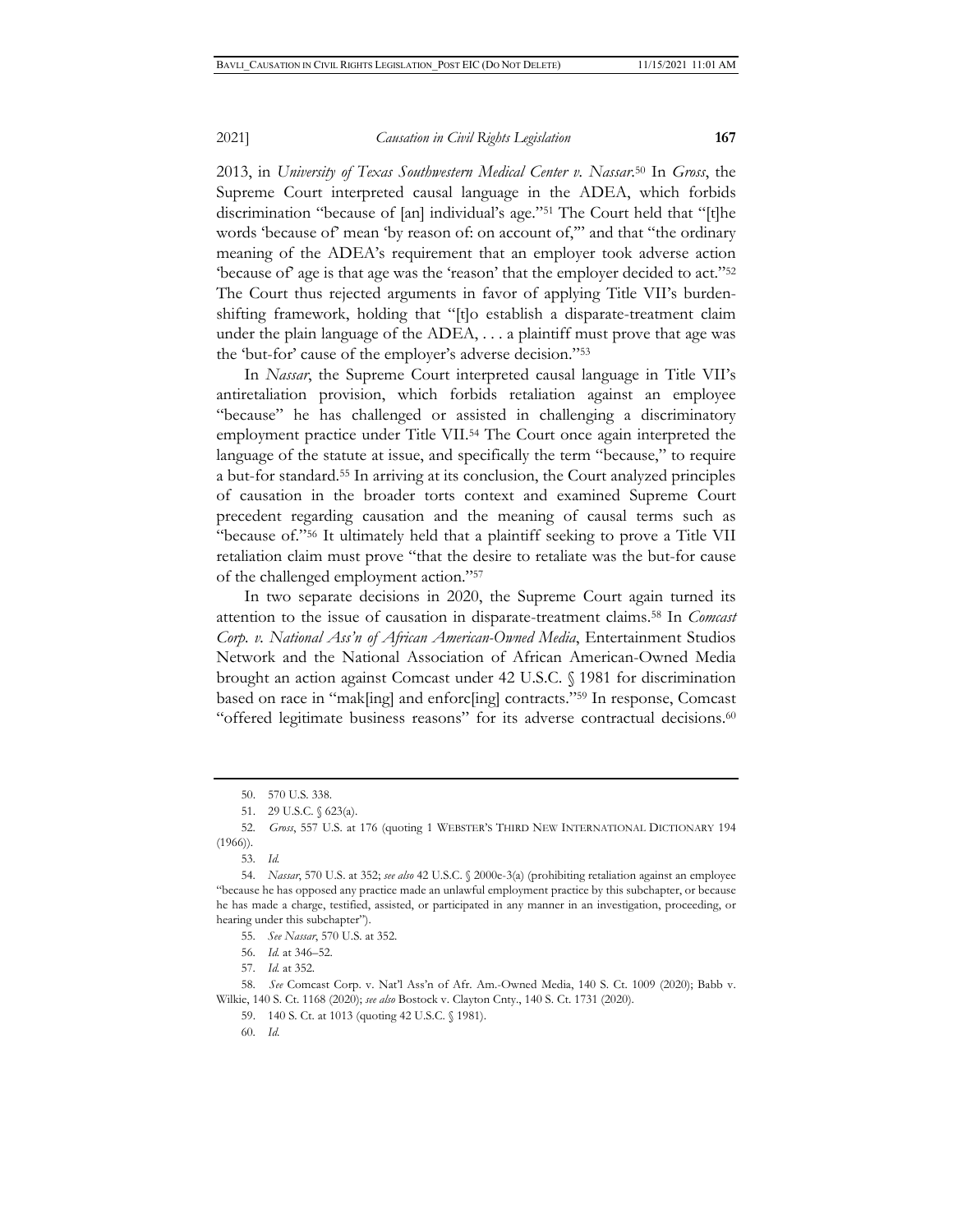2013, in *University of Texas Southwestern Medical Center v. Nassar*.[50] In *Gross*, the Supreme Court interpreted causal language in the ADEA, which forbids discrimination "because of [an] individual's age."[51] The Court held that "[t]he words 'because of' mean 'by reason of: on account of,'" and that "the ordinary meaning of the ADEA's requirement that an employer took adverse action 'because of' age is that age was the 'reason' that the employer decided to act."[52] The Court thus rejected arguments in favor of applying Title VII's burden-shifting framework, holding that "[t]o establish a disparate-treatment claim under the plain language of the ADEA, . . . a plaintiff must prove that age was the 'but-for' cause of the employer's adverse decision."[53]

In *Nassar*, the Supreme Court interpreted causal language in Title VII's antiretaliation provision, which forbids retaliation against an employee "because" he has challenged or assisted in challenging a discriminatory employment practice under Title VII.[54] The Court once again interpreted the language of the statute at issue, and specifically the term "because," to require a but-for standard.[55] In arriving at its conclusion, the Court analyzed principles of causation in the broader torts context and examined Supreme Court precedent regarding causation and the meaning of causal terms such as "because of."[56] It ultimately held that a plaintiff seeking to prove a Title VII retaliation claim must prove "that the desire to retaliate was the but-for cause of the challenged employment action."[57]

In two separate decisions in 2020, the Supreme Court again turned its attention to the issue of causation in disparate-treatment claims.[58] In *Comcast Corp. v. National Ass'n of African American-Owned Media*, Entertainment Studios Network and the National Association of African American-Owned Media brought an action against Comcast under 42 U.S.C. § 1981 for discrimination based on race in "mak[ing] and enforc[ing] contracts."[59] In response, Comcast "offered legitimate business reasons" for its adverse contractual decisions.[60]

---

50. 570 U.S. 338.

51. 29 U.S.C. § 623(a).

52. *Gross*, 557 U.S. at 176 (quoting 1 WEBSTER'S THIRD NEW INTERNATIONAL DICTIONARY 194 (1966)).

53. *Id.*

54. *Nassar*, 570 U.S. at 352; *see also* 42 U.S.C. § 2000e-3(a) (prohibiting retaliation against an employee "because he has opposed any practice made an unlawful employment practice by this subchapter, or because he has made a charge, testified, assisted, or participated in any manner in an investigation, proceeding, or hearing under this subchapter").

55. *See Nassar*, 570 U.S. at 352.

56. *Id.* at 346–52.

57. *Id.* at 352.

58. *See* Comcast Corp. v. Nat'l Ass'n of Afr. Am.-Owned Media, 140 S. Ct. 1009 (2020); Babb v. Wilkie, 140 S. Ct. 1168 (2020); *see also* Bostock v. Clayton Cnty., 140 S. Ct. 1731 (2020).

59. 140 S. Ct. at 1013 (quoting 42 U.S.C. § 1981).

60. *Id.*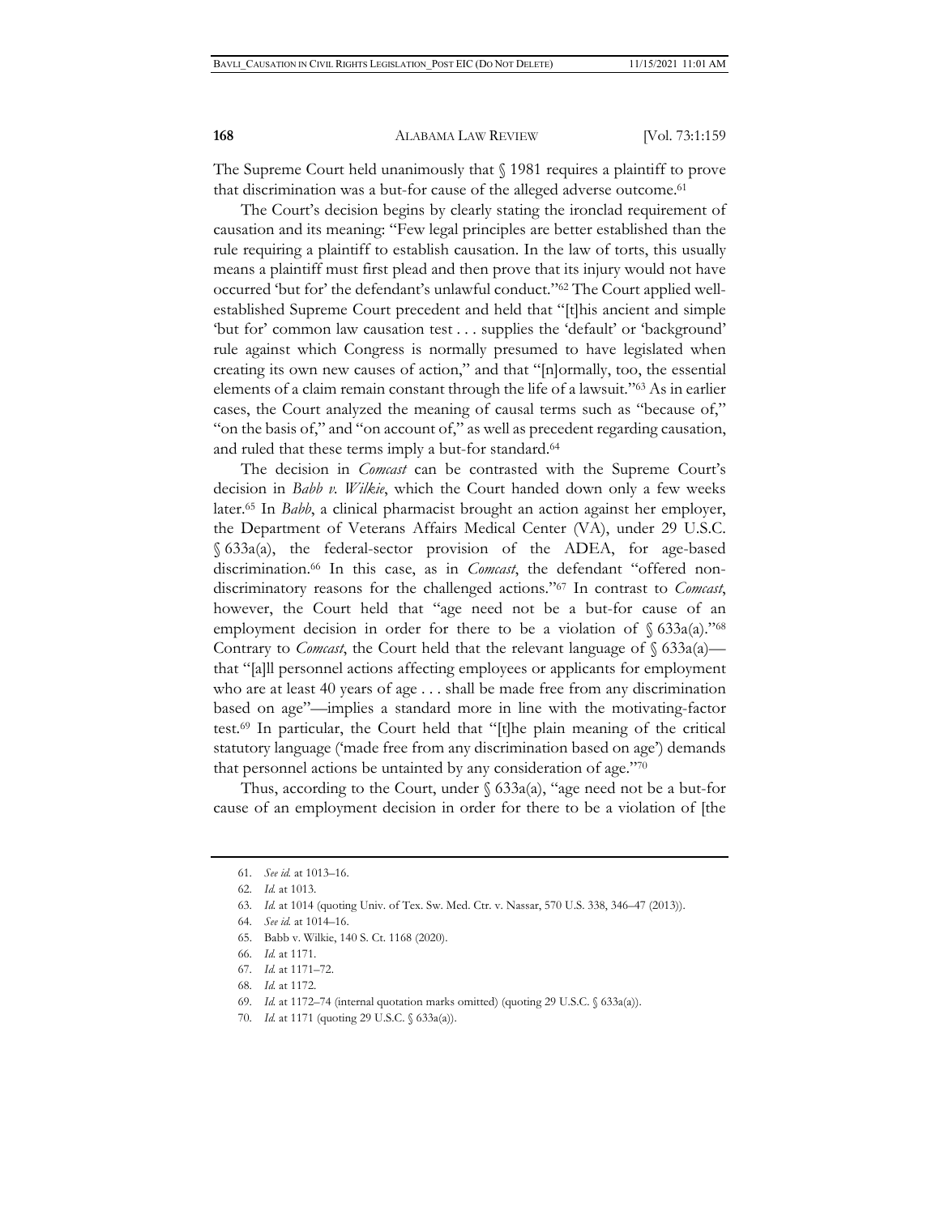The Supreme Court held unanimously that § 1981 requires a plaintiff to prove that discrimination was a but-for cause of the alleged adverse outcome.[61]

The Court's decision begins by clearly stating the ironclad requirement of causation and its meaning: "Few legal principles are better established than the rule requiring a plaintiff to establish causation. In the law of torts, this usually means a plaintiff must first plead and then prove that its injury would not have occurred 'but for' the defendant's unlawful conduct."[62] The Court applied well-established Supreme Court precedent and held that "[t]his ancient and simple 'but for' common law causation test . . . supplies the 'default' or 'background' rule against which Congress is normally presumed to have legislated when creating its own new causes of action," and that "[n]ormally, too, the essential elements of a claim remain constant through the life of a lawsuit."[63] As in earlier cases, the Court analyzed the meaning of causal terms such as "because of," "on the basis of," and "on account of," as well as precedent regarding causation, and ruled that these terms imply a but-for standard.[64]

The decision in *Comcast* can be contrasted with the Supreme Court's decision in *Babb v. Wilkie*, which the Court handed down only a few weeks later.[65] In *Babb*, a clinical pharmacist brought an action against her employer, the Department of Veterans Affairs Medical Center (VA), under 29 U.S.C. § 633a(a), the federal-sector provision of the ADEA, for age-based discrimination.[66] In this case, as in *Comcast*, the defendant "offered non-discriminatory reasons for the challenged actions."[67] In contrast to *Comcast*, however, the Court held that "age need not be a but-for cause of an employment decision in order for there to be a violation of § 633a(a)."[68] Contrary to *Comcast*, the Court held that the relevant language of § 633a(a)—that "[a]ll personnel actions affecting employees or applicants for employment who are at least 40 years of age . . . shall be made free from any discrimination based on age"—implies a standard more in line with the motivating-factor test.[69] In particular, the Court held that "[t]he plain meaning of the critical statutory language ('made free from any discrimination based on age') demands that personnel actions be untainted by any consideration of age."[70]

Thus, according to the Court, under § 633a(a), "age need not be a but-for cause of an employment decision in order for there to be a violation of [the

---

61. *See id.* at 1013–16.

62. *Id.* at 1013.

63. *Id.* at 1014 (quoting Univ. of Tex. Sw. Med. Ctr. v. Nassar, 570 U.S. 338, 346–47 (2013)).

64. *See id.* at 1014–16.

65. Babb v. Wilkie, 140 S. Ct. 1168 (2020).

66. *Id.* at 1171.

67. *Id.* at 1171–72.

68. *Id.* at 1172.

69. *Id.* at 1172–74 (internal quotation marks omitted) (quoting 29 U.S.C. § 633a(a)).

70. *Id.* at 1171 (quoting 29 U.S.C. § 633a(a)).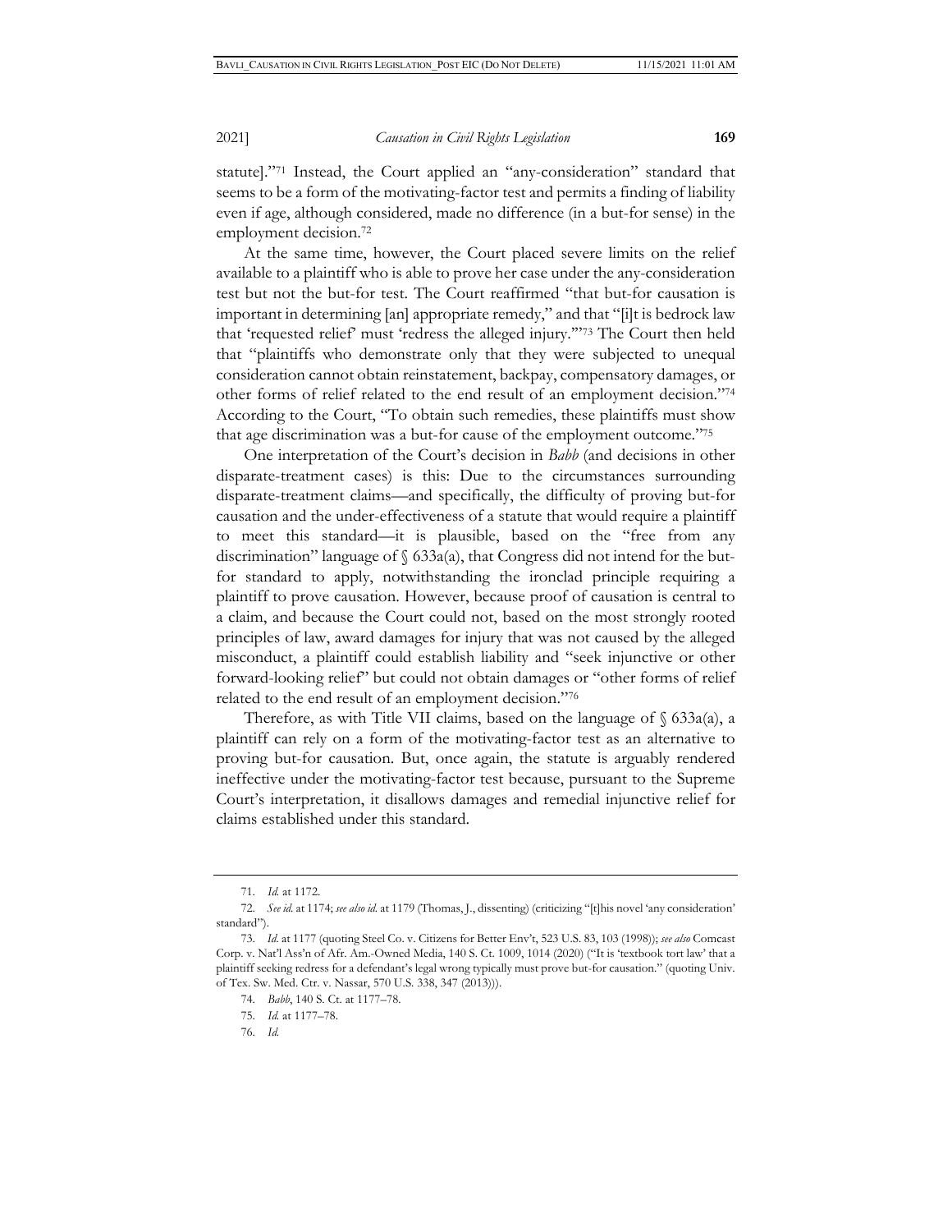statute]."[71] Instead, the Court applied an "any-consideration" standard that seems to be a form of the motivating-factor test and permits a finding of liability even if age, although considered, made no difference (in a but-for sense) in the employment decision.[72]

At the same time, however, the Court placed severe limits on the relief available to a plaintiff who is able to prove her case under the any-consideration test but not the but-for test. The Court reaffirmed "that but-for causation is important in determining [an] appropriate remedy," and that "[i]t is bedrock law that 'requested relief' must 'redress the alleged injury.'"[73] The Court then held that "plaintiffs who demonstrate only that they were subjected to unequal consideration cannot obtain reinstatement, backpay, compensatory damages, or other forms of relief related to the end result of an employment decision."[74] According to the Court, "To obtain such remedies, these plaintiffs must show that age discrimination was a but-for cause of the employment outcome."[75]

One interpretation of the Court's decision in *Babb* (and decisions in other disparate-treatment cases) is this: Due to the circumstances surrounding disparate-treatment claims—and specifically, the difficulty of proving but-for causation and the under-effectiveness of a statute that would require a plaintiff to meet this standard—it is plausible, based on the "free from any discrimination" language of § 633a(a), that Congress did not intend for the but-for standard to apply, notwithstanding the ironclad principle requiring a plaintiff to prove causation. However, because proof of causation is central to a claim, and because the Court could not, based on the most strongly rooted principles of law, award damages for injury that was not caused by the alleged misconduct, a plaintiff could establish liability and "seek injunctive or other forward-looking relief" but could not obtain damages or "other forms of relief related to the end result of an employment decision."[76]

Therefore, as with Title VII claims, based on the language of § 633a(a), a plaintiff can rely on a form of the motivating-factor test as an alternative to proving but-for causation. But, once again, the statute is arguably rendered ineffective under the motivating-factor test because, pursuant to the Supreme Court's interpretation, it disallows damages and remedial injunctive relief for claims established under this standard.

---

71. *Id.* at 1172.

72. *See id.* at 1174; *see also id.* at 1179 (Thomas, J., dissenting) (criticizing "[t]his novel 'any consideration' standard").

73. *Id.* at 1177 (quoting Steel Co. v. Citizens for Better Env't, 523 U.S. 83, 103 (1998)); *see also* Comcast Corp. v. Nat'l Ass'n of Afr. Am.-Owned Media, 140 S. Ct. 1009, 1014 (2020) ("It is 'textbook tort law' that a plaintiff seeking redress for a defendant's legal wrong typically must prove but-for causation." (quoting Univ. of Tex. Sw. Med. Ctr. v. Nassar, 570 U.S. 338, 347 (2013))).

74. *Babb*, 140 S. Ct. at 1177–78.

75. *Id.* at 1177–78.

76. *Id.*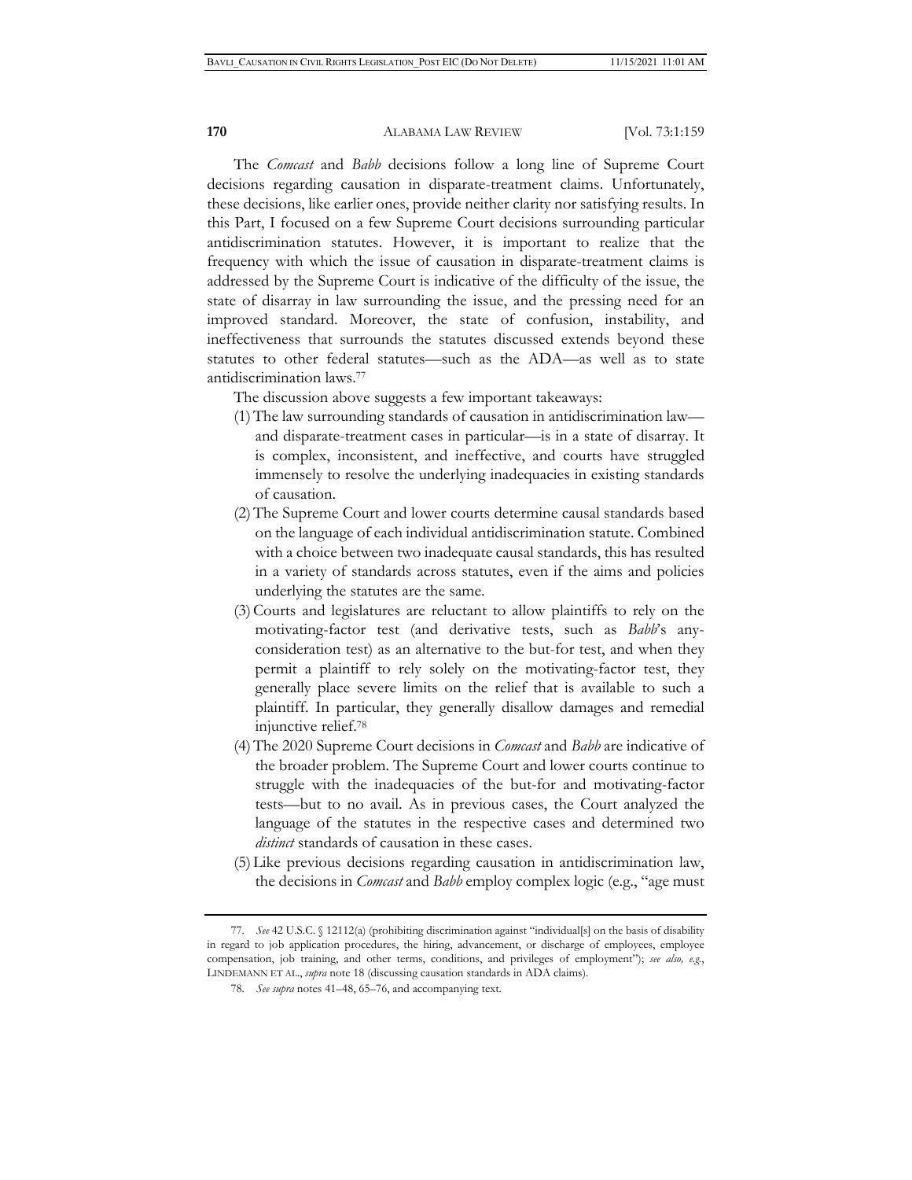The *Comcast* and *Babb* decisions follow a long line of Supreme Court decisions regarding causation in disparate-treatment claims. Unfortunately, these decisions, like earlier ones, provide neither clarity nor satisfying results. In this Part, I focused on a few Supreme Court decisions surrounding particular antidiscrimination statutes. However, it is important to realize that the frequency with which the issue of causation in disparate-treatment claims is addressed by the Supreme Court is indicative of the difficulty of the issue, the state of disarray in law surrounding the issue, and the pressing need for an improved standard. Moreover, the state of confusion, instability, and ineffectiveness that surrounds the statutes discussed extends beyond these statutes to other federal statutes—such as the ADA—as well as to state antidiscrimination laws.[77]

The discussion above suggests a few important takeaways:

(1) The law surrounding standards of causation in antidiscrimination law—and disparate-treatment cases in particular—is in a state of disarray. It is complex, inconsistent, and ineffective, and courts have struggled immensely to resolve the underlying inadequacies in existing standards of causation.

(2) The Supreme Court and lower courts determine causal standards based on the language of each individual antidiscrimination statute. Combined with a choice between two inadequate causal standards, this has resulted in a variety of standards across statutes, even if the aims and policies underlying the statutes are the same.

(3) Courts and legislatures are reluctant to allow plaintiffs to rely on the motivating-factor test (and derivative tests, such as *Babb*'s any-consideration test) as an alternative to the but-for test, and when they permit a plaintiff to rely solely on the motivating-factor test, they generally place severe limits on the relief that is available to such a plaintiff. In particular, they generally disallow damages and remedial injunctive relief.[78]

(4) The 2020 Supreme Court decisions in *Comcast* and *Babb* are indicative of the broader problem. The Supreme Court and lower courts continue to struggle with the inadequacies of the but-for and motivating-factor tests—but to no avail. As in previous cases, the Court analyzed the language of the statutes in the respective cases and determined two *distinct* standards of causation in these cases.

(5) Like previous decisions regarding causation in antidiscrimination law, the decisions in *Comcast* and *Babb* employ complex logic (e.g., "age must

---

77. *See* 42 U.S.C. § 12112(a) (prohibiting discrimination against "individual[s] on the basis of disability in regard to job application procedures, the hiring, advancement, or discharge of employees, employee compensation, job training, and other terms, conditions, and privileges of employment"); *see also, e.g.*, LINDEMANN ET AL., *supra* note 18 (discussing causation standards in ADA claims).

78. *See supra* notes 41–48, 65–76, and accompanying text.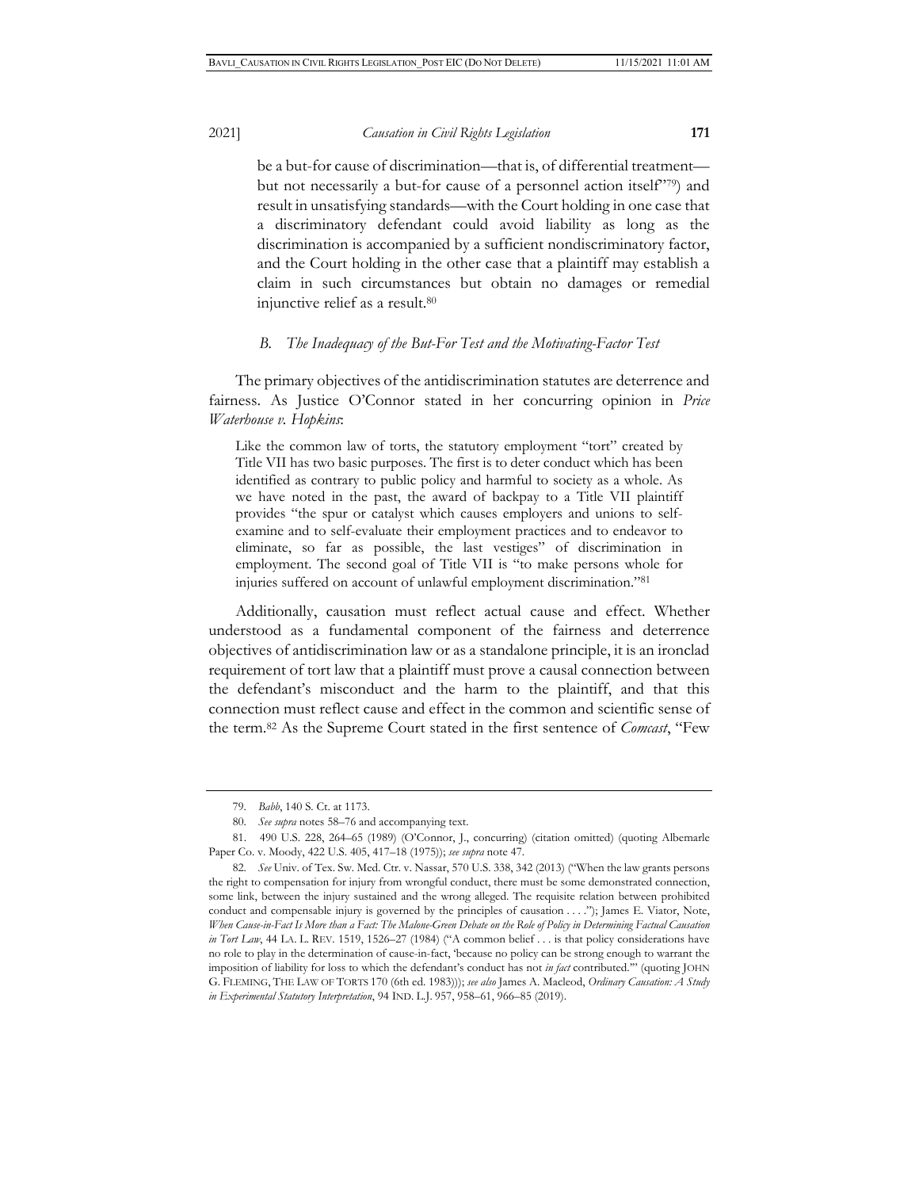be a but-for cause of discrimination—that is, of differential treatment—but not necessarily a but-for cause of a personnel action itself"[79]) and result in unsatisfying standards—with the Court holding in one case that a discriminatory defendant could avoid liability as long as the discrimination is accompanied by a sufficient nondiscriminatory factor, and the Court holding in the other case that a plaintiff may establish a claim in such circumstances but obtain no damages or remedial injunctive relief as a result.[80]

### *B. The Inadequacy of the But-For Test and the Motivating-Factor Test*

The primary objectives of the antidiscrimination statutes are deterrence and fairness. As Justice O'Connor stated in her concurring opinion in *Price Waterhouse v. Hopkins*:

> Like the common law of torts, the statutory employment "tort" created by Title VII has two basic purposes. The first is to deter conduct which has been identified as contrary to public policy and harmful to society as a whole. As we have noted in the past, the award of backpay to a Title VII plaintiff provides "the spur or catalyst which causes employers and unions to self-examine and to self-evaluate their employment practices and to endeavor to eliminate, so far as possible, the last vestiges" of discrimination in employment. The second goal of Title VII is "to make persons whole for injuries suffered on account of unlawful employment discrimination."[81]

Additionally, causation must reflect actual cause and effect. Whether understood as a fundamental component of the fairness and deterrence objectives of antidiscrimination law or as a standalone principle, it is an ironclad requirement of tort law that a plaintiff must prove a causal connection between the defendant's misconduct and the harm to the plaintiff, and that this connection must reflect cause and effect in the common and scientific sense of the term.[82] As the Supreme Court stated in the first sentence of *Comcast*, "Few

---

79. *Babb*, 140 S. Ct. at 1173.

80. *See supra* notes 58–76 and accompanying text.

81. 490 U.S. 228, 264–65 (1989) (O'Connor, J., concurring) (citation omitted) (quoting Albemarle Paper Co. v. Moody, 422 U.S. 405, 417–18 (1975)); *see supra* note 47.

82. *See* Univ. of Tex. Sw. Med. Ctr. v. Nassar, 570 U.S. 338, 342 (2013) ("When the law grants persons the right to compensation for injury from wrongful conduct, there must be some demonstrated connection, some link, between the injury sustained and the wrong alleged. The requisite relation between prohibited conduct and compensable injury is governed by the principles of causation . . . ."); James E. Viator, Note, *When Cause-in-Fact Is More than a Fact: The Malone-Green Debate on the Role of Policy in Determining Factual Causation in Tort Law*, 44 LA. L. REV. 1519, 1526–27 (1984) ("A common belief . . . is that policy considerations have no role to play in the determination of cause-in-fact, 'because no policy can be strong enough to warrant the imposition of liability for loss to which the defendant's conduct has not *in fact* contributed.'" (quoting JOHN G. FLEMING, THE LAW OF TORTS 170 (6th ed. 1983))); *see also* James A. Macleod, *Ordinary Causation: A Study in Experimental Statutory Interpretation*, 94 IND. L.J. 957, 958–61, 966–85 (2019).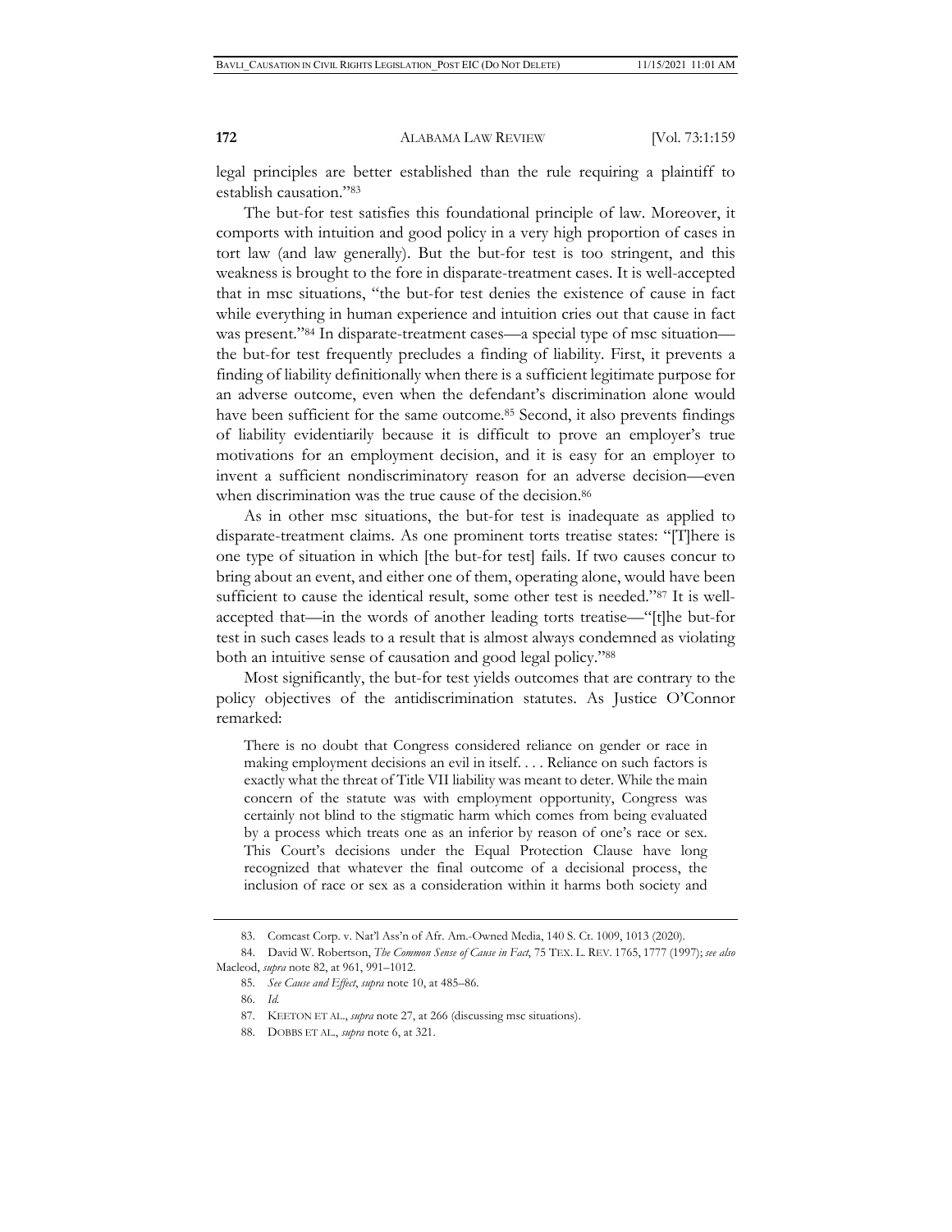legal principles are better established than the rule requiring a plaintiff to establish causation."[83]

The but-for test satisfies this foundational principle of law. Moreover, it comports with intuition and good policy in a very high proportion of cases in tort law (and law generally). But the but-for test is too stringent, and this weakness is brought to the fore in disparate-treatment cases. It is well-accepted that in msc situations, "the but-for test denies the existence of cause in fact while everything in human experience and intuition cries out that cause in fact was present."[84] In disparate-treatment cases—a special type of msc situation—the but-for test frequently precludes a finding of liability. First, it prevents a finding of liability definitionally when there is a sufficient legitimate purpose for an adverse outcome, even when the defendant's discrimination alone would have been sufficient for the same outcome.[85] Second, it also prevents findings of liability evidentiarily because it is difficult to prove an employer's true motivations for an employment decision, and it is easy for an employer to invent a sufficient nondiscriminatory reason for an adverse decision—even when discrimination was the true cause of the decision.[86]

As in other msc situations, the but-for test is inadequate as applied to disparate-treatment claims. As one prominent torts treatise states: "[T]here is one type of situation in which [the but-for test] fails. If two causes concur to bring about an event, and either one of them, operating alone, would have been sufficient to cause the identical result, some other test is needed."[87] It is well-accepted that—in the words of another leading torts treatise—"[t]he but-for test in such cases leads to a result that is almost always condemned as violating both an intuitive sense of causation and good legal policy."[88]

Most significantly, the but-for test yields outcomes that are contrary to the policy objectives of the antidiscrimination statutes. As Justice O'Connor remarked:

> There is no doubt that Congress considered reliance on gender or race in making employment decisions an evil in itself. . . . Reliance on such factors is exactly what the threat of Title VII liability was meant to deter. While the main concern of the statute was with employment opportunity, Congress was certainly not blind to the stigmatic harm which comes from being evaluated by a process which treats one as an inferior by reason of one's race or sex. This Court's decisions under the Equal Protection Clause have long recognized that whatever the final outcome of a decisional process, the inclusion of race or sex as a consideration within it harms both society and

---

83. Comcast Corp. v. Nat'l Ass'n of Afr. Am.-Owned Media, 140 S. Ct. 1009, 1013 (2020).

84. David W. Robertson, *The Common Sense of Cause in Fact*, 75 TEX. L. REV. 1765, 1777 (1997); *see also* Macleod, *supra* note 82, at 961, 991–1012.

85. *See Cause and Effect*, *supra* note 10, at 485–86.

86. *Id.*

87. KEETON ET AL., *supra* note 27, at 266 (discussing msc situations).

88. DOBBS ET AL., *supra* note 6, at 321.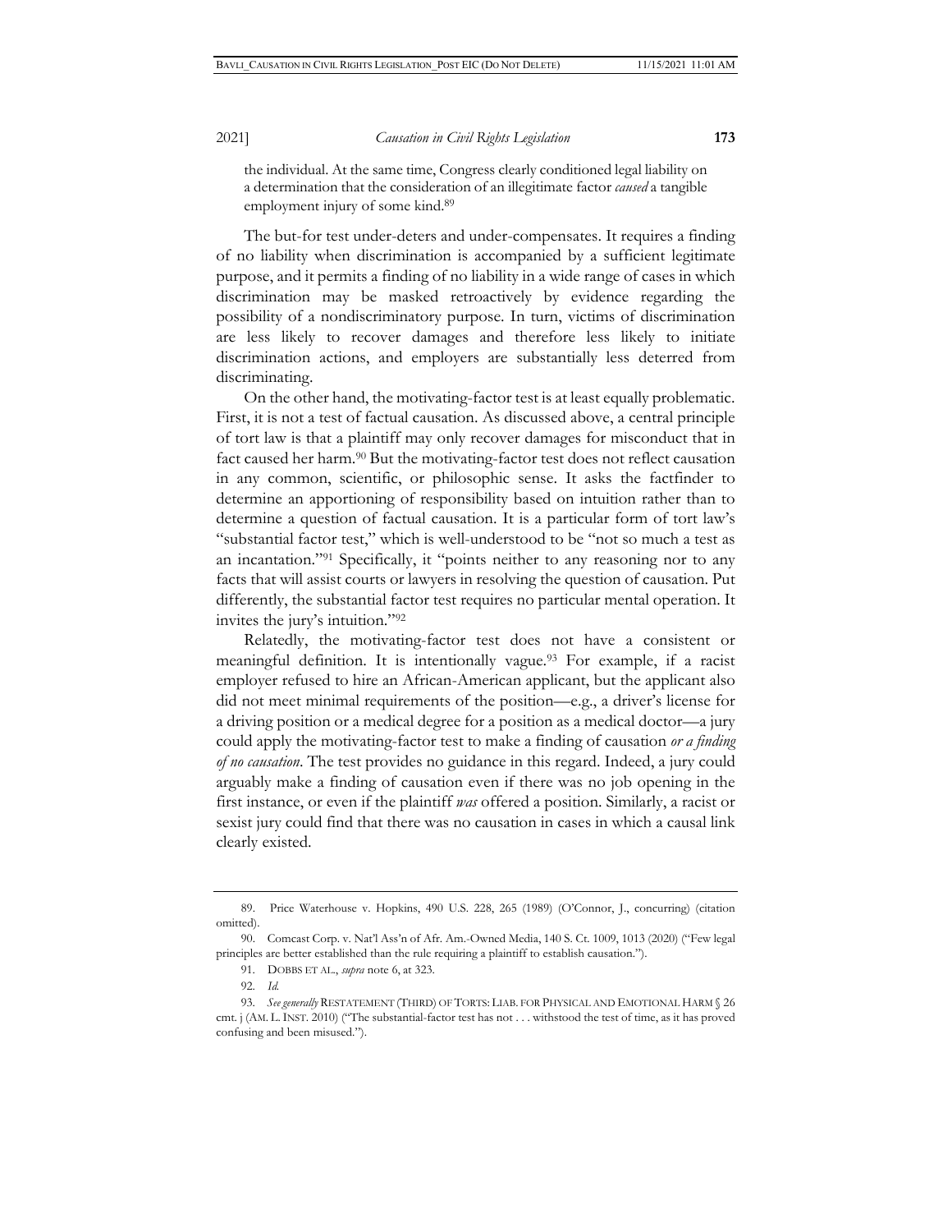the individual. At the same time, Congress clearly conditioned legal liability on a determination that the consideration of an illegitimate factor *caused* a tangible employment injury of some kind.[89]

The but-for test under-deters and under-compensates. It requires a finding of no liability when discrimination is accompanied by a sufficient legitimate purpose, and it permits a finding of no liability in a wide range of cases in which discrimination may be masked retroactively by evidence regarding the possibility of a nondiscriminatory purpose. In turn, victims of discrimination are less likely to recover damages and therefore less likely to initiate discrimination actions, and employers are substantially less deterred from discriminating.

On the other hand, the motivating-factor test is at least equally problematic. First, it is not a test of factual causation. As discussed above, a central principle of tort law is that a plaintiff may only recover damages for misconduct that in fact caused her harm.[90] But the motivating-factor test does not reflect causation in any common, scientific, or philosophic sense. It asks the factfinder to determine an apportioning of responsibility based on intuition rather than to determine a question of factual causation. It is a particular form of tort law's "substantial factor test," which is well-understood to be "not so much a test as an incantation."[91] Specifically, it "points neither to any reasoning nor to any facts that will assist courts or lawyers in resolving the question of causation. Put differently, the substantial factor test requires no particular mental operation. It invites the jury's intuition."[92]

Relatedly, the motivating-factor test does not have a consistent or meaningful definition. It is intentionally vague.[93] For example, if a racist employer refused to hire an African-American applicant, but the applicant also did not meet minimal requirements of the position—e.g., a driver's license for a driving position or a medical degree for a position as a medical doctor—a jury could apply the motivating-factor test to make a finding of causation *or a finding of no causation*. The test provides no guidance in this regard. Indeed, a jury could arguably make a finding of causation even if there was no job opening in the first instance, or even if the plaintiff *was* offered a position. Similarly, a racist or sexist jury could find that there was no causation in cases in which a causal link clearly existed.

---

89. Price Waterhouse v. Hopkins, 490 U.S. 228, 265 (1989) (O'Connor, J., concurring) (citation omitted).

90. Comcast Corp. v. Nat'l Ass'n of Afr. Am.-Owned Media, 140 S. Ct. 1009, 1013 (2020) ("Few legal principles are better established than the rule requiring a plaintiff to establish causation.").

91. DOBBS ET AL., *supra* note 6, at 323.

92. *Id.*

93. *See generally* RESTATEMENT (THIRD) OF TORTS: LIAB. FOR PHYSICAL AND EMOTIONAL HARM § 26 cmt. j (AM. L. INST. 2010) ("The substantial-factor test has not . . . withstood the test of time, as it has proved confusing and been misused.").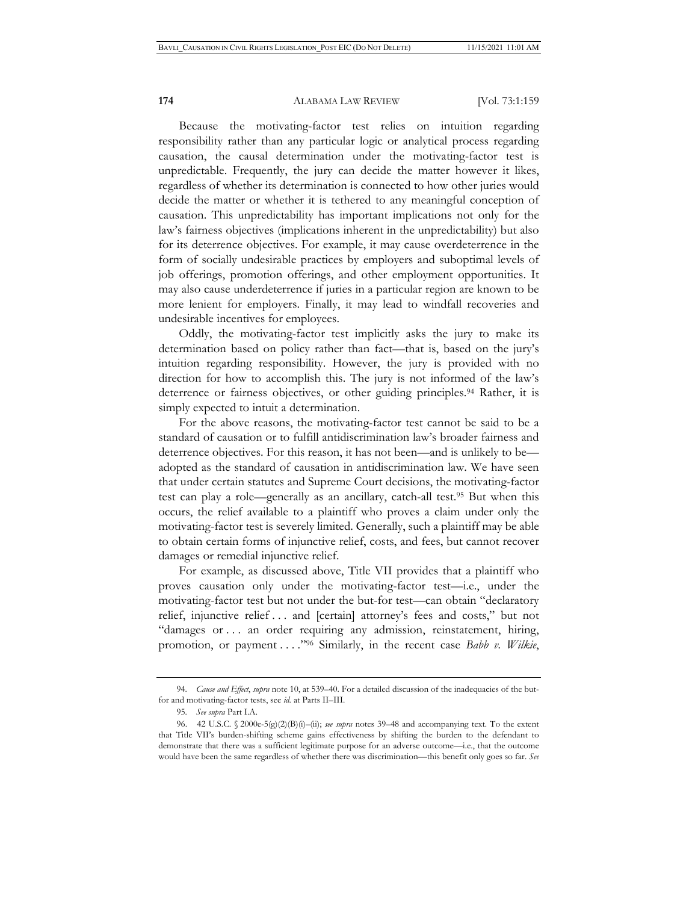Because the motivating-factor test relies on intuition regarding responsibility rather than any particular logic or analytical process regarding causation, the causal determination under the motivating-factor test is unpredictable. Frequently, the jury can decide the matter however it likes, regardless of whether its determination is connected to how other juries would decide the matter or whether it is tethered to any meaningful conception of causation. This unpredictability has important implications not only for the law's fairness objectives (implications inherent in the unpredictability) but also for its deterrence objectives. For example, it may cause overdeterrence in the form of socially undesirable practices by employers and suboptimal levels of job offerings, promotion offerings, and other employment opportunities. It may also cause underdeterrence if juries in a particular region are known to be more lenient for employers. Finally, it may lead to windfall recoveries and undesirable incentives for employees.

Oddly, the motivating-factor test implicitly asks the jury to make its determination based on policy rather than fact—that is, based on the jury's intuition regarding responsibility. However, the jury is provided with no direction for how to accomplish this. The jury is not informed of the law's deterrence or fairness objectives, or other guiding principles.[94] Rather, it is simply expected to intuit a determination.

For the above reasons, the motivating-factor test cannot be said to be a standard of causation or to fulfill antidiscrimination law's broader fairness and deterrence objectives. For this reason, it has not been—and is unlikely to be—adopted as the standard of causation in antidiscrimination law. We have seen that under certain statutes and Supreme Court decisions, the motivating-factor test can play a role—generally as an ancillary, catch-all test.[95] But when this occurs, the relief available to a plaintiff who proves a claim under only the motivating-factor test is severely limited. Generally, such a plaintiff may be able to obtain certain forms of injunctive relief, costs, and fees, but cannot recover damages or remedial injunctive relief.

For example, as discussed above, Title VII provides that a plaintiff who proves causation only under the motivating-factor test—i.e., under the motivating-factor test but not under the but-for test—can obtain "declaratory relief, injunctive relief . . . and [certain] attorney's fees and costs," but not "damages or . . . an order requiring any admission, reinstatement, hiring, promotion, or payment . . . ."[96] Similarly, in the recent case *Babb v. Wilkie*,

---

94. *Cause and Effect*, *supra* note 10, at 539–40. For a detailed discussion of the inadequacies of the but-for and motivating-factor tests, see *id.* at Parts II–III.

95. *See supra* Part I.A.

96. 42 U.S.C. § 2000e-5(g)(2)(B)(i)–(ii); *see supra* notes 39–48 and accompanying text. To the extent that Title VII's burden-shifting scheme gains effectiveness by shifting the burden to the defendant to demonstrate that there was a sufficient legitimate purpose for an adverse outcome—i.e., that the outcome would have been the same regardless of whether there was discrimination—this benefit only goes so far. *See*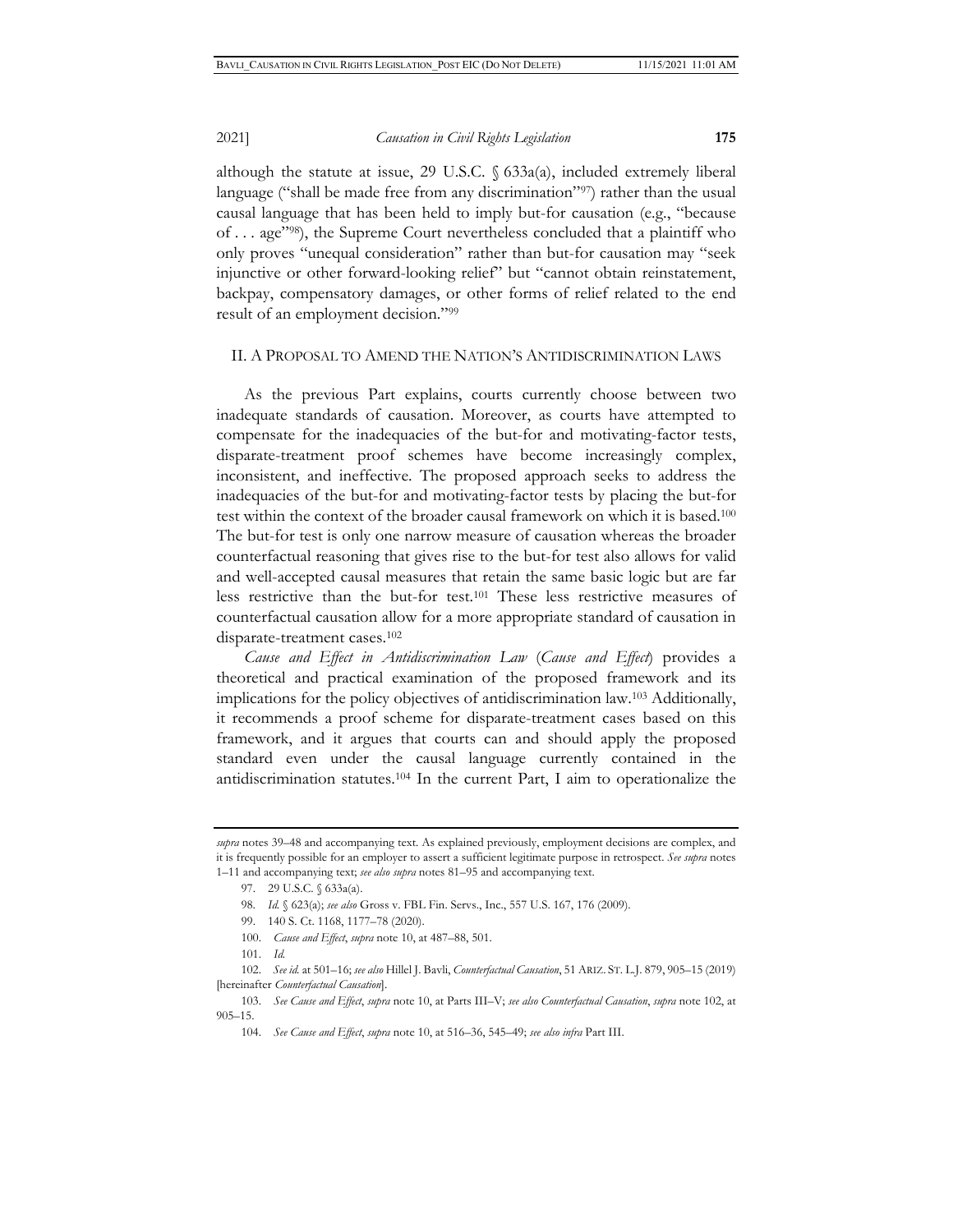although the statute at issue, 29 U.S.C. § 633a(a), included extremely liberal language ("shall be made free from any discrimination"[97]) rather than the usual causal language that has been held to imply but-for causation (e.g., "because of . . . age"[98]), the Supreme Court nevertheless concluded that a plaintiff who only proves "unequal consideration" rather than but-for causation may "seek injunctive or other forward-looking relief" but "cannot obtain reinstatement, backpay, compensatory damages, or other forms of relief related to the end result of an employment decision."[99]

## II. A Proposal to Amend the Nation's Antidiscrimination Laws

As the previous Part explains, courts currently choose between two inadequate standards of causation. Moreover, as courts have attempted to compensate for the inadequacies of the but-for and motivating-factor tests, disparate-treatment proof schemes have become increasingly complex, inconsistent, and ineffective. The proposed approach seeks to address the inadequacies of the but-for and motivating-factor tests by placing the but-for test within the context of the broader causal framework on which it is based.[100] The but-for test is only one narrow measure of causation whereas the broader counterfactual reasoning that gives rise to the but-for test also allows for valid and well-accepted causal measures that retain the same basic logic but are far less restrictive than the but-for test.[101] These less restrictive measures of counterfactual causation allow for a more appropriate standard of causation in disparate-treatment cases.[102]

*Cause and Effect in Antidiscrimination Law* (*Cause and Effect*) provides a theoretical and practical examination of the proposed framework and its implications for the policy objectives of antidiscrimination law.[103] Additionally, it recommends a proof scheme for disparate-treatment cases based on this framework, and it argues that courts can and should apply the proposed standard even under the causal language currently contained in the antidiscrimination statutes.[104] In the current Part, I aim to operationalize the

---

*supra* notes 39–48 and accompanying text. As explained previously, employment decisions are complex, and it is frequently possible for an employer to assert a sufficient legitimate purpose in retrospect. *See supra* notes 1–11 and accompanying text; *see also supra* notes 81–95 and accompanying text.

97. 29 U.S.C. § 633a(a).

98. *Id.* § 623(a); *see also* Gross v. FBL Fin. Servs., Inc., 557 U.S. 167, 176 (2009).

99. 140 S. Ct. 1168, 1177–78 (2020).

100. *Cause and Effect*, *supra* note 10, at 487–88, 501.

101. *Id.*

102. *See id.* at 501–16; *see also* Hillel J. Bavli, *Counterfactual Causation*, 51 ARIZ. ST. L.J. 879, 905–15 (2019) [hereinafter *Counterfactual Causation*].

103. *See Cause and Effect*, *supra* note 10, at Parts III–V; *see also Counterfactual Causation*, *supra* note 102, at 905–15.

104. *See Cause and Effect*, *supra* note 10, at 516–36, 545–49; *see also infra* Part III.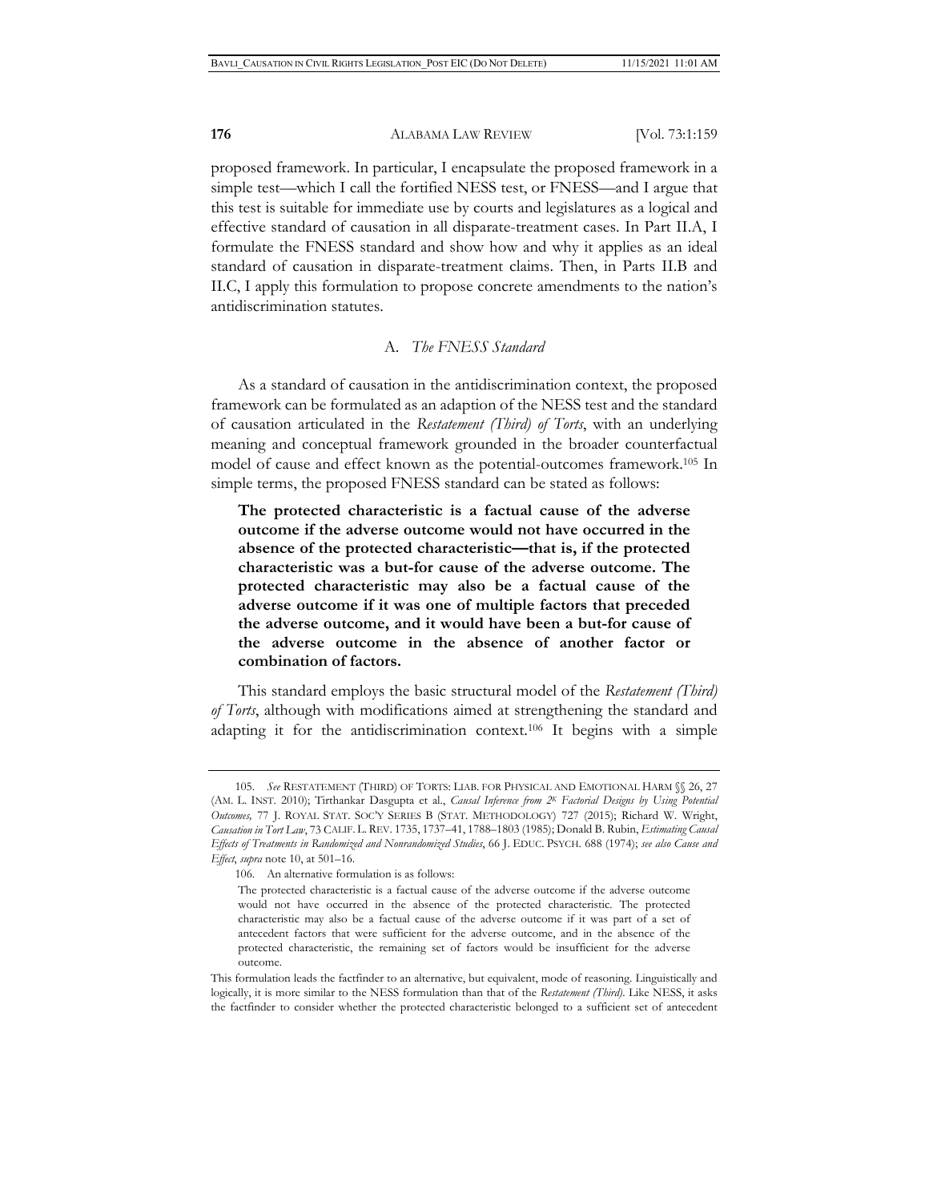proposed framework. In particular, I encapsulate the proposed framework in a simple test—which I call the fortified NESS test, or FNESS—and I argue that this test is suitable for immediate use by courts and legislatures as a logical and effective standard of causation in all disparate-treatment cases. In Part II.A, I formulate the FNESS standard and show how and why it applies as an ideal standard of causation in disparate-treatment claims. Then, in Parts II.B and II.C, I apply this formulation to propose concrete amendments to the nation's antidiscrimination statutes.

### A. *The FNESS Standard*

As a standard of causation in the antidiscrimination context, the proposed framework can be formulated as an adaption of the NESS test and the standard of causation articulated in the *Restatement (Third) of Torts*, with an underlying meaning and conceptual framework grounded in the broader counterfactual model of cause and effect known as the potential-outcomes framework.[105] In simple terms, the proposed FNESS standard can be stated as follows:

> **The protected characteristic is a factual cause of the adverse outcome if the adverse outcome would not have occurred in the absence of the protected characteristic—that is, if the protected characteristic was a but-for cause of the adverse outcome. The protected characteristic may also be a factual cause of the adverse outcome if it was one of multiple factors that preceded the adverse outcome, and it would have been a but-for cause of the adverse outcome in the absence of another factor or combination of factors.**

This standard employs the basic structural model of the *Restatement (Third) of Torts*, although with modifications aimed at strengthening the standard and adapting it for the antidiscrimination context.[106] It begins with a simple

---

105. *See* RESTATEMENT (THIRD) OF TORTS: LIAB. FOR PHYSICAL AND EMOTIONAL HARM §§ 26, 27 (AM. L. INST. 2010); Tirthankar Dasgupta et al., *Causal Inference from $2^K$ Factorial Designs by Using Potential Outcomes,* 77 J. ROYAL STAT. SOC'Y SERIES B (STAT. METHODOLOGY) 727 (2015); Richard W. Wright, *Causation in Tort Law*, 73 CALIF. L. REV. 1735, 1737–41, 1788–1803 (1985); Donald B. Rubin, *Estimating Causal Effects of Treatments in Randomized and Nonrandomized Studies*, 66 J. EDUC. PSYCH. 688 (1974); *see also Cause and Effect*, *supra* note 10, at 501–16.

106. An alternative formulation is as follows:

> The protected characteristic is a factual cause of the adverse outcome if the adverse outcome would not have occurred in the absence of the protected characteristic. The protected characteristic may also be a factual cause of the adverse outcome if it was part of a set of antecedent factors that were sufficient for the adverse outcome, and in the absence of the protected characteristic, the remaining set of factors would be insufficient for the adverse outcome.

This formulation leads the factfinder to an alternative, but equivalent, mode of reasoning. Linguistically and logically, it is more similar to the NESS formulation than that of the *Restatement (Third)*. Like NESS, it asks the factfinder to consider whether the protected characteristic belonged to a sufficient set of antecedent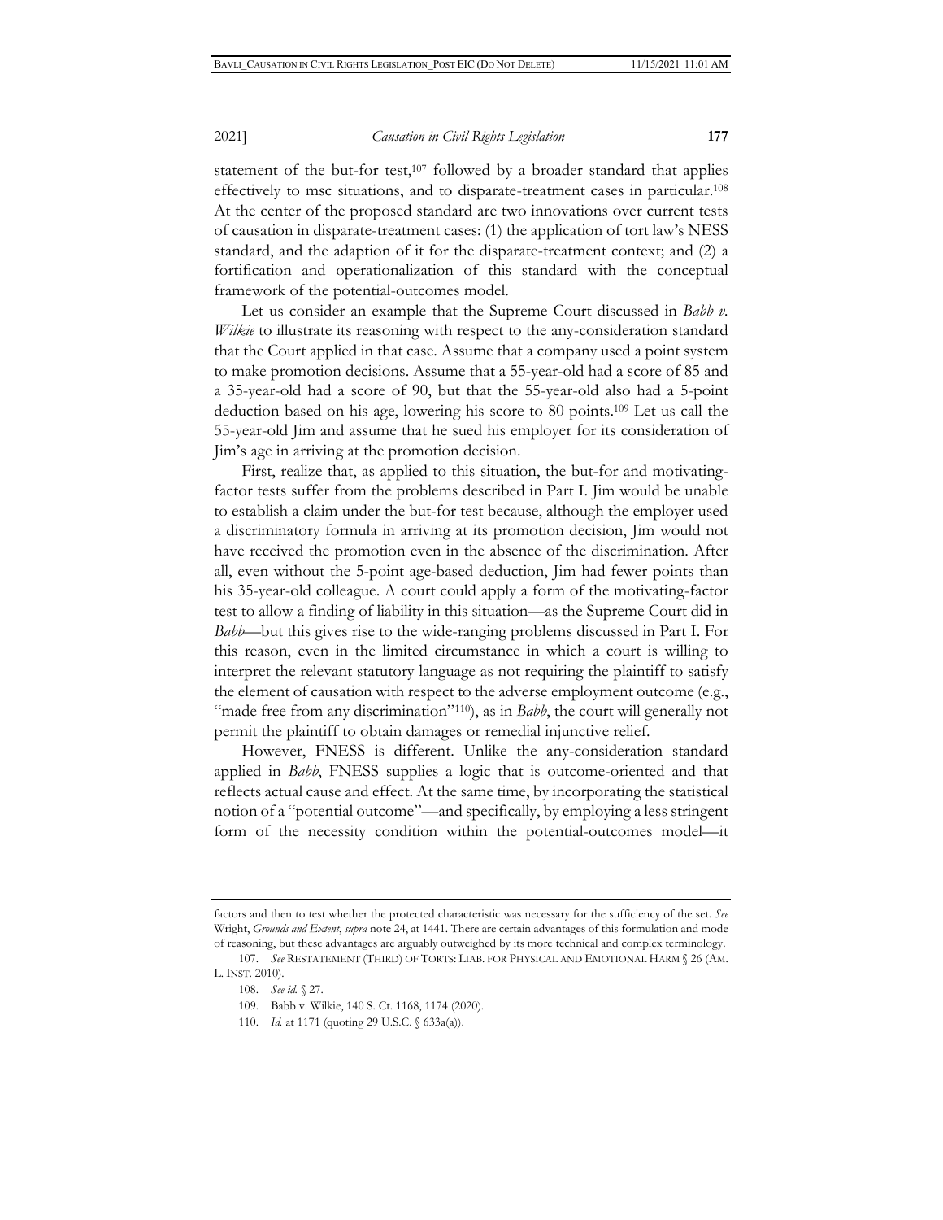statement of the but-for test,[107] followed by a broader standard that applies effectively to msc situations, and to disparate-treatment cases in particular.[108] At the center of the proposed standard are two innovations over current tests of causation in disparate-treatment cases: (1) the application of tort law's NESS standard, and the adaption of it for the disparate-treatment context; and (2) a fortification and operationalization of this standard with the conceptual framework of the potential-outcomes model.

Let us consider an example that the Supreme Court discussed in *Babb v. Wilkie* to illustrate its reasoning with respect to the any-consideration standard that the Court applied in that case. Assume that a company used a point system to make promotion decisions. Assume that a 55-year-old had a score of 85 and a 35-year-old had a score of 90, but that the 55-year-old also had a 5-point deduction based on his age, lowering his score to 80 points.[109] Let us call the 55-year-old Jim and assume that he sued his employer for its consideration of Jim's age in arriving at the promotion decision.

First, realize that, as applied to this situation, the but-for and motivating-factor tests suffer from the problems described in Part I. Jim would be unable to establish a claim under the but-for test because, although the employer used a discriminatory formula in arriving at its promotion decision, Jim would not have received the promotion even in the absence of the discrimination. After all, even without the 5-point age-based deduction, Jim had fewer points than his 35-year-old colleague. A court could apply a form of the motivating-factor test to allow a finding of liability in this situation—as the Supreme Court did in *Babb*—but this gives rise to the wide-ranging problems discussed in Part I. For this reason, even in the limited circumstance in which a court is willing to interpret the relevant statutory language as not requiring the plaintiff to satisfy the element of causation with respect to the adverse employment outcome (e.g., "made free from any discrimination"[110]), as in *Babb*, the court will generally not permit the plaintiff to obtain damages or remedial injunctive relief.

However, FNESS is different. Unlike the any-consideration standard applied in *Babb*, FNESS supplies a logic that is outcome-oriented and that reflects actual cause and effect. At the same time, by incorporating the statistical notion of a "potential outcome"—and specifically, by employing a less stringent form of the necessity condition within the potential-outcomes model—it

---

factors and then to test whether the protected characteristic was necessary for the sufficiency of the set. *See* Wright, *Grounds and Extent*, *supra* note 24, at 1441. There are certain advantages of this formulation and mode of reasoning, but these advantages are arguably outweighed by its more technical and complex terminology.

107. *See* RESTATEMENT (THIRD) OF TORTS: LIAB. FOR PHYSICAL AND EMOTIONAL HARM § 26 (AM. L. INST. 2010).

108. *See id.* § 27.

109. Babb v. Wilkie, 140 S. Ct. 1168, 1174 (2020).

110. *Id.* at 1171 (quoting 29 U.S.C. § 633a(a)).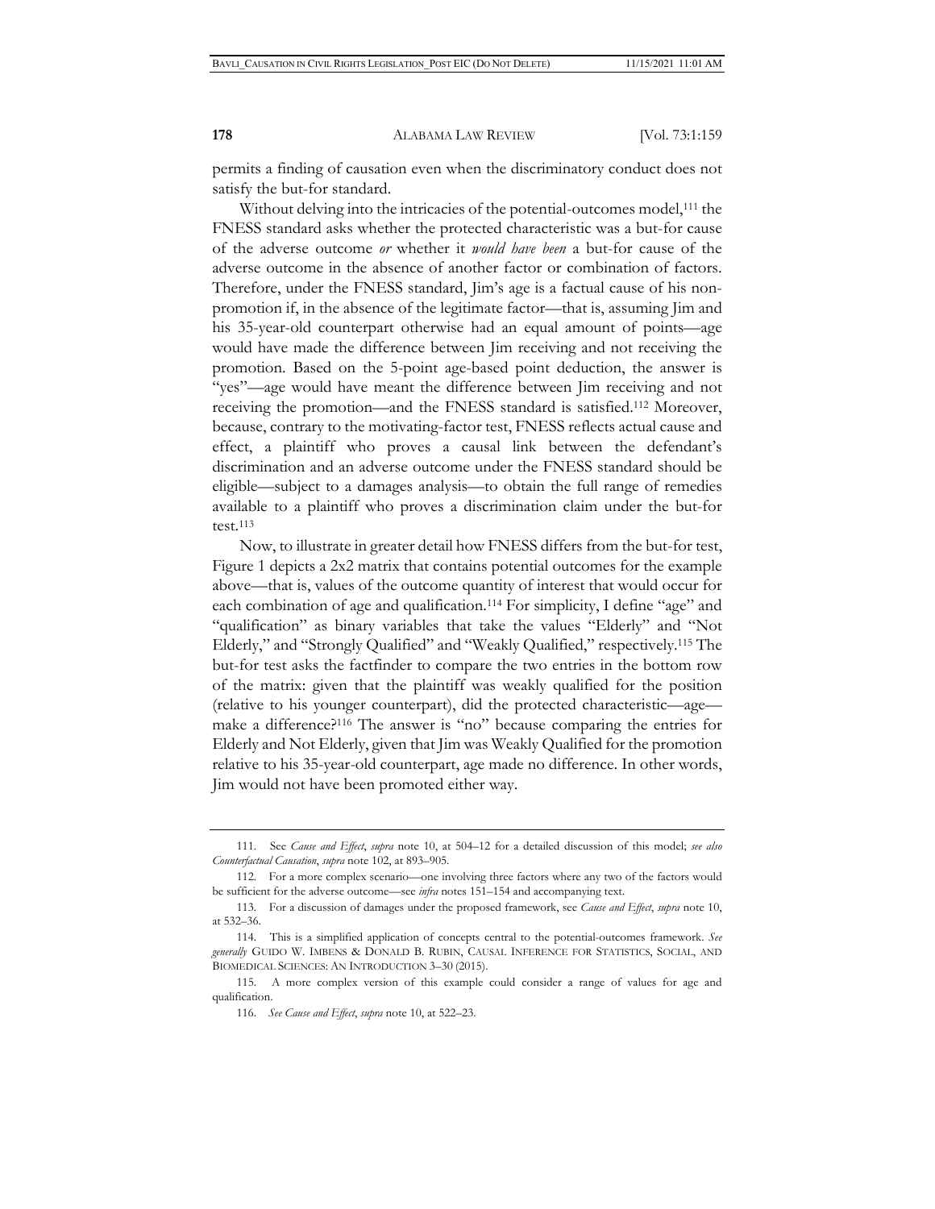permits a finding of causation even when the discriminatory conduct does not satisfy the but-for standard.

Without delving into the intricacies of the potential-outcomes model,[111] the FNESS standard asks whether the protected characteristic was a but-for cause of the adverse outcome *or* whether it *would have been* a but-for cause of the adverse outcome in the absence of another factor or combination of factors. Therefore, under the FNESS standard, Jim's age is a factual cause of his non-promotion if, in the absence of the legitimate factor—that is, assuming Jim and his 35-year-old counterpart otherwise had an equal amount of points—age would have made the difference between Jim receiving and not receiving the promotion. Based on the 5-point age-based point deduction, the answer is "yes"—age would have meant the difference between Jim receiving and not receiving the promotion—and the FNESS standard is satisfied.[112] Moreover, because, contrary to the motivating-factor test, FNESS reflects actual cause and effect, a plaintiff who proves a causal link between the defendant's discrimination and an adverse outcome under the FNESS standard should be eligible—subject to a damages analysis—to obtain the full range of remedies available to a plaintiff who proves a discrimination claim under the but-for test.[113]

Now, to illustrate in greater detail how FNESS differs from the but-for test, Figure 1 depicts a 2x2 matrix that contains potential outcomes for the example above—that is, values of the outcome quantity of interest that would occur for each combination of age and qualification.[114] For simplicity, I define "age" and "qualification" as binary variables that take the values "Elderly" and "Not Elderly," and "Strongly Qualified" and "Weakly Qualified," respectively.[115] The but-for test asks the factfinder to compare the two entries in the bottom row of the matrix: given that the plaintiff was weakly qualified for the position (relative to his younger counterpart), did the protected characteristic—age—make a difference?[116] The answer is "no" because comparing the entries for Elderly and Not Elderly, given that Jim was Weakly Qualified for the promotion relative to his 35-year-old counterpart, age made no difference. In other words, Jim would not have been promoted either way.

---

111. See *Cause and Effect*, *supra* note 10, at 504–12 for a detailed discussion of this model; *see also Counterfactual Causation*, *supra* note 102, at 893–905.

112. For a more complex scenario—one involving three factors where any two of the factors would be sufficient for the adverse outcome—see *infra* notes 151–154 and accompanying text.

113. For a discussion of damages under the proposed framework, see *Cause and Effect*, *supra* note 10, at 532–36.

114. This is a simplified application of concepts central to the potential-outcomes framework. *See generally* GUIDO W. IMBENS & DONALD B. RUBIN, CAUSAL INFERENCE FOR STATISTICS, SOCIAL, AND BIOMEDICAL SCIENCES: AN INTRODUCTION 3–30 (2015).

115. A more complex version of this example could consider a range of values for age and qualification.

116. *See Cause and Effect*, *supra* note 10, at 522–23.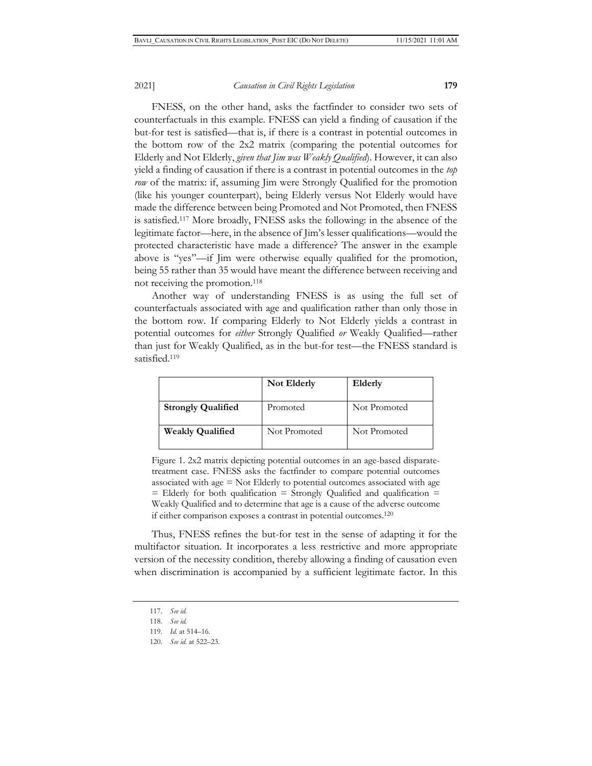FNESS, on the other hand, asks the factfinder to consider two sets of counterfactuals in this example. FNESS can yield a finding of causation if the but-for test is satisfied—that is, if there is a contrast in potential outcomes in the bottom row of the 2x2 matrix (comparing the potential outcomes for Elderly and Not Elderly, *given that Jim was Weakly Qualified*). However, it can also yield a finding of causation if there is a contrast in potential outcomes in the *top row* of the matrix: if, assuming Jim were Strongly Qualified for the promotion (like his younger counterpart), being Elderly versus Not Elderly would have made the difference between being Promoted and Not Promoted, then FNESS is satisfied.[117] More broadly, FNESS asks the following: in the absence of the legitimate factor—here, in the absence of Jim's lesser qualifications—would the protected characteristic have made a difference? The answer in the example above is "yes"—if Jim were otherwise equally qualified for the promotion, being 55 rather than 35 would have meant the difference between receiving and not receiving the promotion.[118]

Another way of understanding FNESS is as using the full set of counterfactuals associated with age and qualification rather than only those in the bottom row. If comparing Elderly to Not Elderly yields a contrast in potential outcomes for *either* Strongly Qualified *or* Weakly Qualified—rather than just for Weakly Qualified, as in the but-for test—the FNESS standard is satisfied.[119]

| | **Not Elderly** | **Elderly** |
|---|---|---|
| **Strongly Qualified** | Promoted | Not Promoted |
| **Weakly Qualified** | Not Promoted | Not Promoted |

Figure 1. 2x2 matrix depicting potential outcomes in an age-based disparate-treatment case. FNESS asks the factfinder to compare potential outcomes associated with age = Not Elderly to potential outcomes associated with age = Elderly for both qualification = Strongly Qualified and qualification = Weakly Qualified and to determine that age is a cause of the adverse outcome if either comparison exposes a contrast in potential outcomes.[120]

Thus, FNESS refines the but-for test in the sense of adapting it for the multifactor situation. It incorporates a less restrictive and more appropriate version of the necessity condition, thereby allowing a finding of causation even when discrimination is accompanied by a sufficient legitimate factor. In this

117. *See id.*

118. *See id.*

119. *Id.* at 514–16.

120. *See id.* at 522–23.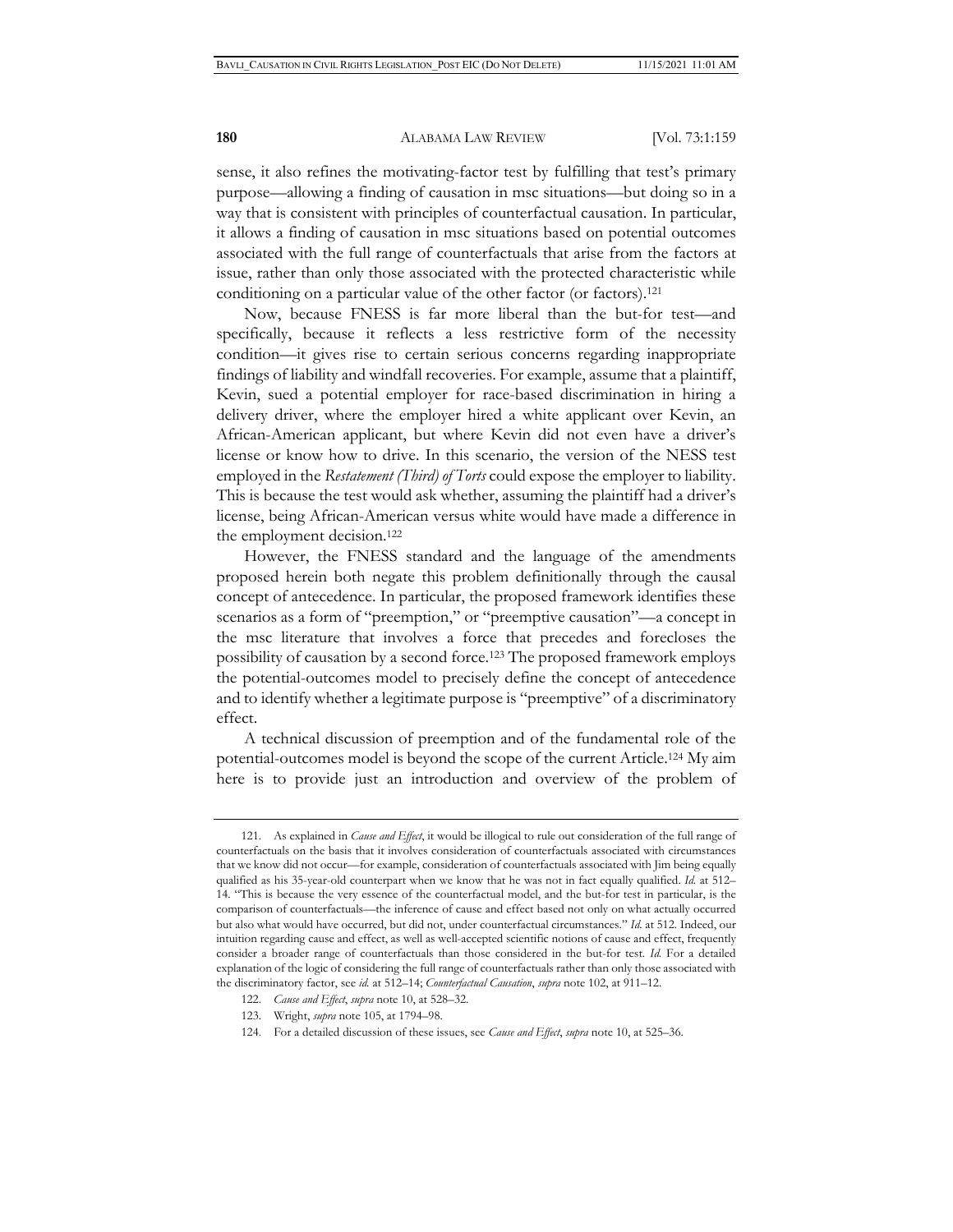sense, it also refines the motivating-factor test by fulfilling that test's primary purpose—allowing a finding of causation in msc situations—but doing so in a way that is consistent with principles of counterfactual causation. In particular, it allows a finding of causation in msc situations based on potential outcomes associated with the full range of counterfactuals that arise from the factors at issue, rather than only those associated with the protected characteristic while conditioning on a particular value of the other factor (or factors).[121]

Now, because FNESS is far more liberal than the but-for test—and specifically, because it reflects a less restrictive form of the necessity condition—it gives rise to certain serious concerns regarding inappropriate findings of liability and windfall recoveries. For example, assume that a plaintiff, Kevin, sued a potential employer for race-based discrimination in hiring a delivery driver, where the employer hired a white applicant over Kevin, an African-American applicant, but where Kevin did not even have a driver's license or know how to drive. In this scenario, the version of the NESS test employed in the *Restatement (Third) of Torts* could expose the employer to liability. This is because the test would ask whether, assuming the plaintiff had a driver's license, being African-American versus white would have made a difference in the employment decision.[122]

However, the FNESS standard and the language of the amendments proposed herein both negate this problem definitionally through the causal concept of antecedence. In particular, the proposed framework identifies these scenarios as a form of "preemption," or "preemptive causation"—a concept in the msc literature that involves a force that precedes and forecloses the possibility of causation by a second force.[123] The proposed framework employs the potential-outcomes model to precisely define the concept of antecedence and to identify whether a legitimate purpose is "preemptive" of a discriminatory effect.

A technical discussion of preemption and of the fundamental role of the potential-outcomes model is beyond the scope of the current Article.[124] My aim here is to provide just an introduction and overview of the problem of

---

121. As explained in *Cause and Effect*, it would be illogical to rule out consideration of the full range of counterfactuals on the basis that it involves consideration of counterfactuals associated with circumstances that we know did not occur—for example, consideration of counterfactuals associated with Jim being equally qualified as his 35-year-old counterpart when we know that he was not in fact equally qualified. *Id.* at 512–14. "This is because the very essence of the counterfactual model, and the but-for test in particular, is the comparison of counterfactuals—the inference of cause and effect based not only on what actually occurred but also what would have occurred, but did not, under counterfactual circumstances." *Id.* at 512. Indeed, our intuition regarding cause and effect, as well as well-accepted scientific notions of cause and effect, frequently consider a broader range of counterfactuals than those considered in the but-for test. *Id.* For a detailed explanation of the logic of considering the full range of counterfactuals rather than only those associated with the discriminatory factor, see *id.* at 512–14; *Counterfactual Causation*, *supra* note 102, at 911–12.

122. *Cause and Effect*, *supra* note 10, at 528–32.

123. Wright, *supra* note 105, at 1794–98.

124. For a detailed discussion of these issues, see *Cause and Effect*, *supra* note 10, at 525–36.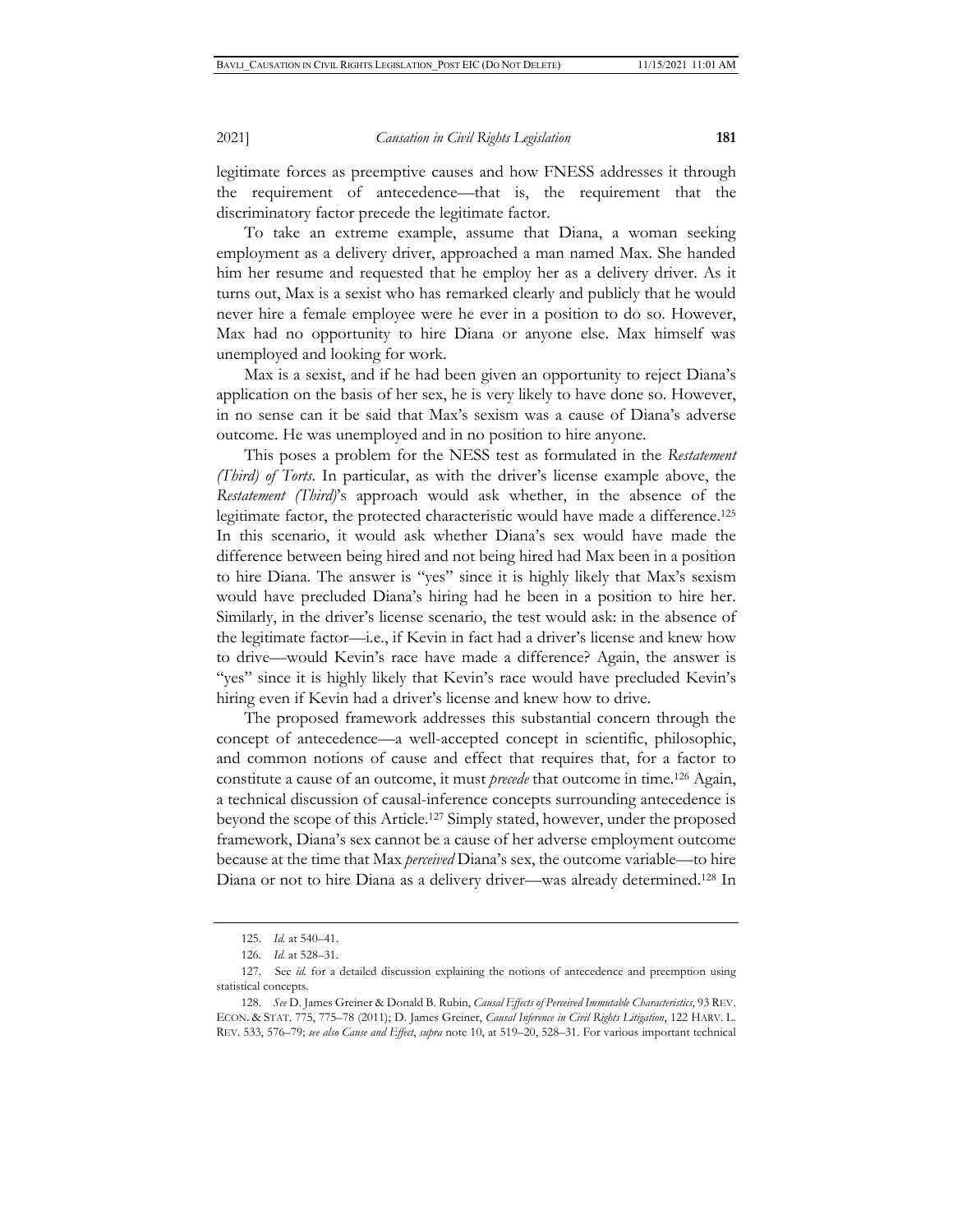legitimate forces as preemptive causes and how FNESS addresses it through the requirement of antecedence—that is, the requirement that the discriminatory factor precede the legitimate factor.

To take an extreme example, assume that Diana, a woman seeking employment as a delivery driver, approached a man named Max. She handed him her resume and requested that he employ her as a delivery driver. As it turns out, Max is a sexist who has remarked clearly and publicly that he would never hire a female employee were he ever in a position to do so. However, Max had no opportunity to hire Diana or anyone else. Max himself was unemployed and looking for work.

Max is a sexist, and if he had been given an opportunity to reject Diana's application on the basis of her sex, he is very likely to have done so. However, in no sense can it be said that Max's sexism was a cause of Diana's adverse outcome. He was unemployed and in no position to hire anyone.

This poses a problem for the NESS test as formulated in the *Restatement (Third) of Torts*. In particular, as with the driver's license example above, the *Restatement (Third)*'s approach would ask whether, in the absence of the legitimate factor, the protected characteristic would have made a difference.[125] In this scenario, it would ask whether Diana's sex would have made the difference between being hired and not being hired had Max been in a position to hire Diana. The answer is "yes" since it is highly likely that Max's sexism would have precluded Diana's hiring had he been in a position to hire her. Similarly, in the driver's license scenario, the test would ask: in the absence of the legitimate factor—i.e., if Kevin in fact had a driver's license and knew how to drive—would Kevin's race have made a difference? Again, the answer is "yes" since it is highly likely that Kevin's race would have precluded Kevin's hiring even if Kevin had a driver's license and knew how to drive.

The proposed framework addresses this substantial concern through the concept of antecedence—a well-accepted concept in scientific, philosophic, and common notions of cause and effect that requires that, for a factor to constitute a cause of an outcome, it must *precede* that outcome in time.[126] Again, a technical discussion of causal-inference concepts surrounding antecedence is beyond the scope of this Article.[127] Simply stated, however, under the proposed framework, Diana's sex cannot be a cause of her adverse employment outcome because at the time that Max *perceived* Diana's sex, the outcome variable—to hire Diana or not to hire Diana as a delivery driver—was already determined.[128] In

---

125. *Id.* at 540–41.

126. *Id.* at 528–31.

127. See *id.* for a detailed discussion explaining the notions of antecedence and preemption using statistical concepts.

128. *See* D. James Greiner & Donald B. Rubin, *Causal Effects of Perceived Immutable Characteristics*, 93 REV. ECON. & STAT. 775, 775–78 (2011); D. James Greiner, *Causal Inference in Civil Rights Litigation*, 122 HARV. L. REV. 533, 576–79; *see also Cause and Effect*, *supra* note 10, at 519–20, 528–31. For various important technical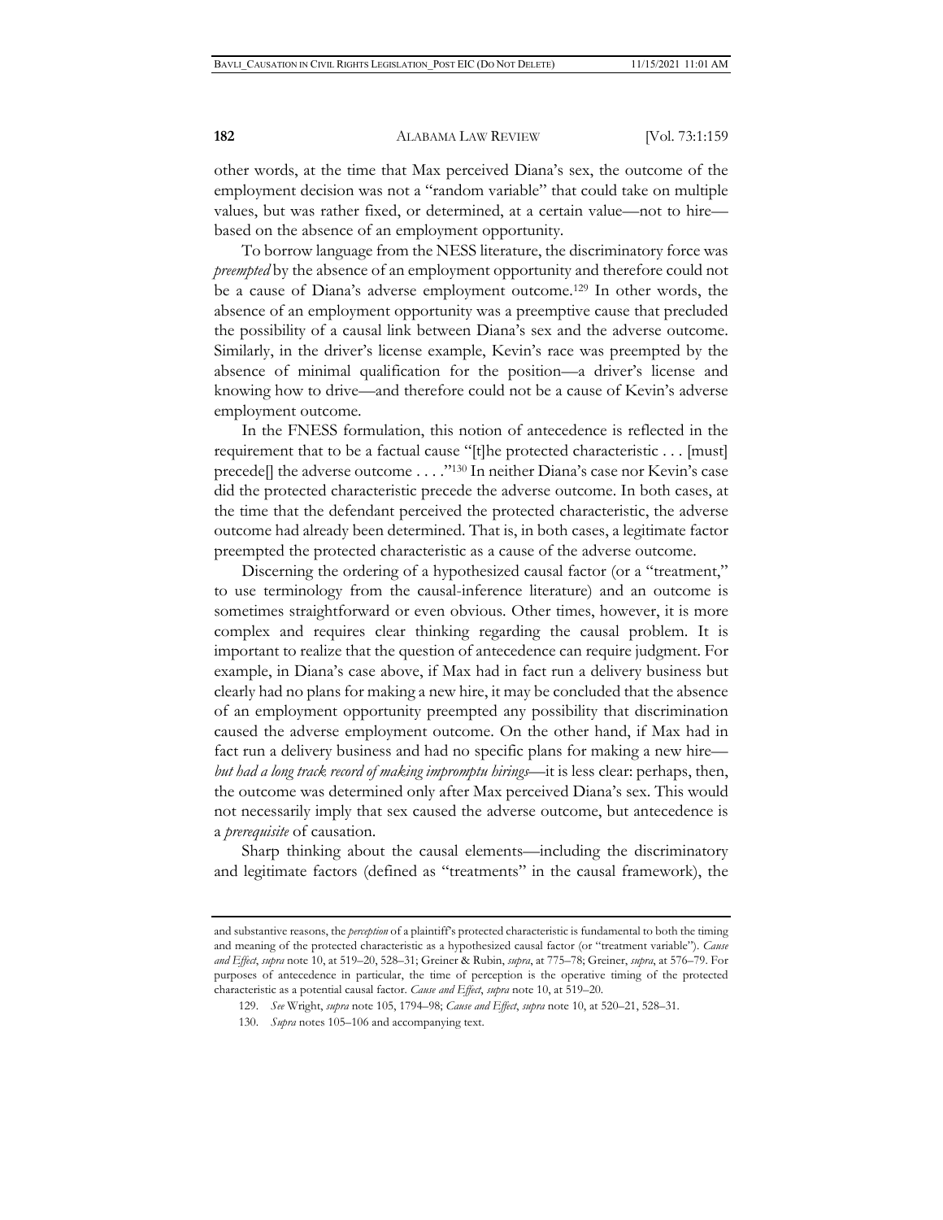other words, at the time that Max perceived Diana's sex, the outcome of the employment decision was not a "random variable" that could take on multiple values, but was rather fixed, or determined, at a certain value—not to hire—based on the absence of an employment opportunity.

To borrow language from the NESS literature, the discriminatory force was *preempted* by the absence of an employment opportunity and therefore could not be a cause of Diana's adverse employment outcome.[129] In other words, the absence of an employment opportunity was a preemptive cause that precluded the possibility of a causal link between Diana's sex and the adverse outcome. Similarly, in the driver's license example, Kevin's race was preempted by the absence of minimal qualification for the position—a driver's license and knowing how to drive—and therefore could not be a cause of Kevin's adverse employment outcome.

In the FNESS formulation, this notion of antecedence is reflected in the requirement that to be a factual cause "[t]he protected characteristic . . . [must] precede[] the adverse outcome . . . ."[130] In neither Diana's case nor Kevin's case did the protected characteristic precede the adverse outcome. In both cases, at the time that the defendant perceived the protected characteristic, the adverse outcome had already been determined. That is, in both cases, a legitimate factor preempted the protected characteristic as a cause of the adverse outcome.

Discerning the ordering of a hypothesized causal factor (or a "treatment," to use terminology from the causal-inference literature) and an outcome is sometimes straightforward or even obvious. Other times, however, it is more complex and requires clear thinking regarding the causal problem. It is important to realize that the question of antecedence can require judgment. For example, in Diana's case above, if Max had in fact run a delivery business but clearly had no plans for making a new hire, it may be concluded that the absence of an employment opportunity preempted any possibility that discrimination caused the adverse employment outcome. On the other hand, if Max had in fact run a delivery business and had no specific plans for making a new hire—*but had a long track record of making impromptu hirings*—it is less clear: perhaps, then, the outcome was determined only after Max perceived Diana's sex. This would not necessarily imply that sex caused the adverse outcome, but antecedence is a *prerequisite* of causation.

Sharp thinking about the causal elements—including the discriminatory and legitimate factors (defined as "treatments" in the causal framework), the

---

and substantive reasons, the *perception* of a plaintiff's protected characteristic is fundamental to both the timing and meaning of the protected characteristic as a hypothesized causal factor (or "treatment variable"). *Cause and Effect*, *supra* note 10, at 519–20, 528–31; Greiner & Rubin, *supra*, at 775–78; Greiner, *supra*, at 576–79. For purposes of antecedence in particular, the time of perception is the operative timing of the protected characteristic as a potential causal factor. *Cause and Effect*, *supra* note 10, at 519–20.

129. *See* Wright, *supra* note 105, 1794–98; *Cause and Effect*, *supra* note 10, at 520–21, 528–31.

130. *Supra* notes 105–106 and accompanying text.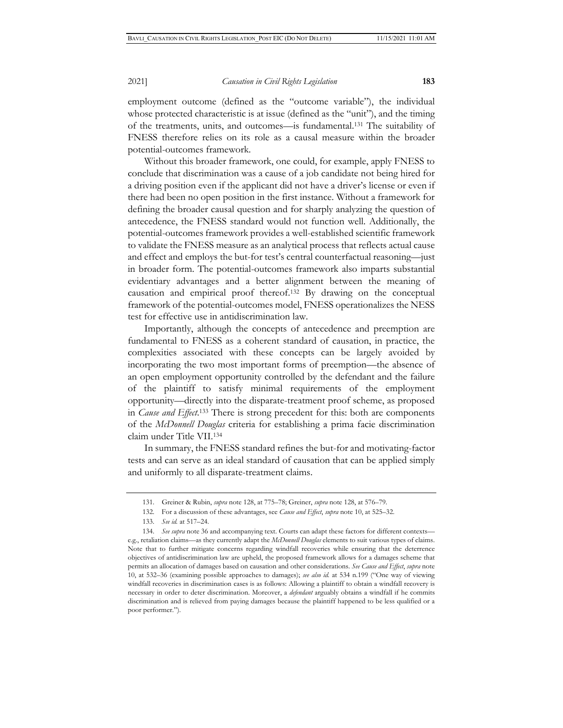employment outcome (defined as the "outcome variable"), the individual whose protected characteristic is at issue (defined as the "unit"), and the timing of the treatments, units, and outcomes—is fundamental.[131] The suitability of FNESS therefore relies on its role as a causal measure within the broader potential-outcomes framework.

Without this broader framework, one could, for example, apply FNESS to conclude that discrimination was a cause of a job candidate not being hired for a driving position even if the applicant did not have a driver's license or even if there had been no open position in the first instance. Without a framework for defining the broader causal question and for sharply analyzing the question of antecedence, the FNESS standard would not function well. Additionally, the potential-outcomes framework provides a well-established scientific framework to validate the FNESS measure as an analytical process that reflects actual cause and effect and employs the but-for test's central counterfactual reasoning—just in broader form. The potential-outcomes framework also imparts substantial evidentiary advantages and a better alignment between the meaning of causation and empirical proof thereof.[132] By drawing on the conceptual framework of the potential-outcomes model, FNESS operationalizes the NESS test for effective use in antidiscrimination law.

Importantly, although the concepts of antecedence and preemption are fundamental to FNESS as a coherent standard of causation, in practice, the complexities associated with these concepts can be largely avoided by incorporating the two most important forms of preemption—the absence of an open employment opportunity controlled by the defendant and the failure of the plaintiff to satisfy minimal requirements of the employment opportunity—directly into the disparate-treatment proof scheme, as proposed in *Cause and Effect*.[133] There is strong precedent for this: both are components of the *McDonnell Douglas* criteria for establishing a prima facie discrimination claim under Title VII.[134]

In summary, the FNESS standard refines the but-for and motivating-factor tests and can serve as an ideal standard of causation that can be applied simply and uniformly to all disparate-treatment claims.

---

131. Greiner & Rubin, *supra* note 128, at 775–78; Greiner, *supra* note 128, at 576–79.

132. For a discussion of these advantages, see *Cause and Effect*, *supra* note 10, at 525–32.

133. *See id.* at 517–24.

134. *See supra* note 36 and accompanying text. Courts can adapt these factors for different contexts—e.g., retaliation claims—as they currently adapt the *McDonnell Douglas* elements to suit various types of claims. Note that to further mitigate concerns regarding windfall recoveries while ensuring that the deterrence objectives of antidiscrimination law are upheld, the proposed framework allows for a damages scheme that permits an allocation of damages based on causation and other considerations. *See Cause and Effect*, *supra* note 10, at 532–36 (examining possible approaches to damages); *see also id.* at 534 n.199 ("One way of viewing windfall recoveries in discrimination cases is as follows: Allowing a plaintiff to obtain a windfall recovery is necessary in order to deter discrimination. Moreover, a *defendant* arguably obtains a windfall if he commits discrimination and is relieved from paying damages because the plaintiff happened to be less qualified or a poor performer.").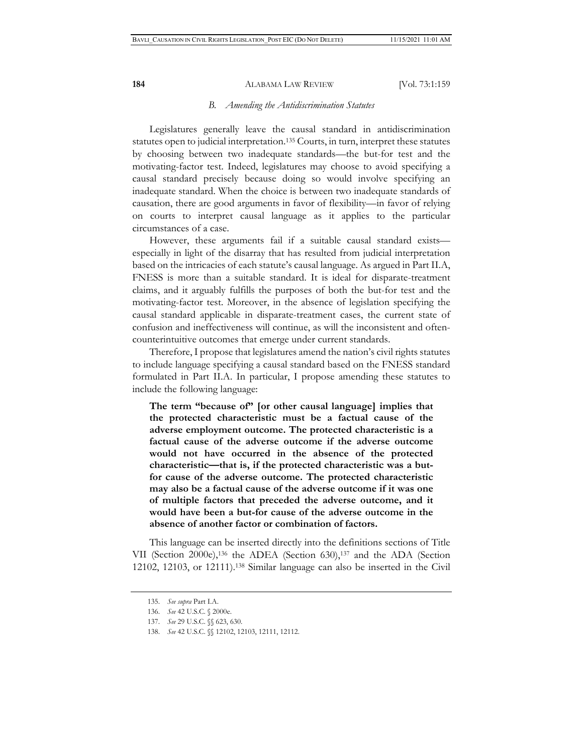### *B. Amending the Antidiscrimination Statutes*

Legislatures generally leave the causal standard in antidiscrimination statutes open to judicial interpretation.[135] Courts, in turn, interpret these statutes by choosing between two inadequate standards—the but-for test and the motivating-factor test. Indeed, legislatures may choose to avoid specifying a causal standard precisely because doing so would involve specifying an inadequate standard. When the choice is between two inadequate standards of causation, there are good arguments in favor of flexibility—in favor of relying on courts to interpret causal language as it applies to the particular circumstances of a case.

However, these arguments fail if a suitable causal standard exists—especially in light of the disarray that has resulted from judicial interpretation based on the intricacies of each statute's causal language. As argued in Part II.A, FNESS is more than a suitable standard. It is ideal for disparate-treatment claims, and it arguably fulfills the purposes of both the but-for test and the motivating-factor test. Moreover, in the absence of legislation specifying the causal standard applicable in disparate-treatment cases, the current state of confusion and ineffectiveness will continue, as will the inconsistent and often-counterintuitive outcomes that emerge under current standards.

Therefore, I propose that legislatures amend the nation's civil rights statutes to include language specifying a causal standard based on the FNESS standard formulated in Part II.A. In particular, I propose amending these statutes to include the following language:

> **The term "because of" [or other causal language] implies that the protected characteristic must be a factual cause of the adverse employment outcome. The protected characteristic is a factual cause of the adverse outcome if the adverse outcome would not have occurred in the absence of the protected characteristic—that is, if the protected characteristic was a but-for cause of the adverse outcome. The protected characteristic may also be a factual cause of the adverse outcome if it was one of multiple factors that preceded the adverse outcome, and it would have been a but-for cause of the adverse outcome in the absence of another factor or combination of factors.**

This language can be inserted directly into the definitions sections of Title VII (Section 2000e),[136] the ADEA (Section 630),[137] and the ADA (Section 12102, 12103, or 12111).[138] Similar language can also be inserted in the Civil

---

135. *See supra* Part I.A.

136. *See* 42 U.S.C. § 2000e.

137. *See* 29 U.S.C. §§ 623, 630.

138. *See* 42 U.S.C. §§ 12102, 12103, 12111, 12112.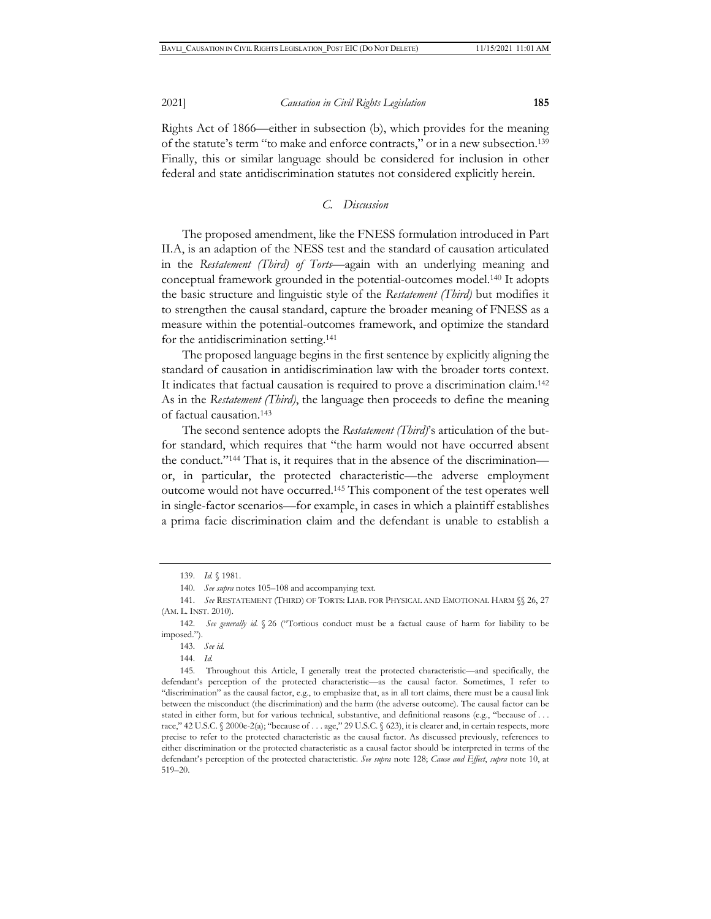Rights Act of 1866—either in subsection (b), which provides for the meaning of the statute's term "to make and enforce contracts," or in a new subsection.[139] Finally, this or similar language should be considered for inclusion in other federal and state antidiscrimination statutes not considered explicitly herein.

### *C. Discussion*

The proposed amendment, like the FNESS formulation introduced in Part II.A, is an adaption of the NESS test and the standard of causation articulated in the *Restatement (Third) of Torts*—again with an underlying meaning and conceptual framework grounded in the potential-outcomes model.[140] It adopts the basic structure and linguistic style of the *Restatement (Third)* but modifies it to strengthen the causal standard, capture the broader meaning of FNESS as a measure within the potential-outcomes framework, and optimize the standard for the antidiscrimination setting.[141]

The proposed language begins in the first sentence by explicitly aligning the standard of causation in antidiscrimination law with the broader torts context. It indicates that factual causation is required to prove a discrimination claim.[142] As in the *Restatement (Third)*, the language then proceeds to define the meaning of factual causation.[143]

The second sentence adopts the *Restatement (Third)*'s articulation of the but-for standard, which requires that "the harm would not have occurred absent the conduct."[144] That is, it requires that in the absence of the discrimination—or, in particular, the protected characteristic—the adverse employment outcome would not have occurred.[145] This component of the test operates well in single-factor scenarios—for example, in cases in which a plaintiff establishes a prima facie discrimination claim and the defendant is unable to establish a

139. *Id.* § 1981.

140. *See supra* notes 105–108 and accompanying text.

141. *See* RESTATEMENT (THIRD) OF TORTS: LIAB. FOR PHYSICAL AND EMOTIONAL HARM §§ 26, 27 (AM. L. INST. 2010).

142. *See generally id.* § 26 ("Tortious conduct must be a factual cause of harm for liability to be imposed.").

143. *See id.*

144. *Id.*

145. Throughout this Article, I generally treat the protected characteristic—and specifically, the defendant's perception of the protected characteristic—as the causal factor. Sometimes, I refer to "discrimination" as the causal factor, e.g., to emphasize that, as in all tort claims, there must be a causal link between the misconduct (the discrimination) and the harm (the adverse outcome). The causal factor can be stated in either form, but for various technical, substantive, and definitional reasons (e.g., "because of . . . race," 42 U.S.C. § 2000e-2(a); "because of . . . age," 29 U.S.C. § 623), it is clearer and, in certain respects, more precise to refer to the protected characteristic as the causal factor. As discussed previously, references to either discrimination or the protected characteristic as a causal factor should be interpreted in terms of the defendant's perception of the protected characteristic. *See supra* note 128; *Cause and Effect*, *supra* note 10, at 519–20.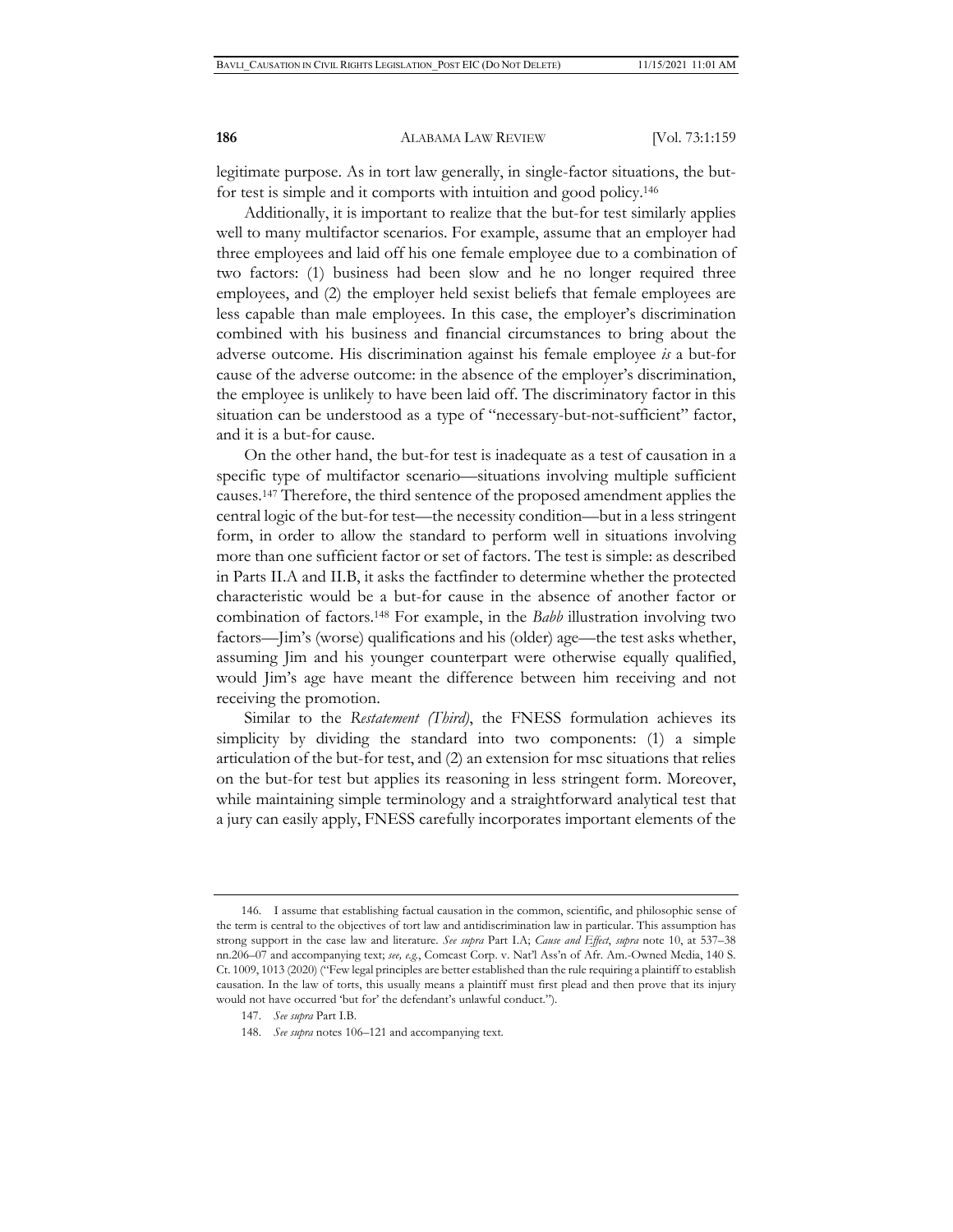legitimate purpose. As in tort law generally, in single-factor situations, the but-for test is simple and it comports with intuition and good policy.[146]

Additionally, it is important to realize that the but-for test similarly applies well to many multifactor scenarios. For example, assume that an employer had three employees and laid off his one female employee due to a combination of two factors: (1) business had been slow and he no longer required three employees, and (2) the employer held sexist beliefs that female employees are less capable than male employees. In this case, the employer's discrimination combined with his business and financial circumstances to bring about the adverse outcome. His discrimination against his female employee *is* a but-for cause of the adverse outcome: in the absence of the employer's discrimination, the employee is unlikely to have been laid off. The discriminatory factor in this situation can be understood as a type of "necessary-but-not-sufficient" factor, and it is a but-for cause.

On the other hand, the but-for test is inadequate as a test of causation in a specific type of multifactor scenario—situations involving multiple sufficient causes.[147] Therefore, the third sentence of the proposed amendment applies the central logic of the but-for test—the necessity condition—but in a less stringent form, in order to allow the standard to perform well in situations involving more than one sufficient factor or set of factors. The test is simple: as described in Parts II.A and II.B, it asks the factfinder to determine whether the protected characteristic would be a but-for cause in the absence of another factor or combination of factors.[148] For example, in the *Babb* illustration involving two factors—Jim's (worse) qualifications and his (older) age—the test asks whether, assuming Jim and his younger counterpart were otherwise equally qualified, would Jim's age have meant the difference between him receiving and not receiving the promotion.

Similar to the *Restatement (Third)*, the FNESS formulation achieves its simplicity by dividing the standard into two components: (1) a simple articulation of the but-for test, and (2) an extension for msc situations that relies on the but-for test but applies its reasoning in less stringent form. Moreover, while maintaining simple terminology and a straightforward analytical test that a jury can easily apply, FNESS carefully incorporates important elements of the

---

146. I assume that establishing factual causation in the common, scientific, and philosophic sense of the term is central to the objectives of tort law and antidiscrimination law in particular. This assumption has strong support in the case law and literature. *See supra* Part I.A; *Cause and Effect*, *supra* note 10, at 537–38 nn.206–07 and accompanying text; *see, e.g.*, Comcast Corp. v. Nat'l Ass'n of Afr. Am.-Owned Media, 140 S. Ct. 1009, 1013 (2020) ("Few legal principles are better established than the rule requiring a plaintiff to establish causation. In the law of torts, this usually means a plaintiff must first plead and then prove that its injury would not have occurred 'but for' the defendant's unlawful conduct.").

147. *See supra* Part I.B.

148. *See supra* notes 106–121 and accompanying text.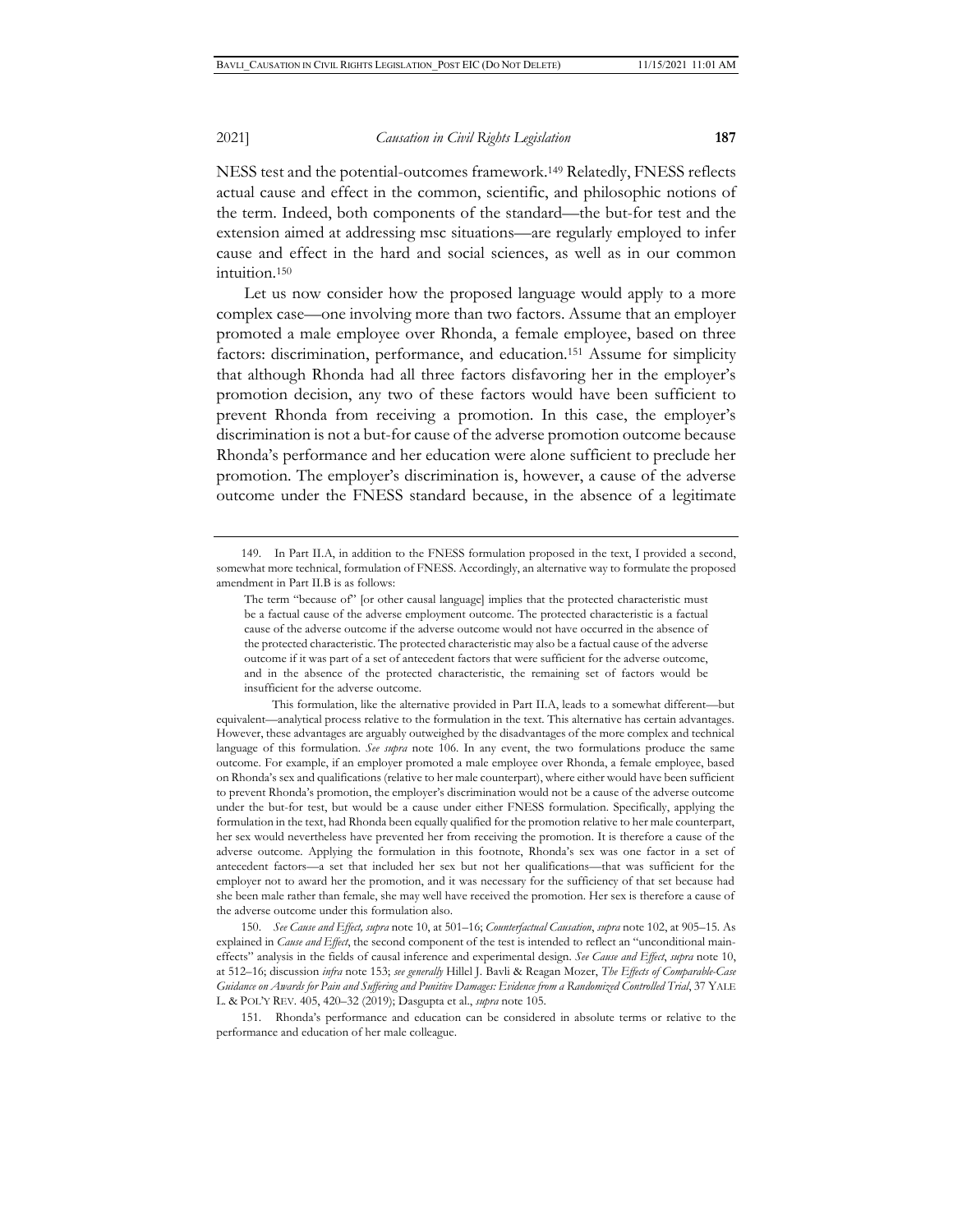NESS test and the potential-outcomes framework.[149] Relatedly, FNESS reflects actual cause and effect in the common, scientific, and philosophic notions of the term. Indeed, both components of the standard—the but-for test and the extension aimed at addressing msc situations—are regularly employed to infer cause and effect in the hard and social sciences, as well as in our common intuition.[150]

Let us now consider how the proposed language would apply to a more complex case—one involving more than two factors. Assume that an employer promoted a male employee over Rhonda, a female employee, based on three factors: discrimination, performance, and education.[151] Assume for simplicity that although Rhonda had all three factors disfavoring her in the employer's promotion decision, any two of these factors would have been sufficient to prevent Rhonda from receiving a promotion. In this case, the employer's discrimination is not a but-for cause of the adverse promotion outcome because Rhonda's performance and her education were alone sufficient to preclude her promotion. The employer's discrimination is, however, a cause of the adverse outcome under the FNESS standard because, in the absence of a legitimate

---

149. In Part II.A, in addition to the FNESS formulation proposed in the text, I provided a second, somewhat more technical, formulation of FNESS. Accordingly, an alternative way to formulate the proposed amendment in Part II.B is as follows:

> The term "because of" [or other causal language] implies that the protected characteristic must be a factual cause of the adverse employment outcome. The protected characteristic is a factual cause of the adverse outcome if the adverse outcome would not have occurred in the absence of the protected characteristic. The protected characteristic may also be a factual cause of the adverse outcome if it was part of a set of antecedent factors that were sufficient for the adverse outcome, and in the absence of the protected characteristic, the remaining set of factors would be insufficient for the adverse outcome.

This formulation, like the alternative provided in Part II.A, leads to a somewhat different—but equivalent—analytical process relative to the formulation in the text. This alternative has certain advantages. However, these advantages are arguably outweighed by the disadvantages of the more complex and technical language of this formulation. *See supra* note 106. In any event, the two formulations produce the same outcome. For example, if an employer promoted a male employee over Rhonda, a female employee, based on Rhonda's sex and qualifications (relative to her male counterpart), where either would have been sufficient to prevent Rhonda's promotion, the employer's discrimination would not be a cause of the adverse outcome under the but-for test, but would be a cause under either FNESS formulation. Specifically, applying the formulation in the text, had Rhonda been equally qualified for the promotion relative to her male counterpart, her sex would nevertheless have prevented her from receiving the promotion. It is therefore a cause of the adverse outcome. Applying the formulation in this footnote, Rhonda's sex was one factor in a set of antecedent factors—a set that included her sex but not her qualifications—that was sufficient for the employer not to award her the promotion, and it was necessary for the sufficiency of that set because had she been male rather than female, she may well have received the promotion. Her sex is therefore a cause of the adverse outcome under this formulation also.

150. *See Cause and Effect*, *supra* note 10, at 501–16; *Counterfactual Causation*, *supra* note 102, at 905–15. As explained in *Cause and Effect*, the second component of the test is intended to reflect an "unconditional main-effects" analysis in the fields of causal inference and experimental design. *See Cause and Effect*, *supra* note 10, at 512–16; discussion *infra* note 153; *see generally* Hillel J. Bavli & Reagan Mozer, *The Effects of Comparable-Case Guidance on Awards for Pain and Suffering and Punitive Damages: Evidence from a Randomized Controlled Trial*, 37 YALE L. & POL'Y REV. 405, 420–32 (2019); Dasgupta et al., *supra* note 105.

151. Rhonda's performance and education can be considered in absolute terms or relative to the performance and education of her male colleague.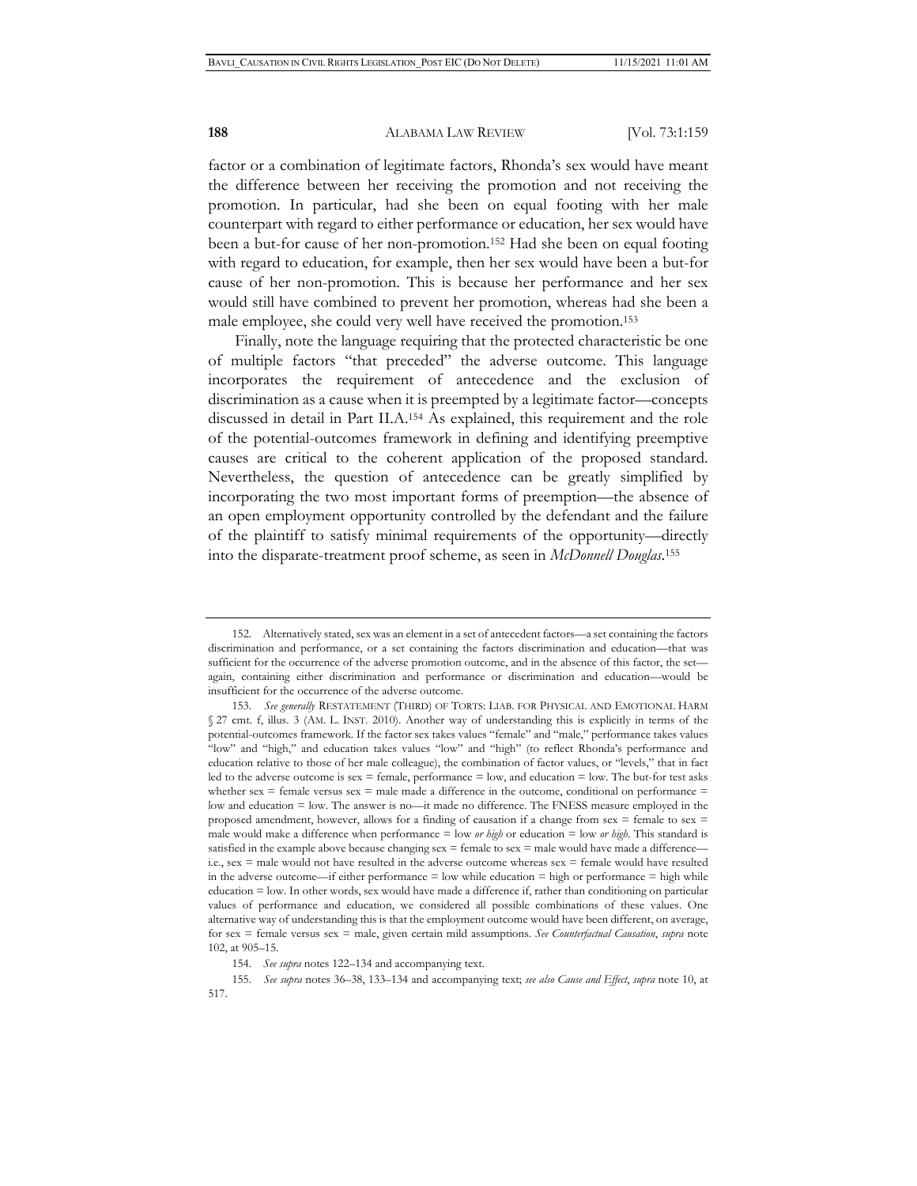factor or a combination of legitimate factors, Rhonda's sex would have meant the difference between her receiving the promotion and not receiving the promotion. In particular, had she been on equal footing with her male counterpart with regard to either performance or education, her sex would have been a but-for cause of her non-promotion.[152] Had she been on equal footing with regard to education, for example, then her sex would have been a but-for cause of her non-promotion. This is because her performance and her sex would still have combined to prevent her promotion, whereas had she been a male employee, she could very well have received the promotion.[153]

Finally, note the language requiring that the protected characteristic be one of multiple factors "that preceded" the adverse outcome. This language incorporates the requirement of antecedence and the exclusion of discrimination as a cause when it is preempted by a legitimate factor—concepts discussed in detail in Part II.A.[154] As explained, this requirement and the role of the potential-outcomes framework in defining and identifying preemptive causes are critical to the coherent application of the proposed standard. Nevertheless, the question of antecedence can be greatly simplified by incorporating the two most important forms of preemption—the absence of an open employment opportunity controlled by the defendant and the failure of the plaintiff to satisfy minimal requirements of the opportunity—directly into the disparate-treatment proof scheme, as seen in *McDonnell Douglas*.[155]

---

152. Alternatively stated, sex was an element in a set of antecedent factors—a set containing the factors discrimination and performance, or a set containing the factors discrimination and education—that was sufficient for the occurrence of the adverse promotion outcome, and in the absence of this factor, the set—again, containing either discrimination and performance or discrimination and education—would be insufficient for the occurrence of the adverse outcome.

153. *See generally* RESTATEMENT (THIRD) OF TORTS: LIAB. FOR PHYSICAL AND EMOTIONAL HARM § 27 cmt. f, illus. 3 (AM. L. INST. 2010). Another way of understanding this is explicitly in terms of the potential-outcomes framework. If the factor sex takes values "female" and "male," performance takes values "low" and "high," and education takes values "low" and "high" (to reflect Rhonda's performance and education relative to those of her male colleague), the combination of factor values, or "levels," that in fact led to the adverse outcome is sex = female, performance = low, and education = low. The but-for test asks whether sex = female versus sex = male made a difference in the outcome, conditional on performance = low and education = low. The answer is no—it made no difference. The FNESS measure employed in the proposed amendment, however, allows for a finding of causation if a change from sex = female to sex = male would make a difference when performance = low *or high* or education = low *or high*. This standard is satisfied in the example above because changing sex = female to sex = male would have made a difference—i.e., sex = male would not have resulted in the adverse outcome whereas sex = female would have resulted in the adverse outcome—if either performance = low while education = high or performance = high while education = low. In other words, sex would have made a difference if, rather than conditioning on particular values of performance and education, we considered all possible combinations of these values. One alternative way of understanding this is that the employment outcome would have been different, on average, for sex = female versus sex = male, given certain mild assumptions. *See Counterfactual Causation*, *supra* note 102, at 905–15.

154. *See supra* notes 122–134 and accompanying text.

155. *See supra* notes 36–38, 133–134 and accompanying text; *see also Cause and Effect*, *supra* note 10, at 517.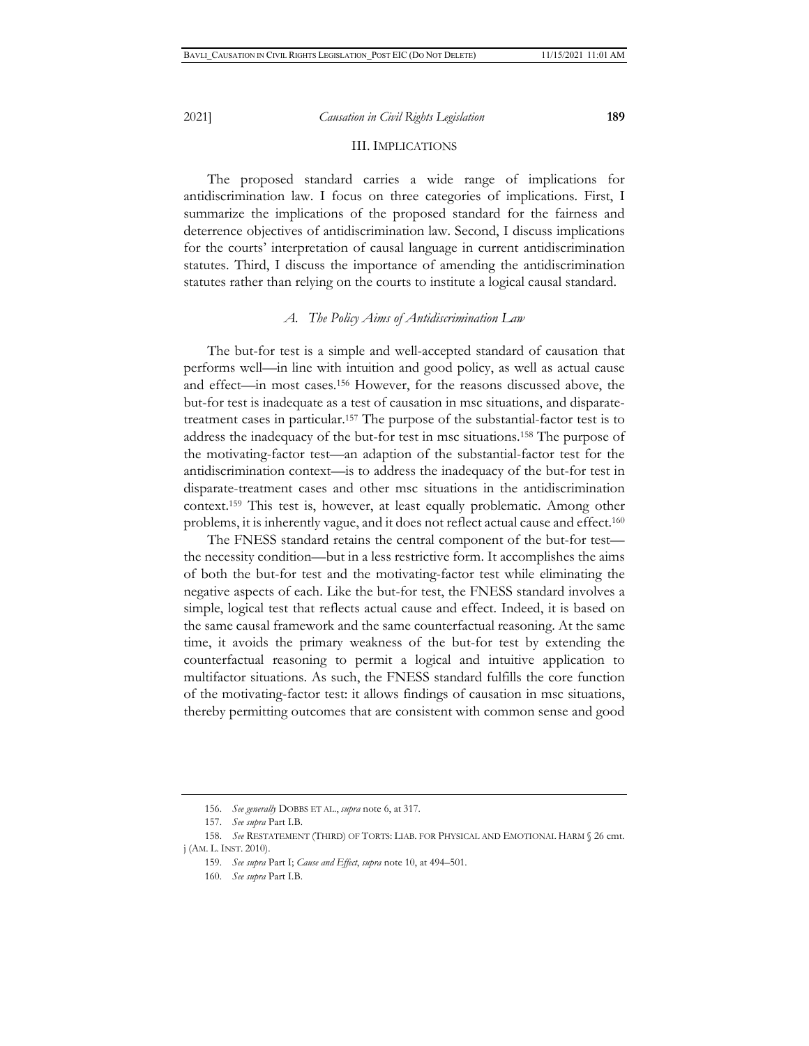## III. IMPLICATIONS

The proposed standard carries a wide range of implications for antidiscrimination law. I focus on three categories of implications. First, I summarize the implications of the proposed standard for the fairness and deterrence objectives of antidiscrimination law. Second, I discuss implications for the courts' interpretation of causal language in current antidiscrimination statutes. Third, I discuss the importance of amending the antidiscrimination statutes rather than relying on the courts to institute a logical causal standard.

### *A. The Policy Aims of Antidiscrimination Law*

The but-for test is a simple and well-accepted standard of causation that performs well—in line with intuition and good policy, as well as actual cause and effect—in most cases.[156] However, for the reasons discussed above, the but-for test is inadequate as a test of causation in msc situations, and disparate-treatment cases in particular.[157] The purpose of the substantial-factor test is to address the inadequacy of the but-for test in msc situations.[158] The purpose of the motivating-factor test—an adaption of the substantial-factor test for the antidiscrimination context—is to address the inadequacy of the but-for test in disparate-treatment cases and other msc situations in the antidiscrimination context.[159] This test is, however, at least equally problematic. Among other problems, it is inherently vague, and it does not reflect actual cause and effect.[160]

The FNESS standard retains the central component of the but-for test—the necessity condition—but in a less restrictive form. It accomplishes the aims of both the but-for test and the motivating-factor test while eliminating the negative aspects of each. Like the but-for test, the FNESS standard involves a simple, logical test that reflects actual cause and effect. Indeed, it is based on the same causal framework and the same counterfactual reasoning. At the same time, it avoids the primary weakness of the but-for test by extending the counterfactual reasoning to permit a logical and intuitive application to multifactor situations. As such, the FNESS standard fulfills the core function of the motivating-factor test: it allows findings of causation in msc situations, thereby permitting outcomes that are consistent with common sense and good

---

156. *See generally* DOBBS ET AL., *supra* note 6, at 317.

157. *See supra* Part I.B.

158. *See* RESTATEMENT (THIRD) OF TORTS: LIAB. FOR PHYSICAL AND EMOTIONAL HARM § 26 cmt. j (AM. L. INST. 2010).

159. *See supra* Part I; *Cause and Effect*, *supra* note 10, at 494–501.

160. *See supra* Part I.B.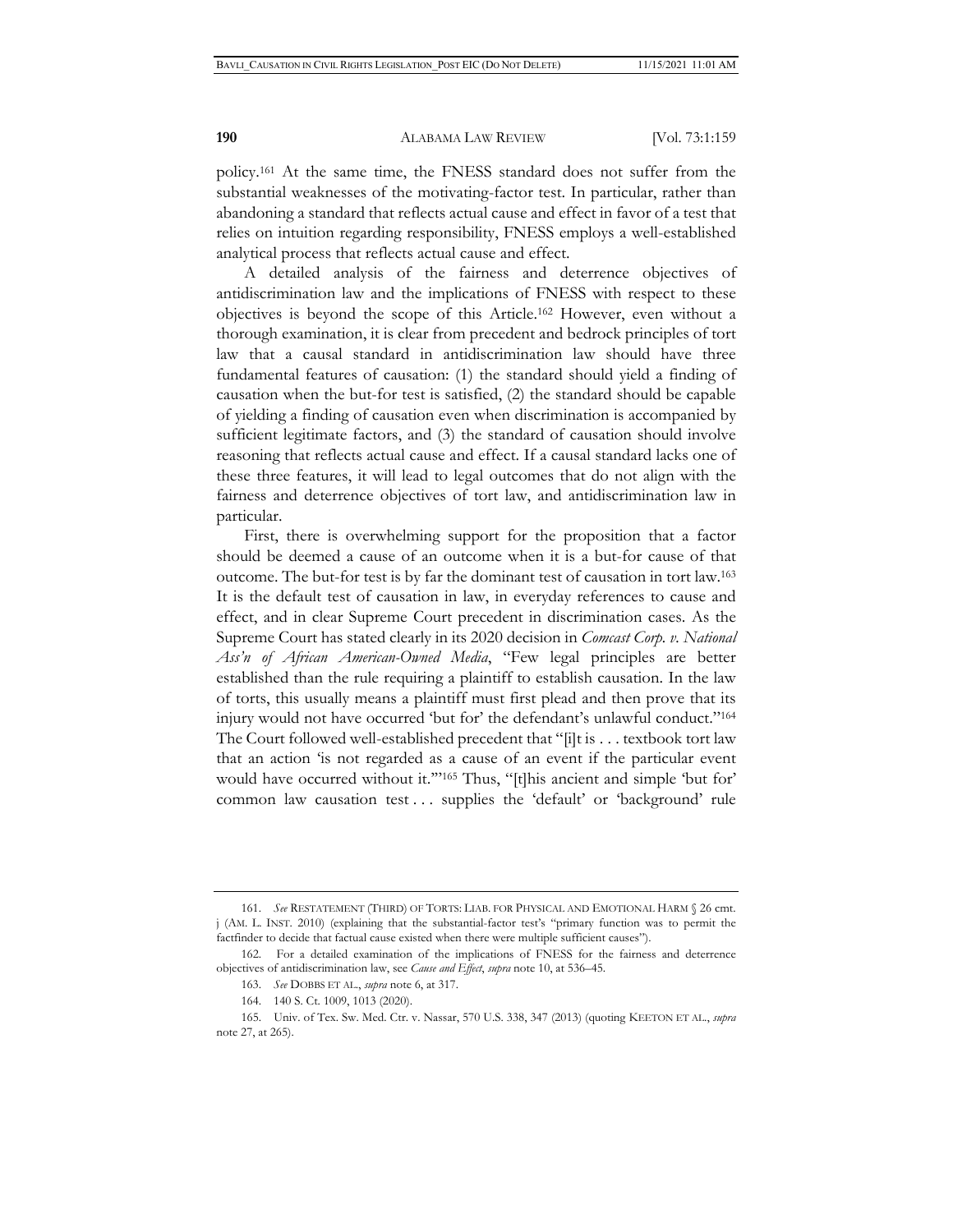policy.[161] At the same time, the FNESS standard does not suffer from the substantial weaknesses of the motivating-factor test. In particular, rather than abandoning a standard that reflects actual cause and effect in favor of a test that relies on intuition regarding responsibility, FNESS employs a well-established analytical process that reflects actual cause and effect.

A detailed analysis of the fairness and deterrence objectives of antidiscrimination law and the implications of FNESS with respect to these objectives is beyond the scope of this Article.[162] However, even without a thorough examination, it is clear from precedent and bedrock principles of tort law that a causal standard in antidiscrimination law should have three fundamental features of causation: (1) the standard should yield a finding of causation when the but-for test is satisfied, (2) the standard should be capable of yielding a finding of causation even when discrimination is accompanied by sufficient legitimate factors, and (3) the standard of causation should involve reasoning that reflects actual cause and effect. If a causal standard lacks one of these three features, it will lead to legal outcomes that do not align with the fairness and deterrence objectives of tort law, and antidiscrimination law in particular.

First, there is overwhelming support for the proposition that a factor should be deemed a cause of an outcome when it is a but-for cause of that outcome. The but-for test is by far the dominant test of causation in tort law.[163] It is the default test of causation in law, in everyday references to cause and effect, and in clear Supreme Court precedent in discrimination cases. As the Supreme Court has stated clearly in its 2020 decision in *Comcast Corp. v. National Ass'n of African American-Owned Media*, "Few legal principles are better established than the rule requiring a plaintiff to establish causation. In the law of torts, this usually means a plaintiff must first plead and then prove that its injury would not have occurred 'but for' the defendant's unlawful conduct."[164] The Court followed well-established precedent that "[i]t is . . . textbook tort law that an action 'is not regarded as a cause of an event if the particular event would have occurred without it.'"[165] Thus, "[t]his ancient and simple 'but for' common law causation test . . . supplies the 'default' or 'background' rule

---

161. *See* RESTATEMENT (THIRD) OF TORTS: LIAB. FOR PHYSICAL AND EMOTIONAL HARM § 26 cmt. j (AM. L. INST. 2010) (explaining that the substantial-factor test's "primary function was to permit the factfinder to decide that factual cause existed when there were multiple sufficient causes").

162. For a detailed examination of the implications of FNESS for the fairness and deterrence objectives of antidiscrimination law, see *Cause and Effect*, *supra* note 10, at 536–45.

163. *See* DOBBS ET AL., *supra* note 6, at 317.

164. 140 S. Ct. 1009, 1013 (2020).

165. Univ. of Tex. Sw. Med. Ctr. v. Nassar, 570 U.S. 338, 347 (2013) (quoting KEETON ET AL., *supra* note 27, at 265).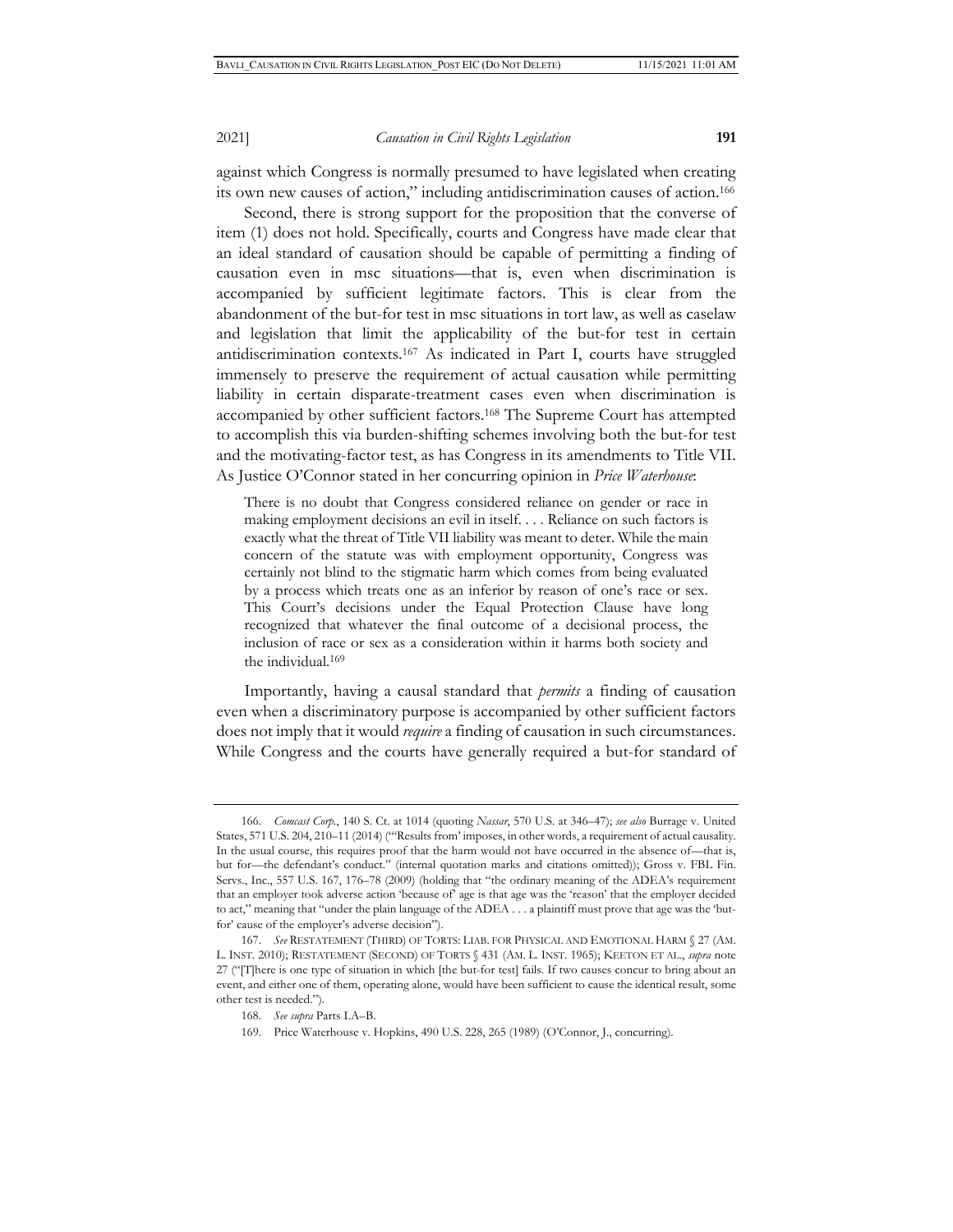against which Congress is normally presumed to have legislated when creating its own new causes of action," including antidiscrimination causes of action.[166]

Second, there is strong support for the proposition that the converse of item (1) does not hold. Specifically, courts and Congress have made clear that an ideal standard of causation should be capable of permitting a finding of causation even in msc situations—that is, even when discrimination is accompanied by sufficient legitimate factors. This is clear from the abandonment of the but-for test in msc situations in tort law, as well as caselaw and legislation that limit the applicability of the but-for test in certain antidiscrimination contexts.[167] As indicated in Part I, courts have struggled immensely to preserve the requirement of actual causation while permitting liability in certain disparate-treatment cases even when discrimination is accompanied by other sufficient factors.[168] The Supreme Court has attempted to accomplish this via burden-shifting schemes involving both the but-for test and the motivating-factor test, as has Congress in its amendments to Title VII. As Justice O'Connor stated in her concurring opinion in *Price Waterhouse*:

> There is no doubt that Congress considered reliance on gender or race in making employment decisions an evil in itself. . . . Reliance on such factors is exactly what the threat of Title VII liability was meant to deter. While the main concern of the statute was with employment opportunity, Congress was certainly not blind to the stigmatic harm which comes from being evaluated by a process which treats one as an inferior by reason of one's race or sex. This Court's decisions under the Equal Protection Clause have long recognized that whatever the final outcome of a decisional process, the inclusion of race or sex as a consideration within it harms both society and the individual.[169]

Importantly, having a causal standard that *permits* a finding of causation even when a discriminatory purpose is accompanied by other sufficient factors does not imply that it would *require* a finding of causation in such circumstances. While Congress and the courts have generally required a but-for standard of

---

166. *Comcast Corp.*, 140 S. Ct. at 1014 (quoting *Nassar*, 570 U.S. at 346–47); *see also* Burrage v. United States, 571 U.S. 204, 210–11 (2014) ("'Results from' imposes, in other words, a requirement of actual causality. In the usual course, this requires proof that the harm would not have occurred in the absence of—that is, but for—the defendant's conduct." (internal quotation marks and citations omitted)); Gross v. FBL Fin. Servs., Inc., 557 U.S. 167, 176–78 (2009) (holding that "the ordinary meaning of the ADEA's requirement that an employer took adverse action 'because of' age is that age was the 'reason' that the employer decided to act," meaning that "under the plain language of the ADEA . . . a plaintiff must prove that age was the 'but-for' cause of the employer's adverse decision").

167. *See* RESTATEMENT (THIRD) OF TORTS: LIAB. FOR PHYSICAL AND EMOTIONAL HARM § 27 (AM. L. INST. 2010); RESTATEMENT (SECOND) OF TORTS § 431 (AM. L. INST. 1965); KEETON ET AL., *supra* note 27 ("[T]here is one type of situation in which [the but-for test] fails. If two causes concur to bring about an event, and either one of them, operating alone, would have been sufficient to cause the identical result, some other test is needed.").

168. *See supra* Parts I.A–B.

169. Price Waterhouse v. Hopkins, 490 U.S. 228, 265 (1989) (O'Connor, J., concurring).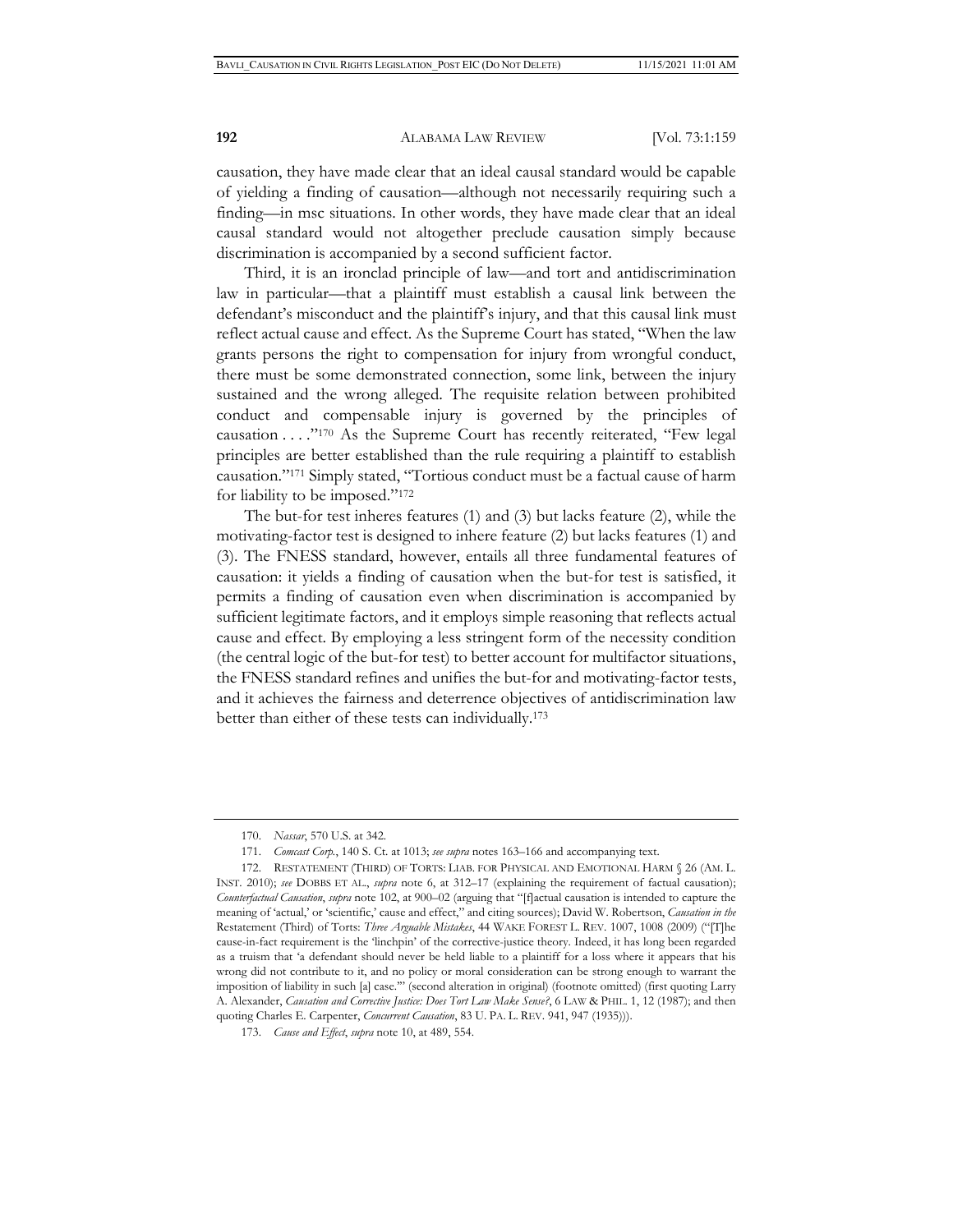causation, they have made clear that an ideal causal standard would be capable of yielding a finding of causation—although not necessarily requiring such a finding—in msc situations. In other words, they have made clear that an ideal causal standard would not altogether preclude causation simply because discrimination is accompanied by a second sufficient factor.

Third, it is an ironclad principle of law—and tort and antidiscrimination law in particular—that a plaintiff must establish a causal link between the defendant's misconduct and the plaintiff's injury, and that this causal link must reflect actual cause and effect. As the Supreme Court has stated, "When the law grants persons the right to compensation for injury from wrongful conduct, there must be some demonstrated connection, some link, between the injury sustained and the wrong alleged. The requisite relation between prohibited conduct and compensable injury is governed by the principles of causation . . . ."[170] As the Supreme Court has recently reiterated, "Few legal principles are better established than the rule requiring a plaintiff to establish causation."[171] Simply stated, "Tortious conduct must be a factual cause of harm for liability to be imposed."[172]

The but-for test inheres features (1) and (3) but lacks feature (2), while the motivating-factor test is designed to inhere feature (2) but lacks features (1) and (3). The FNESS standard, however, entails all three fundamental features of causation: it yields a finding of causation when the but-for test is satisfied, it permits a finding of causation even when discrimination is accompanied by sufficient legitimate factors, and it employs simple reasoning that reflects actual cause and effect. By employing a less stringent form of the necessity condition (the central logic of the but-for test) to better account for multifactor situations, the FNESS standard refines and unifies the but-for and motivating-factor tests, and it achieves the fairness and deterrence objectives of antidiscrimination law better than either of these tests can individually.[173]

---

170. *Nassar*, 570 U.S. at 342.

171. *Comcast Corp.*, 140 S. Ct. at 1013; *see supra* notes 163–166 and accompanying text.

172. RESTATEMENT (THIRD) OF TORTS: LIAB. FOR PHYSICAL AND EMOTIONAL HARM § 26 (AM. L. INST. 2010); *see* DOBBS ET AL., *supra* note 6, at 312–17 (explaining the requirement of factual causation); *Counterfactual Causation*, *supra* note 102, at 900–02 (arguing that "[f]actual causation is intended to capture the meaning of 'actual,' or 'scientific,' cause and effect," and citing sources); David W. Robertson, *Causation in the* Restatement (Third) of Torts: *Three Arguable Mistakes*, 44 WAKE FOREST L. REV. 1007, 1008 (2009) ("[T]he cause-in-fact requirement is the 'linchpin' of the corrective-justice theory. Indeed, it has long been regarded as a truism that 'a defendant should never be held liable to a plaintiff for a loss where it appears that his wrong did not contribute to it, and no policy or moral consideration can be strong enough to warrant the imposition of liability in such [a] case.'" (second alteration in original) (footnote omitted) (first quoting Larry A. Alexander, *Causation and Corrective Justice: Does Tort Law Make Sense?*, 6 LAW & PHIL. 1, 12 (1987); and then quoting Charles E. Carpenter, *Concurrent Causation*, 83 U. PA. L. REV. 941, 947 (1935))).

173. *Cause and Effect*, *supra* note 10, at 489, 554.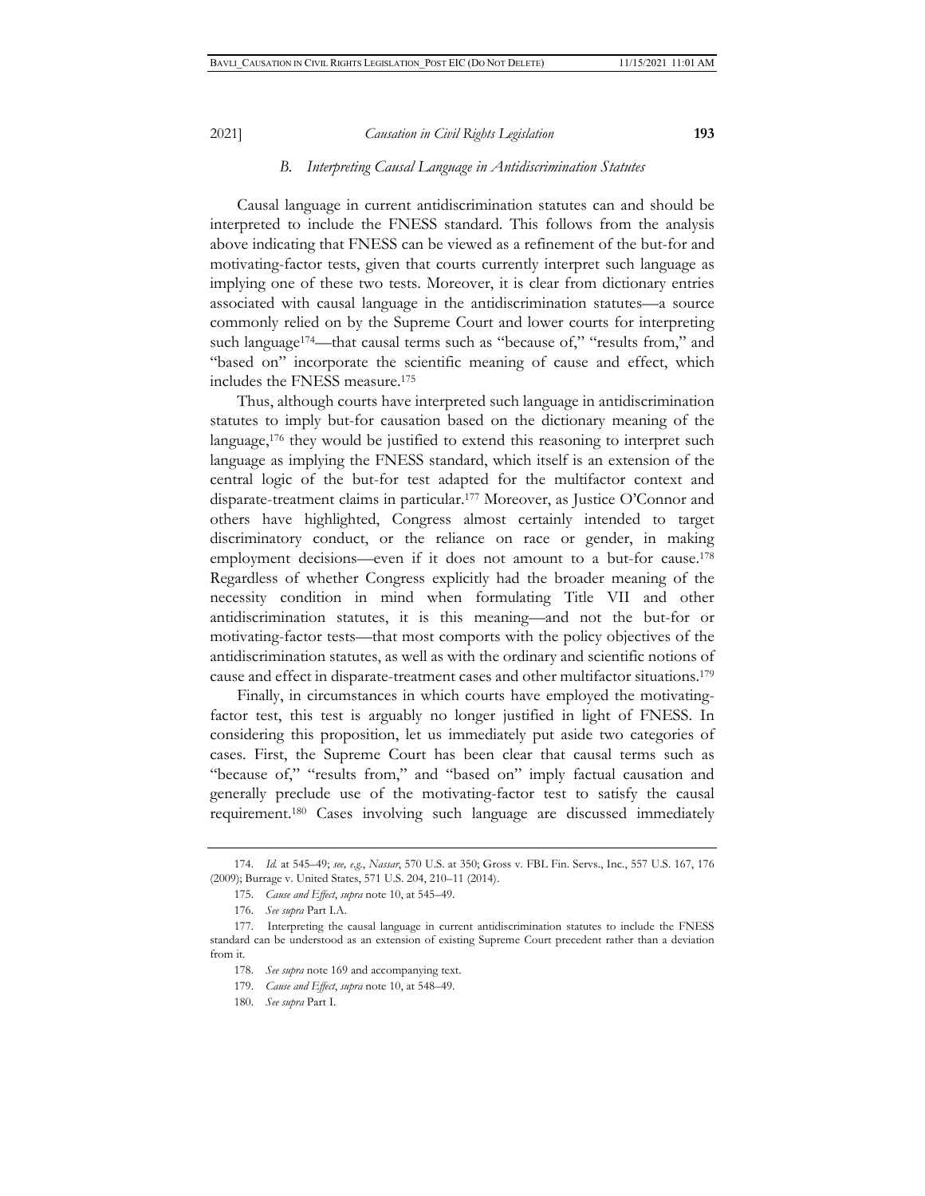### B. *Interpreting Causal Language in Antidiscrimination Statutes*

Causal language in current antidiscrimination statutes can and should be interpreted to include the FNESS standard. This follows from the analysis above indicating that FNESS can be viewed as a refinement of the but-for and motivating-factor tests, given that courts currently interpret such language as implying one of these two tests. Moreover, it is clear from dictionary entries associated with causal language in the antidiscrimination statutes—a source commonly relied on by the Supreme Court and lower courts for interpreting such language[174]—that causal terms such as "because of," "results from," and "based on" incorporate the scientific meaning of cause and effect, which includes the FNESS measure.[175]

Thus, although courts have interpreted such language in antidiscrimination statutes to imply but-for causation based on the dictionary meaning of the language,[176] they would be justified to extend this reasoning to interpret such language as implying the FNESS standard, which itself is an extension of the central logic of the but-for test adapted for the multifactor context and disparate-treatment claims in particular.[177] Moreover, as Justice O'Connor and others have highlighted, Congress almost certainly intended to target discriminatory conduct, or the reliance on race or gender, in making employment decisions—even if it does not amount to a but-for cause.[178] Regardless of whether Congress explicitly had the broader meaning of the necessity condition in mind when formulating Title VII and other antidiscrimination statutes, it is this meaning—and not the but-for or motivating-factor tests—that most comports with the policy objectives of the antidiscrimination statutes, as well as with the ordinary and scientific notions of cause and effect in disparate-treatment cases and other multifactor situations.[179]

Finally, in circumstances in which courts have employed the motivating-factor test, this test is arguably no longer justified in light of FNESS. In considering this proposition, let us immediately put aside two categories of cases. First, the Supreme Court has been clear that causal terms such as "because of," "results from," and "based on" imply factual causation and generally preclude use of the motivating-factor test to satisfy the causal requirement.[180] Cases involving such language are discussed immediately

---

174. *Id.* at 545–49; *see, e.g.*, *Nassar*, 570 U.S. at 350; Gross v. FBL Fin. Servs., Inc., 557 U.S. 167, 176 (2009); Burrage v. United States, 571 U.S. 204, 210–11 (2014).

175. *Cause and Effect*, *supra* note 10, at 545–49.

176. *See supra* Part I.A.

177. Interpreting the causal language in current antidiscrimination statutes to include the FNESS standard can be understood as an extension of existing Supreme Court precedent rather than a deviation from it.

178. *See supra* note 169 and accompanying text.

179. *Cause and Effect*, *supra* note 10, at 548–49.

180. *See supra* Part I.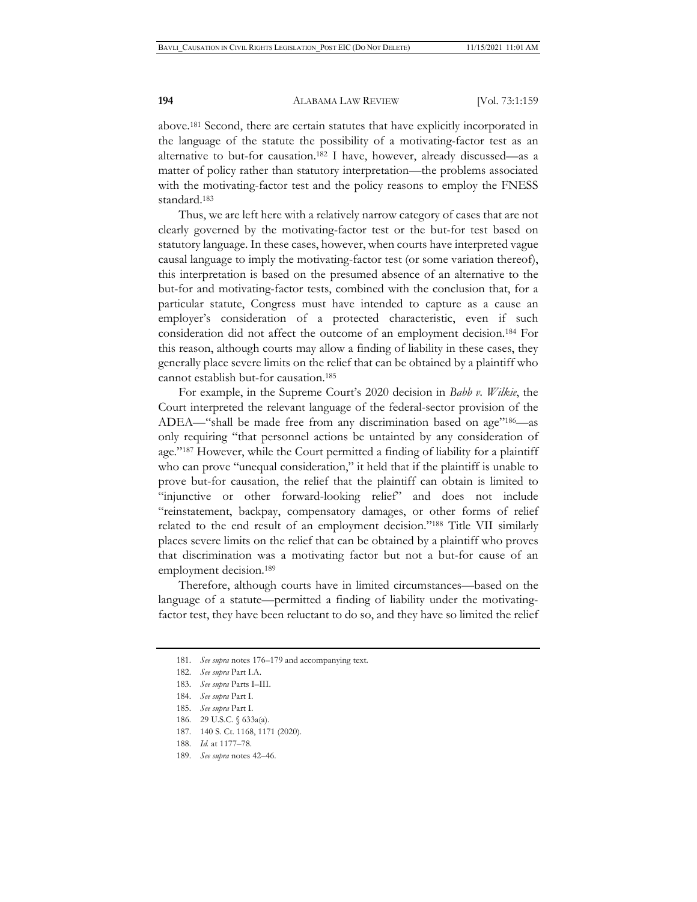above.[181] Second, there are certain statutes that have explicitly incorporated in the language of the statute the possibility of a motivating-factor test as an alternative to but-for causation.[182] I have, however, already discussed—as a matter of policy rather than statutory interpretation—the problems associated with the motivating-factor test and the policy reasons to employ the FNESS standard.[183]

Thus, we are left here with a relatively narrow category of cases that are not clearly governed by the motivating-factor test or the but-for test based on statutory language. In these cases, however, when courts have interpreted vague causal language to imply the motivating-factor test (or some variation thereof), this interpretation is based on the presumed absence of an alternative to the but-for and motivating-factor tests, combined with the conclusion that, for a particular statute, Congress must have intended to capture as a cause an employer's consideration of a protected characteristic, even if such consideration did not affect the outcome of an employment decision.[184] For this reason, although courts may allow a finding of liability in these cases, they generally place severe limits on the relief that can be obtained by a plaintiff who cannot establish but-for causation.[185]

For example, in the Supreme Court's 2020 decision in *Babb v. Wilkie*, the Court interpreted the relevant language of the federal-sector provision of the ADEA—"shall be made free from any discrimination based on age"[186]—as only requiring "that personnel actions be untainted by any consideration of age."[187] However, while the Court permitted a finding of liability for a plaintiff who can prove "unequal consideration," it held that if the plaintiff is unable to prove but-for causation, the relief that the plaintiff can obtain is limited to "injunctive or other forward-looking relief" and does not include "reinstatement, backpay, compensatory damages, or other forms of relief related to the end result of an employment decision."[188] Title VII similarly places severe limits on the relief that can be obtained by a plaintiff who proves that discrimination was a motivating factor but not a but-for cause of an employment decision.[189]

Therefore, although courts have in limited circumstances—based on the language of a statute—permitted a finding of liability under the motivating-factor test, they have been reluctant to do so, and they have so limited the relief

181. *See supra* notes 176–179 and accompanying text.

182. *See supra* Part I.A.

183. *See supra* Parts I–III.

184. *See supra* Part I.

185. *See supra* Part I.

186. 29 U.S.C. § 633a(a).

187. 140 S. Ct. 1168, 1171 (2020).

188. *Id.* at 1177–78.

189. *See supra* notes 42–46.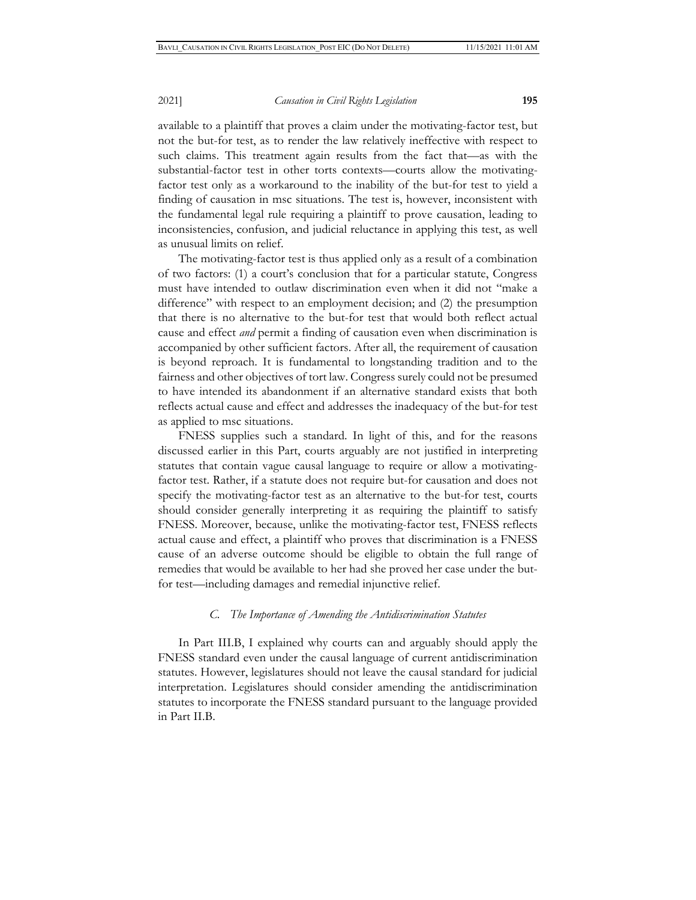available to a plaintiff that proves a claim under the motivating-factor test, but not the but-for test, as to render the law relatively ineffective with respect to such claims. This treatment again results from the fact that—as with the substantial-factor test in other torts contexts—courts allow the motivating-factor test only as a workaround to the inability of the but-for test to yield a finding of causation in msc situations. The test is, however, inconsistent with the fundamental legal rule requiring a plaintiff to prove causation, leading to inconsistencies, confusion, and judicial reluctance in applying this test, as well as unusual limits on relief.

The motivating-factor test is thus applied only as a result of a combination of two factors: (1) a court's conclusion that for a particular statute, Congress must have intended to outlaw discrimination even when it did not "make a difference" with respect to an employment decision; and (2) the presumption that there is no alternative to the but-for test that would both reflect actual cause and effect *and* permit a finding of causation even when discrimination is accompanied by other sufficient factors. After all, the requirement of causation is beyond reproach. It is fundamental to longstanding tradition and to the fairness and other objectives of tort law. Congress surely could not be presumed to have intended its abandonment if an alternative standard exists that both reflects actual cause and effect and addresses the inadequacy of the but-for test as applied to msc situations.

FNESS supplies such a standard. In light of this, and for the reasons discussed earlier in this Part, courts arguably are not justified in interpreting statutes that contain vague causal language to require or allow a motivating-factor test. Rather, if a statute does not require but-for causation and does not specify the motivating-factor test as an alternative to the but-for test, courts should consider generally interpreting it as requiring the plaintiff to satisfy FNESS. Moreover, because, unlike the motivating-factor test, FNESS reflects actual cause and effect, a plaintiff who proves that discrimination is a FNESS cause of an adverse outcome should be eligible to obtain the full range of remedies that would be available to her had she proved her case under the but-for test—including damages and remedial injunctive relief.

### *C. The Importance of Amending the Antidiscrimination Statutes*

In Part III.B, I explained why courts can and arguably should apply the FNESS standard even under the causal language of current antidiscrimination statutes. However, legislatures should not leave the causal standard for judicial interpretation. Legislatures should consider amending the antidiscrimination statutes to incorporate the FNESS standard pursuant to the language provided in Part II.B.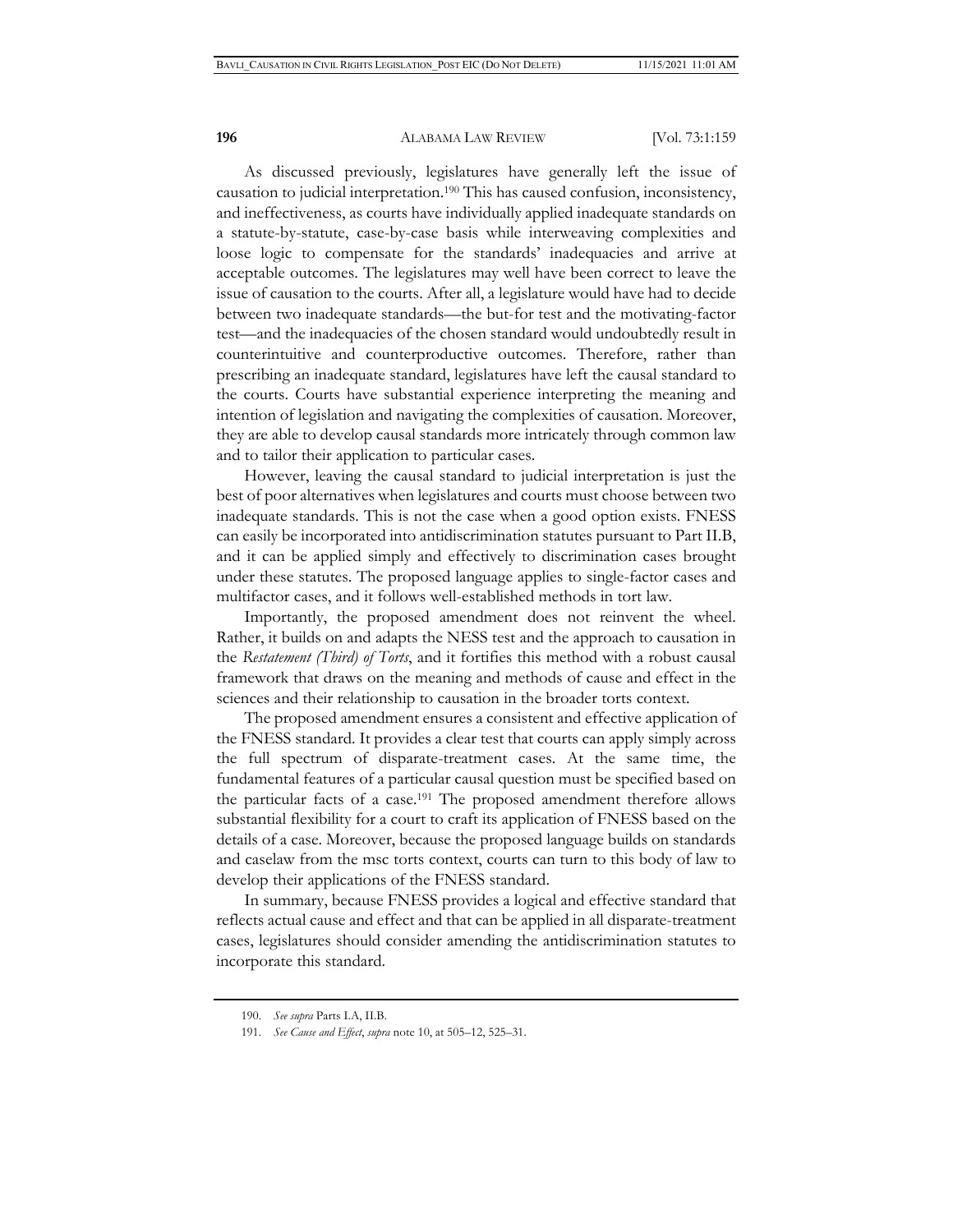As discussed previously, legislatures have generally left the issue of causation to judicial interpretation.[190] This has caused confusion, inconsistency, and ineffectiveness, as courts have individually applied inadequate standards on a statute-by-statute, case-by-case basis while interweaving complexities and loose logic to compensate for the standards' inadequacies and arrive at acceptable outcomes. The legislatures may well have been correct to leave the issue of causation to the courts. After all, a legislature would have had to decide between two inadequate standards—the but-for test and the motivating-factor test—and the inadequacies of the chosen standard would undoubtedly result in counterintuitive and counterproductive outcomes. Therefore, rather than prescribing an inadequate standard, legislatures have left the causal standard to the courts. Courts have substantial experience interpreting the meaning and intention of legislation and navigating the complexities of causation. Moreover, they are able to develop causal standards more intricately through common law and to tailor their application to particular cases.

However, leaving the causal standard to judicial interpretation is just the best of poor alternatives when legislatures and courts must choose between two inadequate standards. This is not the case when a good option exists. FNESS can easily be incorporated into antidiscrimination statutes pursuant to Part II.B, and it can be applied simply and effectively to discrimination cases brought under these statutes. The proposed language applies to single-factor cases and multifactor cases, and it follows well-established methods in tort law.

Importantly, the proposed amendment does not reinvent the wheel. Rather, it builds on and adapts the NESS test and the approach to causation in the *Restatement (Third) of Torts*, and it fortifies this method with a robust causal framework that draws on the meaning and methods of cause and effect in the sciences and their relationship to causation in the broader torts context.

The proposed amendment ensures a consistent and effective application of the FNESS standard. It provides a clear test that courts can apply simply across the full spectrum of disparate-treatment cases. At the same time, the fundamental features of a particular causal question must be specified based on the particular facts of a case.[191] The proposed amendment therefore allows substantial flexibility for a court to craft its application of FNESS based on the details of a case. Moreover, because the proposed language builds on standards and caselaw from the msc torts context, courts can turn to this body of law to develop their applications of the FNESS standard.

In summary, because FNESS provides a logical and effective standard that reflects actual cause and effect and that can be applied in all disparate-treatment cases, legislatures should consider amending the antidiscrimination statutes to incorporate this standard.

---

190. *See supra* Parts I.A, II.B.

191. *See Cause and Effect*, *supra* note 10, at 505–12, 525–31.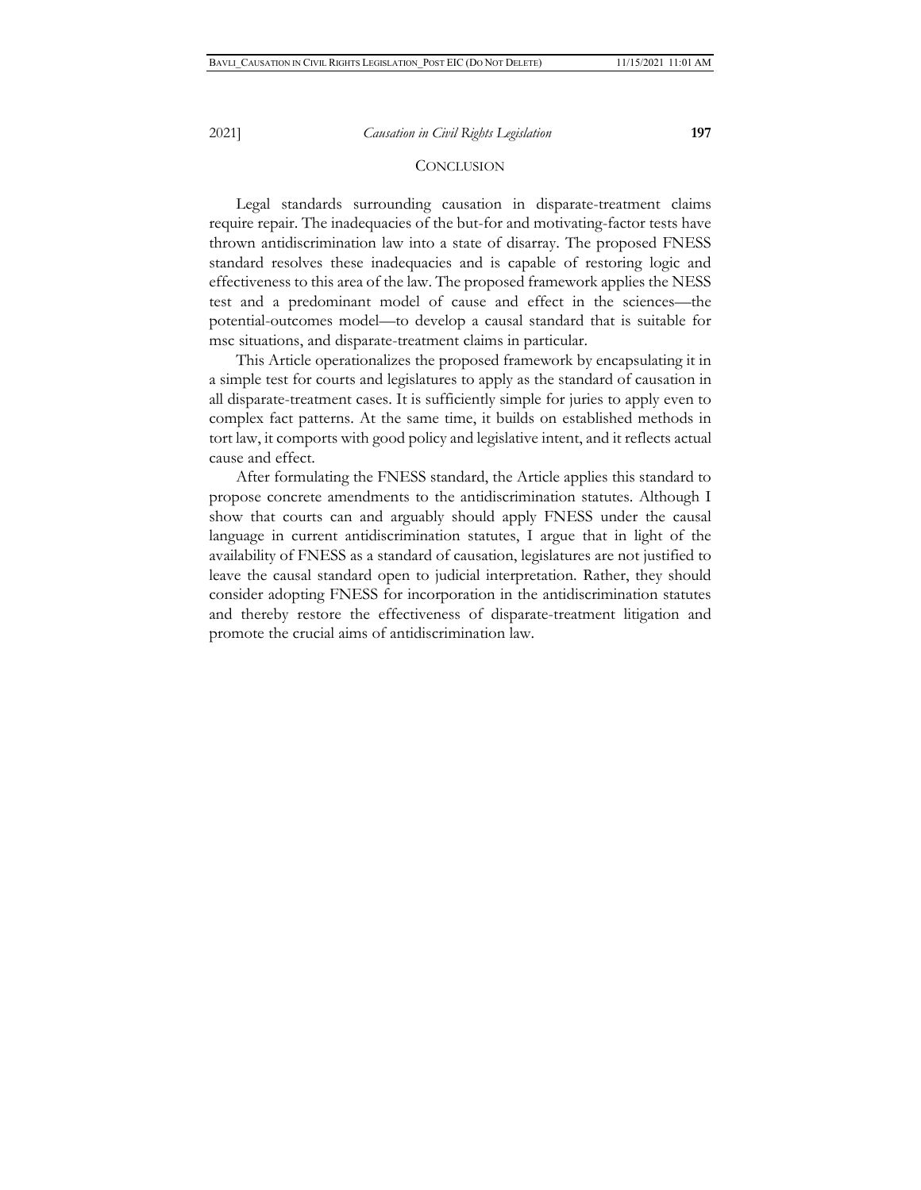## CONCLUSION

Legal standards surrounding causation in disparate-treatment claims require repair. The inadequacies of the but-for and motivating-factor tests have thrown antidiscrimination law into a state of disarray. The proposed FNESS standard resolves these inadequacies and is capable of restoring logic and effectiveness to this area of the law. The proposed framework applies the NESS test and a predominant model of cause and effect in the sciences—the potential-outcomes model—to develop a causal standard that is suitable for msc situations, and disparate-treatment claims in particular.

This Article operationalizes the proposed framework by encapsulating it in a simple test for courts and legislatures to apply as the standard of causation in all disparate-treatment cases. It is sufficiently simple for juries to apply even to complex fact patterns. At the same time, it builds on established methods in tort law, it comports with good policy and legislative intent, and it reflects actual cause and effect.

After formulating the FNESS standard, the Article applies this standard to propose concrete amendments to the antidiscrimination statutes. Although I show that courts can and arguably should apply FNESS under the causal language in current antidiscrimination statutes, I argue that in light of the availability of FNESS as a standard of causation, legislatures are not justified to leave the causal standard open to judicial interpretation. Rather, they should consider adopting FNESS for incorporation in the antidiscrimination statutes and thereby restore the effectiveness of disparate-treatment litigation and promote the crucial aims of antidiscrimination law.